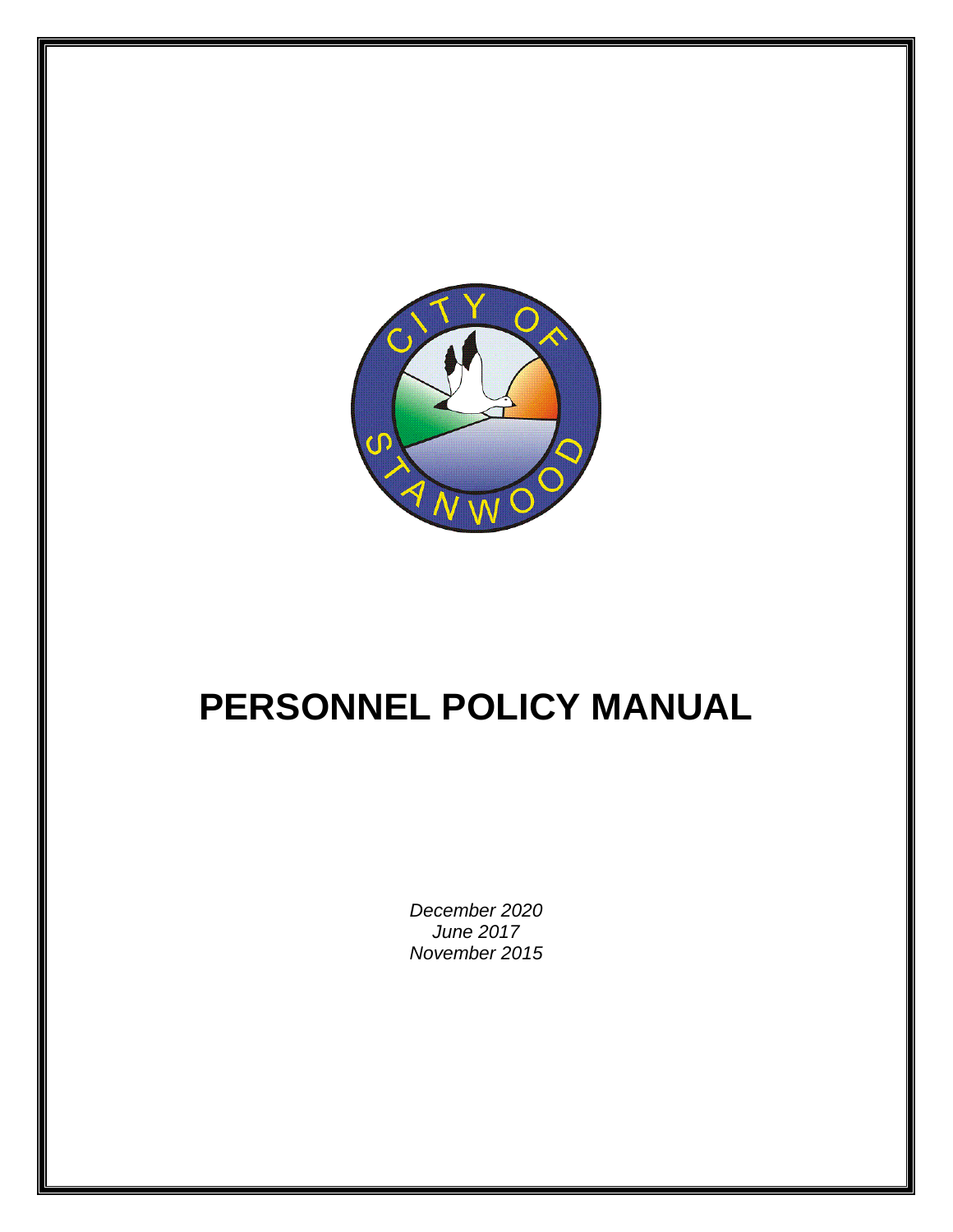# PERSONNEL POLICY MANUAL

*December 2020*
*June 2017*
*November 2015*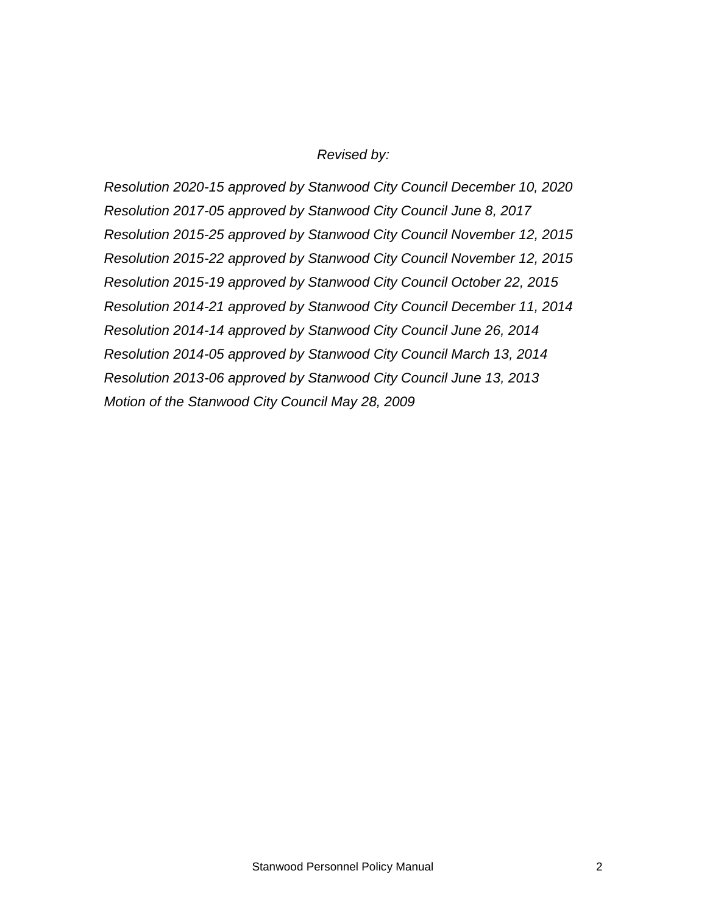*Revised by:*

*Resolution 2020-15 approved by Stanwood City Council December 10, 2020*
*Resolution 2017-05 approved by Stanwood City Council June 8, 2017*
*Resolution 2015-25 approved by Stanwood City Council November 12, 2015*
*Resolution 2015-22 approved by Stanwood City Council November 12, 2015*
*Resolution 2015-19 approved by Stanwood City Council October 22, 2015*
*Resolution 2014-21 approved by Stanwood City Council December 11, 2014*
*Resolution 2014-14 approved by Stanwood City Council June 26, 2014*
*Resolution 2014-05 approved by Stanwood City Council March 13, 2014*
*Resolution 2013-06 approved by Stanwood City Council June 13, 2013*
*Motion of the Stanwood City Council May 28, 2009*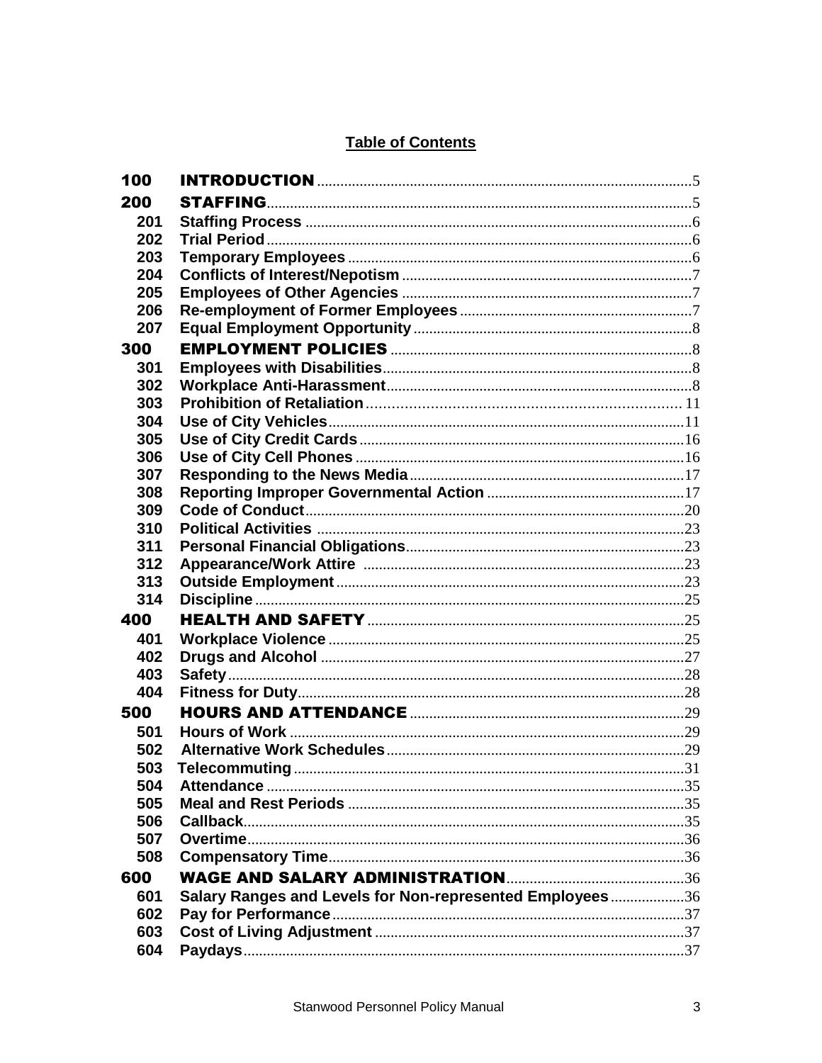**Table of Contents**

| | | |
|---|---|---|
| **100** | **INTRODUCTION** | 5 |
| **200** | **STAFFING** | 5 |
| 201 | Staffing Process | 6 |
| 202 | Trial Period | 6 |
| 203 | Temporary Employees | 6 |
| 204 | Conflicts of Interest/Nepotism | 7 |
| 205 | Employees of Other Agencies | 7 |
| 206 | Re-employment of Former Employees | 7 |
| 207 | Equal Employment Opportunity | 8 |
| **300** | **EMPLOYMENT POLICIES** | 8 |
| 301 | Employees with Disabilities | 8 |
| 302 | Workplace Anti-Harassment | 8 |
| 303 | Prohibition of Retaliation | 11 |
| 304 | Use of City Vehicles | 11 |
| 305 | Use of City Credit Cards | 16 |
| 306 | Use of City Cell Phones | 16 |
| 307 | Responding to the News Media | 17 |
| 308 | Reporting Improper Governmental Action | 17 |
| 309 | Code of Conduct | 20 |
| 310 | Political Activities | 23 |
| 311 | Personal Financial Obligations | 23 |
| 312 | Appearance/Work Attire | 23 |
| 313 | Outside Employment | 23 |
| 314 | Discipline | 25 |
| **400** | **HEALTH AND SAFETY** | 25 |
| 401 | Workplace Violence | 25 |
| 402 | Drugs and Alcohol | 27 |
| 403 | Safety | 28 |
| 404 | Fitness for Duty | 28 |
| **500** | **HOURS AND ATTENDANCE** | 29 |
| 501 | Hours of Work | 29 |
| 502 | Alternative Work Schedules | 29 |
| 503 | Telecommuting | 31 |
| 504 | Attendance | 35 |
| 505 | Meal and Rest Periods | 35 |
| 506 | Callback | 35 |
| 507 | Overtime | 36 |
| 508 | Compensatory Time | 36 |
| **600** | **WAGE AND SALARY ADMINISTRATION** | 36 |
| 601 | Salary Ranges and Levels for Non-represented Employees | 36 |
| 602 | Pay for Performance | 37 |
| 603 | Cost of Living Adjustment | 37 |
| 604 | Paydays | 37 |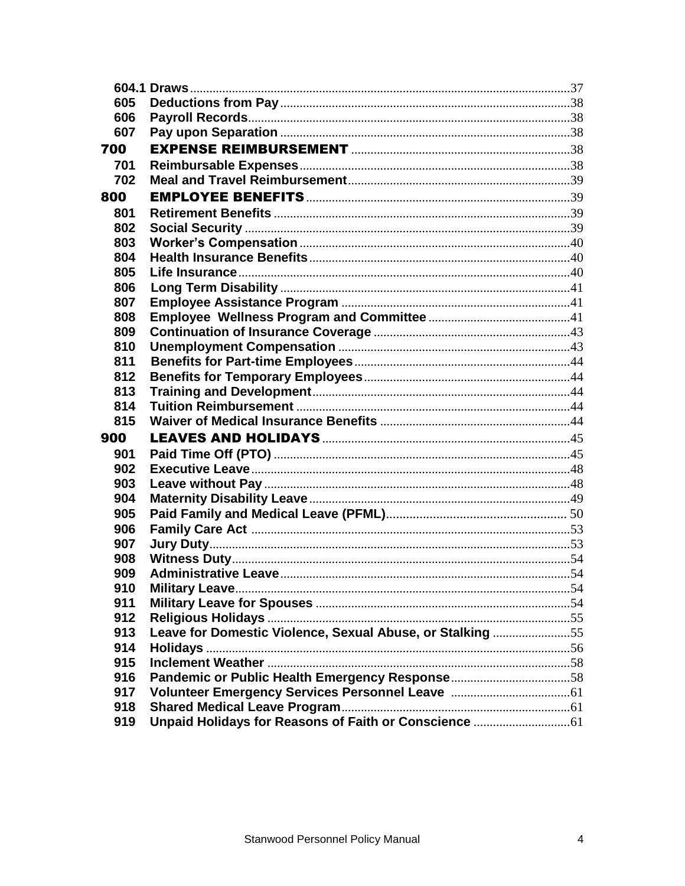| | | |
|---|---|---|
| 604.1 | Draws | 37 |
| 605 | Deductions from Pay | 38 |
| 606 | Payroll Records | 38 |
| 607 | Pay upon Separation | 38 |
| **700** | **EXPENSE REIMBURSEMENT** | 38 |
| 701 | Reimbursable Expenses | 38 |
| 702 | Meal and Travel Reimbursement | 39 |
| **800** | **EMPLOYEE BENEFITS** | 39 |
| 801 | Retirement Benefits | 39 |
| 802 | Social Security | 39 |
| 803 | Worker's Compensation | 40 |
| 804 | Health Insurance Benefits | 40 |
| 805 | Life Insurance | 40 |
| 806 | Long Term Disability | 41 |
| 807 | Employee Assistance Program | 41 |
| 808 | Employee Wellness Program and Committee | 41 |
| 809 | Continuation of Insurance Coverage | 43 |
| 810 | Unemployment Compensation | 43 |
| 811 | Benefits for Part-time Employees | 44 |
| 812 | Benefits for Temporary Employees | 44 |
| 813 | Training and Development | 44 |
| 814 | Tuition Reimbursement | 44 |
| 815 | Waiver of Medical Insurance Benefits | 44 |
| **900** | **LEAVES AND HOLIDAYS** | 45 |
| 901 | Paid Time Off (PTO) | 45 |
| 902 | Executive Leave | 48 |
| 903 | Leave without Pay | 48 |
| 904 | Maternity Disability Leave | 49 |
| 905 | Paid Family and Medical Leave (PFML) | 50 |
| 906 | Family Care Act | 53 |
| 907 | Jury Duty | 53 |
| 908 | Witness Duty | 54 |
| 909 | Administrative Leave | 54 |
| 910 | Military Leave | 54 |
| 911 | Military Leave for Spouses | 54 |
| 912 | Religious Holidays | 55 |
| 913 | Leave for Domestic Violence, Sexual Abuse, or Stalking | 55 |
| 914 | Holidays | 56 |
| 915 | Inclement Weather | 58 |
| 916 | Pandemic or Public Health Emergency Response | 58 |
| 917 | Volunteer Emergency Services Personnel Leave | 61 |
| 918 | Shared Medical Leave Program | 61 |
| 919 | Unpaid Holidays for Reasons of Faith or Conscience | 61 |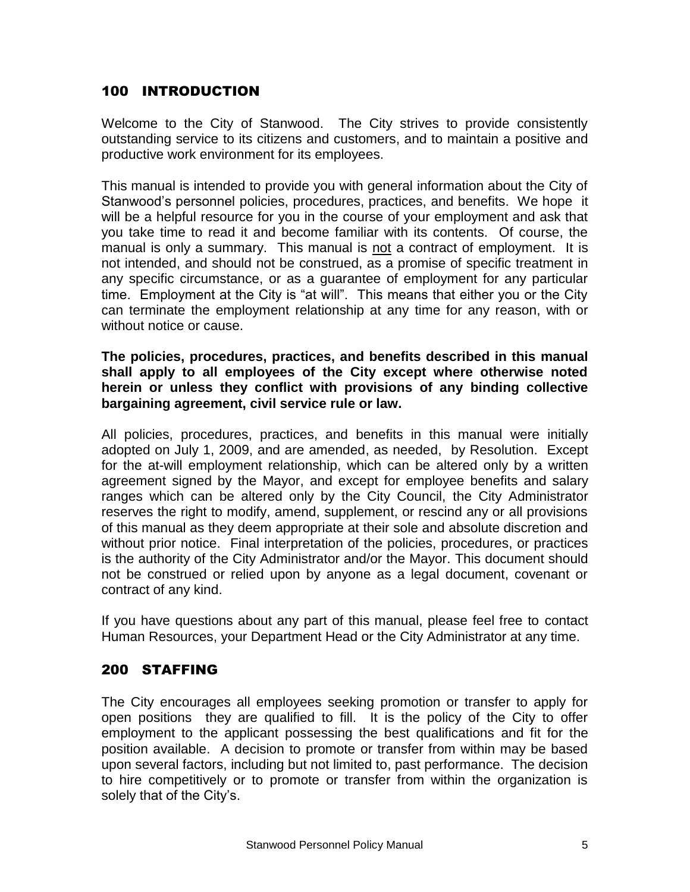## 100 INTRODUCTION

Welcome to the City of Stanwood. The City strives to provide consistently outstanding service to its citizens and customers, and to maintain a positive and productive work environment for its employees.

This manual is intended to provide you with general information about the City of Stanwood's personnel policies, procedures, practices, and benefits. We hope it will be a helpful resource for you in the course of your employment and ask that you take time to read it and become familiar with its contents. Of course, the manual is only a summary. This manual is not a contract of employment. It is not intended, and should not be construed, as a promise of specific treatment in any specific circumstance, or as a guarantee of employment for any particular time. Employment at the City is "at will". This means that either you or the City can terminate the employment relationship at any time for any reason, with or without notice or cause.

**The policies, procedures, practices, and benefits described in this manual shall apply to all employees of the City except where otherwise noted herein or unless they conflict with provisions of any binding collective bargaining agreement, civil service rule or law.**

All policies, procedures, practices, and benefits in this manual were initially adopted on July 1, 2009, and are amended, as needed, by Resolution. Except for the at-will employment relationship, which can be altered only by a written agreement signed by the Mayor, and except for employee benefits and salary ranges which can be altered only by the City Council, the City Administrator reserves the right to modify, amend, supplement, or rescind any or all provisions of this manual as they deem appropriate at their sole and absolute discretion and without prior notice. Final interpretation of the policies, procedures, or practices is the authority of the City Administrator and/or the Mayor. This document should not be construed or relied upon by anyone as a legal document, covenant or contract of any kind.

If you have questions about any part of this manual, please feel free to contact Human Resources, your Department Head or the City Administrator at any time.

## 200 STAFFING

The City encourages all employees seeking promotion or transfer to apply for open positions they are qualified to fill. It is the policy of the City to offer employment to the applicant possessing the best qualifications and fit for the position available. A decision to promote or transfer from within may be based upon several factors, including but not limited to, past performance. The decision to hire competitively or to promote or transfer from within the organization is solely that of the City's.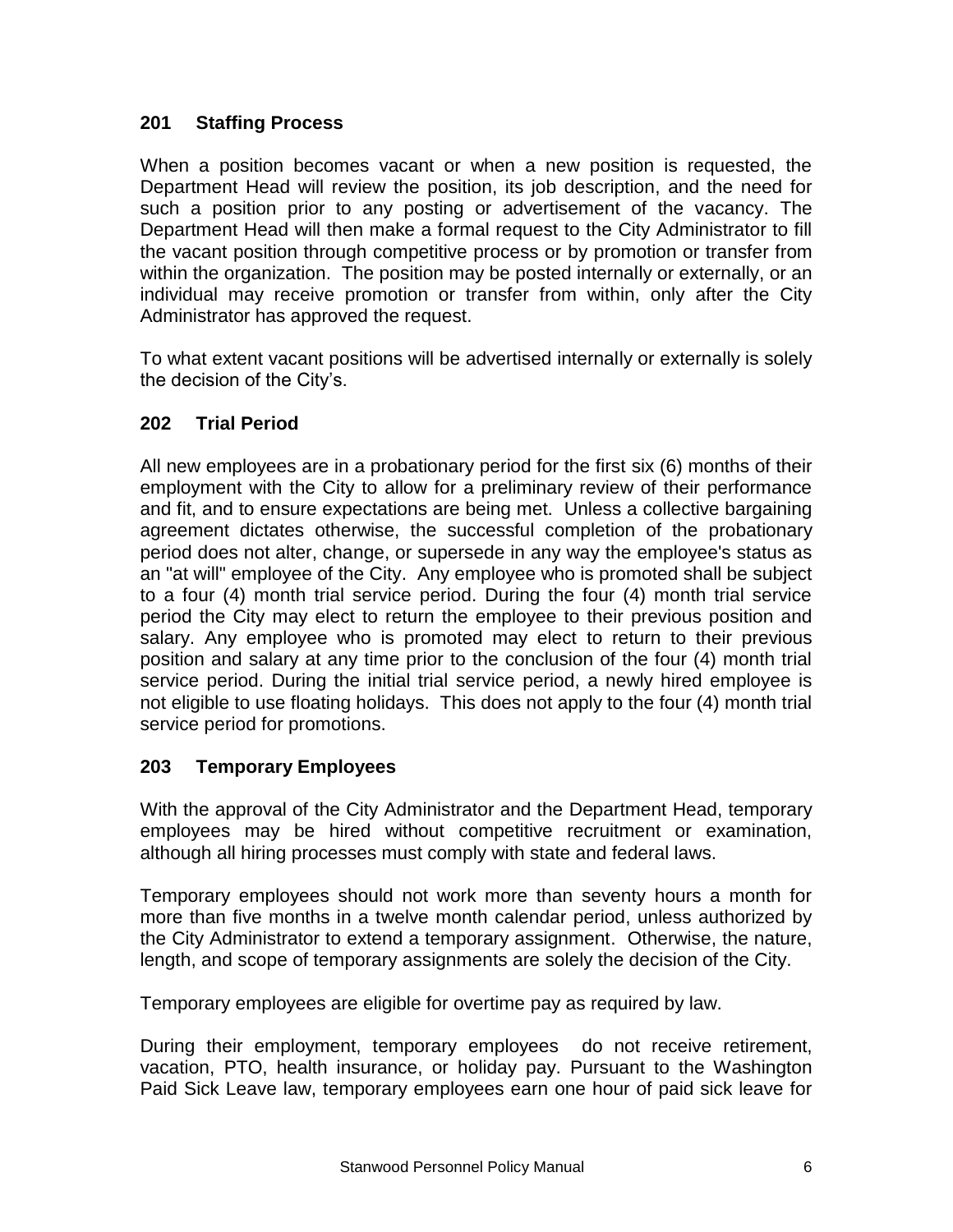## 201 Staffing Process

When a position becomes vacant or when a new position is requested, the Department Head will review the position, its job description, and the need for such a position prior to any posting or advertisement of the vacancy. The Department Head will then make a formal request to the City Administrator to fill the vacant position through competitive process or by promotion or transfer from within the organization. The position may be posted internally or externally, or an individual may receive promotion or transfer from within, only after the City Administrator has approved the request.

To what extent vacant positions will be advertised internally or externally is solely the decision of the City's.

## 202 Trial Period

All new employees are in a probationary period for the first six (6) months of their employment with the City to allow for a preliminary review of their performance and fit, and to ensure expectations are being met. Unless a collective bargaining agreement dictates otherwise, the successful completion of the probationary period does not alter, change, or supersede in any way the employee's status as an "at will" employee of the City. Any employee who is promoted shall be subject to a four (4) month trial service period. During the four (4) month trial service period the City may elect to return the employee to their previous position and salary. Any employee who is promoted may elect to return to their previous position and salary at any time prior to the conclusion of the four (4) month trial service period. During the initial trial service period, a newly hired employee is not eligible to use floating holidays. This does not apply to the four (4) month trial service period for promotions.

## 203 Temporary Employees

With the approval of the City Administrator and the Department Head, temporary employees may be hired without competitive recruitment or examination, although all hiring processes must comply with state and federal laws.

Temporary employees should not work more than seventy hours a month for more than five months in a twelve month calendar period, unless authorized by the City Administrator to extend a temporary assignment. Otherwise, the nature, length, and scope of temporary assignments are solely the decision of the City.

Temporary employees are eligible for overtime pay as required by law.

During their employment, temporary employees do not receive retirement, vacation, PTO, health insurance, or holiday pay. Pursuant to the Washington Paid Sick Leave law, temporary employees earn one hour of paid sick leave for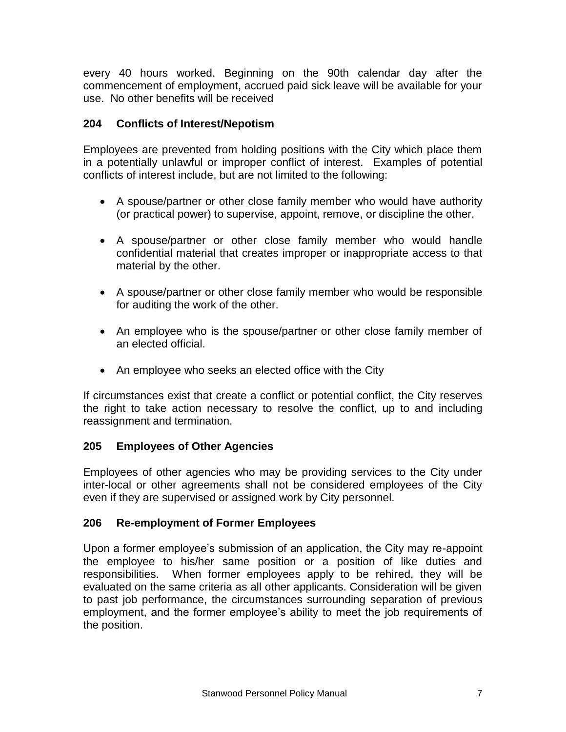every 40 hours worked. Beginning on the 90th calendar day after the commencement of employment, accrued paid sick leave will be available for your use. No other benefits will be received

## 204 Conflicts of Interest/Nepotism

Employees are prevented from holding positions with the City which place them in a potentially unlawful or improper conflict of interest. Examples of potential conflicts of interest include, but are not limited to the following:

- A spouse/partner or other close family member who would have authority (or practical power) to supervise, appoint, remove, or discipline the other.
- A spouse/partner or other close family member who would handle confidential material that creates improper or inappropriate access to that material by the other.
- A spouse/partner or other close family member who would be responsible for auditing the work of the other.
- An employee who is the spouse/partner or other close family member of an elected official.
- An employee who seeks an elected office with the City

If circumstances exist that create a conflict or potential conflict, the City reserves the right to take action necessary to resolve the conflict, up to and including reassignment and termination.

## 205 Employees of Other Agencies

Employees of other agencies who may be providing services to the City under inter-local or other agreements shall not be considered employees of the City even if they are supervised or assigned work by City personnel.

## 206 Re-employment of Former Employees

Upon a former employee's submission of an application, the City may re-appoint the employee to his/her same position or a position of like duties and responsibilities. When former employees apply to be rehired, they will be evaluated on the same criteria as all other applicants. Consideration will be given to past job performance, the circumstances surrounding separation of previous employment, and the former employee's ability to meet the job requirements of the position.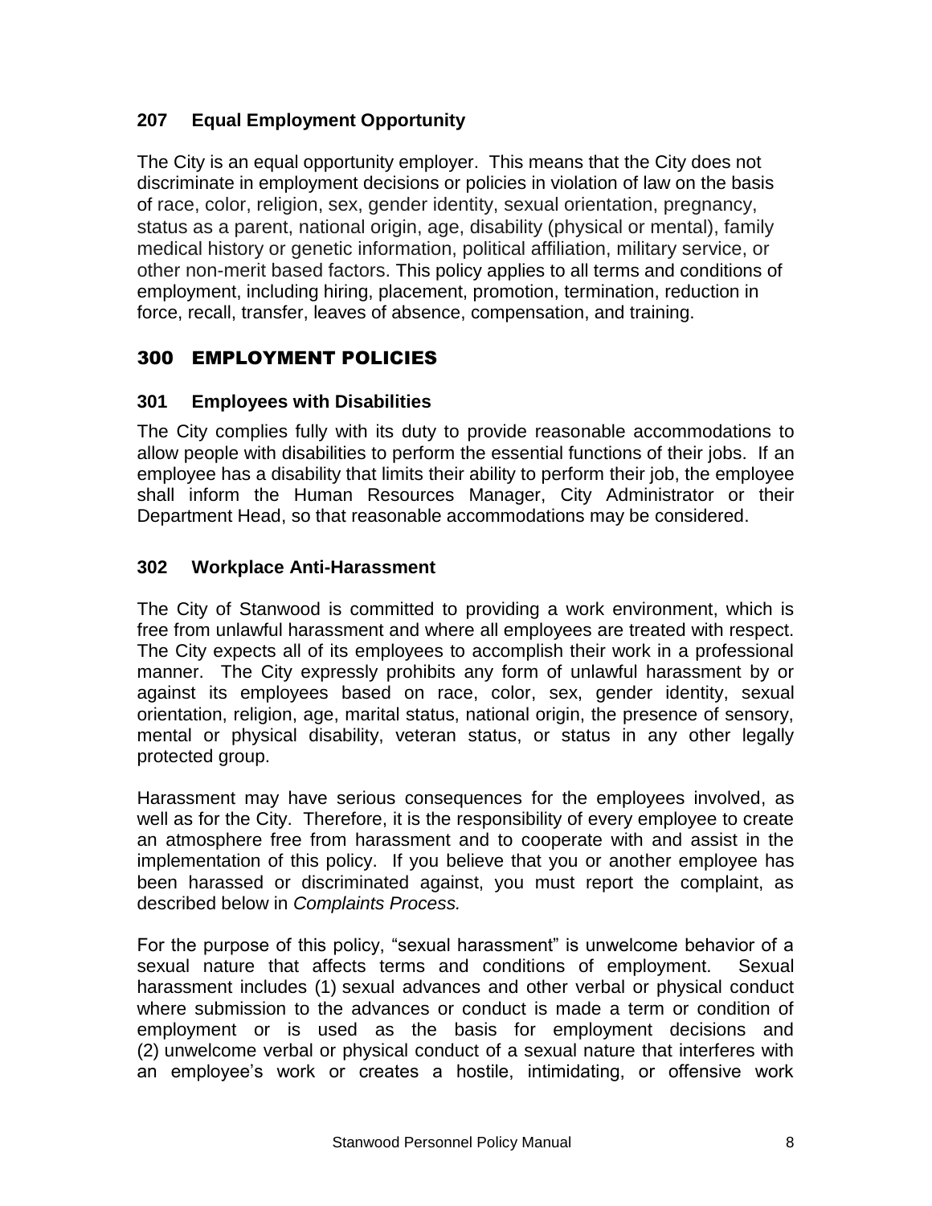### 207 Equal Employment Opportunity

The City is an equal opportunity employer. This means that the City does not discriminate in employment decisions or policies in violation of law on the basis of race, color, religion, sex, gender identity, sexual orientation, pregnancy, status as a parent, national origin, age, disability (physical or mental), family medical history or genetic information, political affiliation, military service, or other non-merit based factors. This policy applies to all terms and conditions of employment, including hiring, placement, promotion, termination, reduction in force, recall, transfer, leaves of absence, compensation, and training.

## 300 EMPLOYMENT POLICIES

### 301 Employees with Disabilities

The City complies fully with its duty to provide reasonable accommodations to allow people with disabilities to perform the essential functions of their jobs. If an employee has a disability that limits their ability to perform their job, the employee shall inform the Human Resources Manager, City Administrator or their Department Head, so that reasonable accommodations may be considered.

### 302 Workplace Anti-Harassment

The City of Stanwood is committed to providing a work environment, which is free from unlawful harassment and where all employees are treated with respect. The City expects all of its employees to accomplish their work in a professional manner. The City expressly prohibits any form of unlawful harassment by or against its employees based on race, color, sex, gender identity, sexual orientation, religion, age, marital status, national origin, the presence of sensory, mental or physical disability, veteran status, or status in any other legally protected group.

Harassment may have serious consequences for the employees involved, as well as for the City. Therefore, it is the responsibility of every employee to create an atmosphere free from harassment and to cooperate with and assist in the implementation of this policy. If you believe that you or another employee has been harassed or discriminated against, you must report the complaint, as described below in *Complaints Process.*

For the purpose of this policy, "sexual harassment" is unwelcome behavior of a sexual nature that affects terms and conditions of employment. Sexual harassment includes (1) sexual advances and other verbal or physical conduct where submission to the advances or conduct is made a term or condition of employment or is used as the basis for employment decisions and (2) unwelcome verbal or physical conduct of a sexual nature that interferes with an employee's work or creates a hostile, intimidating, or offensive work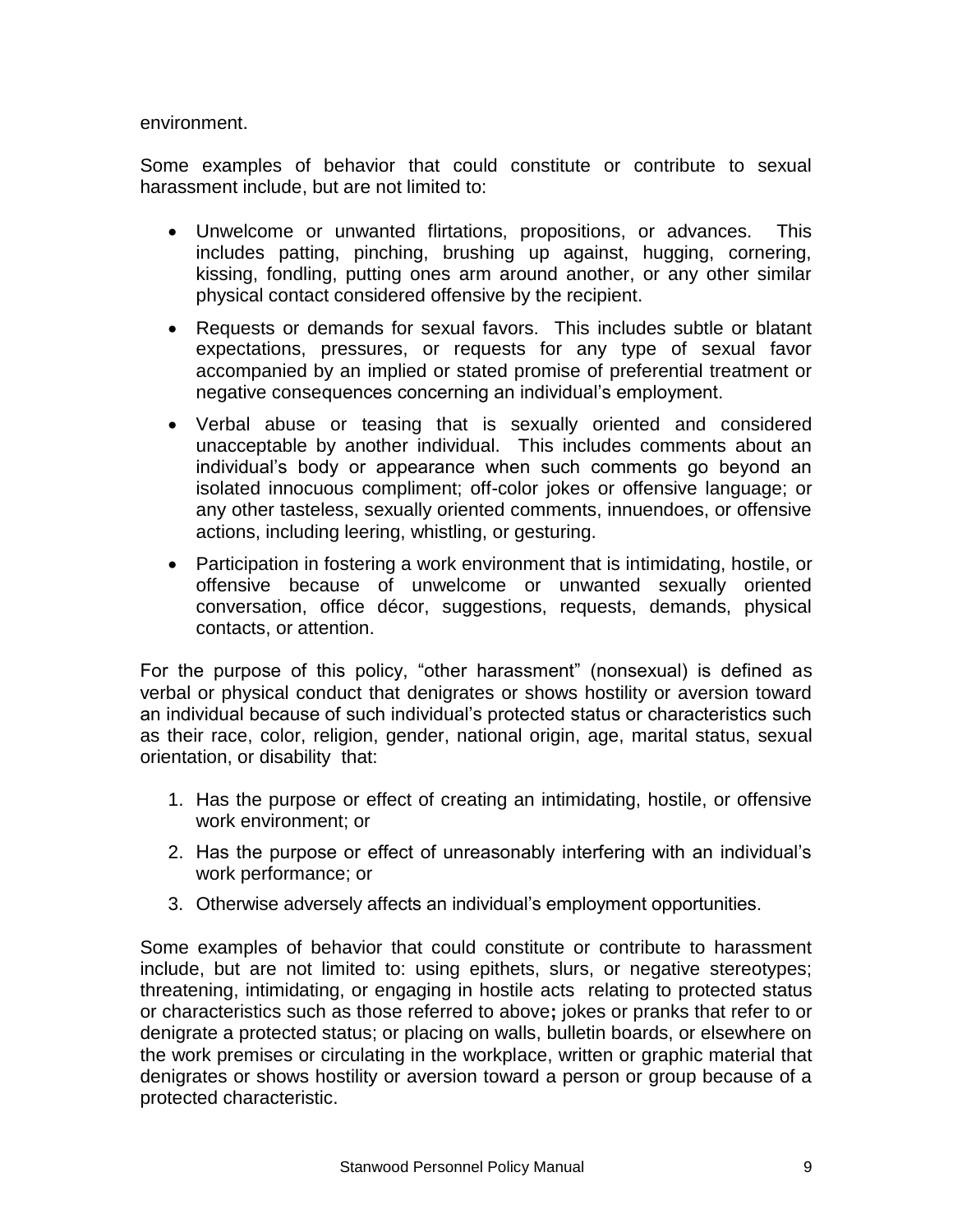environment.

Some examples of behavior that could constitute or contribute to sexual harassment include, but are not limited to:

- Unwelcome or unwanted flirtations, propositions, or advances. This includes patting, pinching, brushing up against, hugging, cornering, kissing, fondling, putting ones arm around another, or any other similar physical contact considered offensive by the recipient.
- Requests or demands for sexual favors. This includes subtle or blatant expectations, pressures, or requests for any type of sexual favor accompanied by an implied or stated promise of preferential treatment or negative consequences concerning an individual's employment.
- Verbal abuse or teasing that is sexually oriented and considered unacceptable by another individual. This includes comments about an individual's body or appearance when such comments go beyond an isolated innocuous compliment; off-color jokes or offensive language; or any other tasteless, sexually oriented comments, innuendoes, or offensive actions, including leering, whistling, or gesturing.
- Participation in fostering a work environment that is intimidating, hostile, or offensive because of unwelcome or unwanted sexually oriented conversation, office décor, suggestions, requests, demands, physical contacts, or attention.

For the purpose of this policy, "other harassment" (nonsexual) is defined as verbal or physical conduct that denigrates or shows hostility or aversion toward an individual because of such individual's protected status or characteristics such as their race, color, religion, gender, national origin, age, marital status, sexual orientation, or disability that:

1. Has the purpose or effect of creating an intimidating, hostile, or offensive work environment; or
2. Has the purpose or effect of unreasonably interfering with an individual's work performance; or
3. Otherwise adversely affects an individual's employment opportunities.

Some examples of behavior that could constitute or contribute to harassment include, but are not limited to: using epithets, slurs, or negative stereotypes; threatening, intimidating, or engaging in hostile acts relating to protected status or characteristics such as those referred to above**;** jokes or pranks that refer to or denigrate a protected status; or placing on walls, bulletin boards, or elsewhere on the work premises or circulating in the workplace, written or graphic material that denigrates or shows hostility or aversion toward a person or group because of a protected characteristic.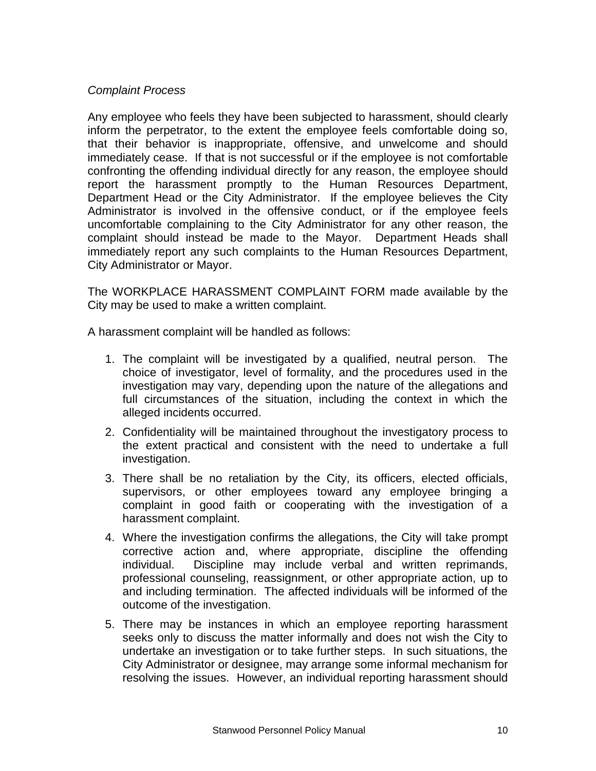*Complaint Process*

Any employee who feels they have been subjected to harassment, should clearly inform the perpetrator, to the extent the employee feels comfortable doing so, that their behavior is inappropriate, offensive, and unwelcome and should immediately cease. If that is not successful or if the employee is not comfortable confronting the offending individual directly for any reason, the employee should report the harassment promptly to the Human Resources Department, Department Head or the City Administrator. If the employee believes the City Administrator is involved in the offensive conduct, or if the employee feels uncomfortable complaining to the City Administrator for any other reason, the complaint should instead be made to the Mayor. Department Heads shall immediately report any such complaints to the Human Resources Department, City Administrator or Mayor.

The WORKPLACE HARASSMENT COMPLAINT FORM made available by the City may be used to make a written complaint.

A harassment complaint will be handled as follows:

1. The complaint will be investigated by a qualified, neutral person. The choice of investigator, level of formality, and the procedures used in the investigation may vary, depending upon the nature of the allegations and full circumstances of the situation, including the context in which the alleged incidents occurred.
2. Confidentiality will be maintained throughout the investigatory process to the extent practical and consistent with the need to undertake a full investigation.
3. There shall be no retaliation by the City, its officers, elected officials, supervisors, or other employees toward any employee bringing a complaint in good faith or cooperating with the investigation of a harassment complaint.
4. Where the investigation confirms the allegations, the City will take prompt corrective action and, where appropriate, discipline the offending individual. Discipline may include verbal and written reprimands, professional counseling, reassignment, or other appropriate action, up to and including termination. The affected individuals will be informed of the outcome of the investigation.
5. There may be instances in which an employee reporting harassment seeks only to discuss the matter informally and does not wish the City to undertake an investigation or to take further steps. In such situations, the City Administrator or designee, may arrange some informal mechanism for resolving the issues. However, an individual reporting harassment should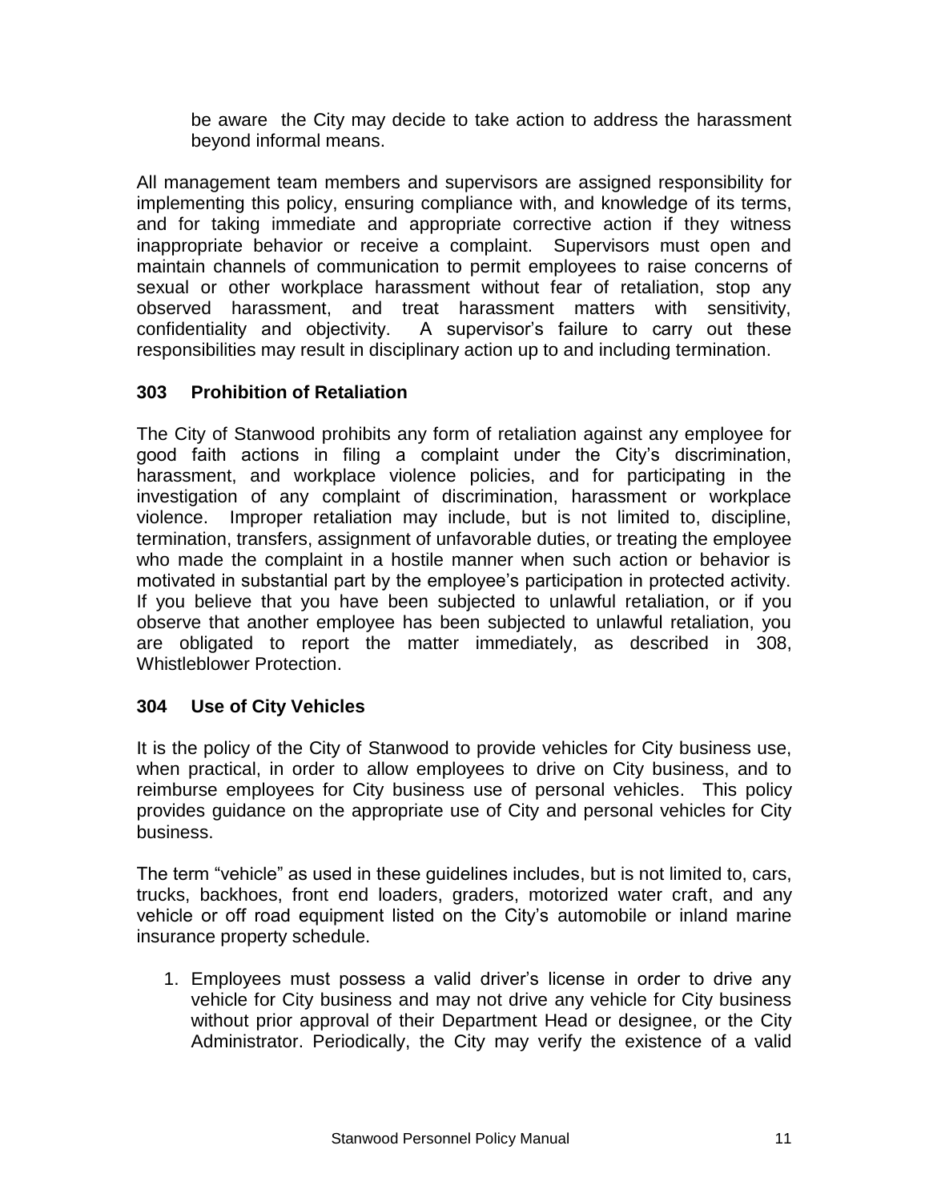be aware the City may decide to take action to address the harassment beyond informal means.

All management team members and supervisors are assigned responsibility for implementing this policy, ensuring compliance with, and knowledge of its terms, and for taking immediate and appropriate corrective action if they witness inappropriate behavior or receive a complaint. Supervisors must open and maintain channels of communication to permit employees to raise concerns of sexual or other workplace harassment without fear of retaliation, stop any observed harassment, and treat harassment matters with sensitivity, confidentiality and objectivity. A supervisor's failure to carry out these responsibilities may result in disciplinary action up to and including termination.

### 303 Prohibition of Retaliation

The City of Stanwood prohibits any form of retaliation against any employee for good faith actions in filing a complaint under the City's discrimination, harassment, and workplace violence policies, and for participating in the investigation of any complaint of discrimination, harassment or workplace violence. Improper retaliation may include, but is not limited to, discipline, termination, transfers, assignment of unfavorable duties, or treating the employee who made the complaint in a hostile manner when such action or behavior is motivated in substantial part by the employee's participation in protected activity. If you believe that you have been subjected to unlawful retaliation, or if you observe that another employee has been subjected to unlawful retaliation, you are obligated to report the matter immediately, as described in 308, Whistleblower Protection.

### 304 Use of City Vehicles

It is the policy of the City of Stanwood to provide vehicles for City business use, when practical, in order to allow employees to drive on City business, and to reimburse employees for City business use of personal vehicles. This policy provides guidance on the appropriate use of City and personal vehicles for City business.

The term "vehicle" as used in these guidelines includes, but is not limited to, cars, trucks, backhoes, front end loaders, graders, motorized water craft, and any vehicle or off road equipment listed on the City's automobile or inland marine insurance property schedule.

1. Employees must possess a valid driver's license in order to drive any vehicle for City business and may not drive any vehicle for City business without prior approval of their Department Head or designee, or the City Administrator. Periodically, the City may verify the existence of a valid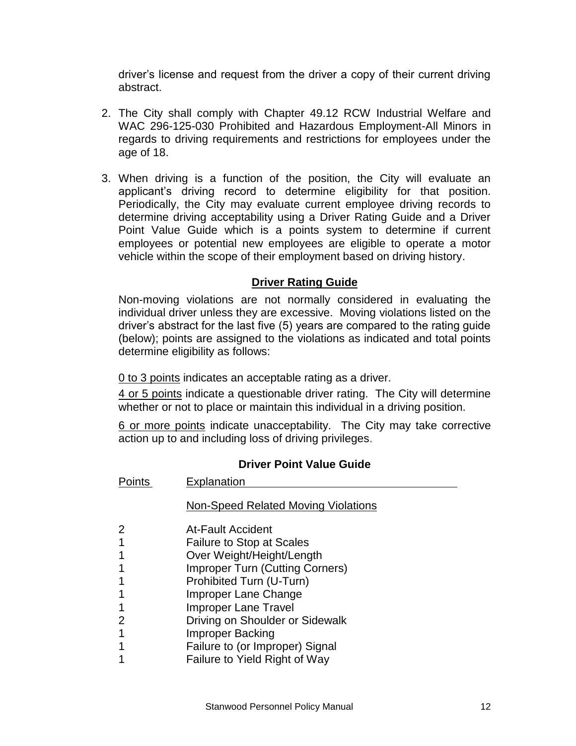driver's license and request from the driver a copy of their current driving abstract.

2. The City shall comply with Chapter 49.12 RCW Industrial Welfare and WAC 296-125-030 Prohibited and Hazardous Employment-All Minors in regards to driving requirements and restrictions for employees under the age of 18.

3. When driving is a function of the position, the City will evaluate an applicant's driving record to determine eligibility for that position. Periodically, the City may evaluate current employee driving records to determine driving acceptability using a Driver Rating Guide and a Driver Point Value Guide which is a points system to determine if current employees or potential new employees are eligible to operate a motor vehicle within the scope of their employment based on driving history.

## Driver Rating Guide

Non-moving violations are not normally considered in evaluating the individual driver unless they are excessive. Moving violations listed on the driver's abstract for the last five (5) years are compared to the rating guide (below); points are assigned to the violations as indicated and total points determine eligibility as follows:

0 to 3 points indicates an acceptable rating as a driver.

4 or 5 points indicate a questionable driver rating. The City will determine whether or not to place or maintain this individual in a driving position.

6 or more points indicate unacceptability. The City may take corrective action up to and including loss of driving privileges.

### Driver Point Value Guide

| Points | Explanation |
|---|---|
| | Non-Speed Related Moving Violations |
| 2 | At-Fault Accident |
| 1 | Failure to Stop at Scales |
| 1 | Over Weight/Height/Length |
| 1 | Improper Turn (Cutting Corners) |
| 1 | Prohibited Turn (U-Turn) |
| 1 | Improper Lane Change |
| 1 | Improper Lane Travel |
| 2 | Driving on Shoulder or Sidewalk |
| 1 | Improper Backing |
| 1 | Failure to (or Improper) Signal |
| 1 | Failure to Yield Right of Way |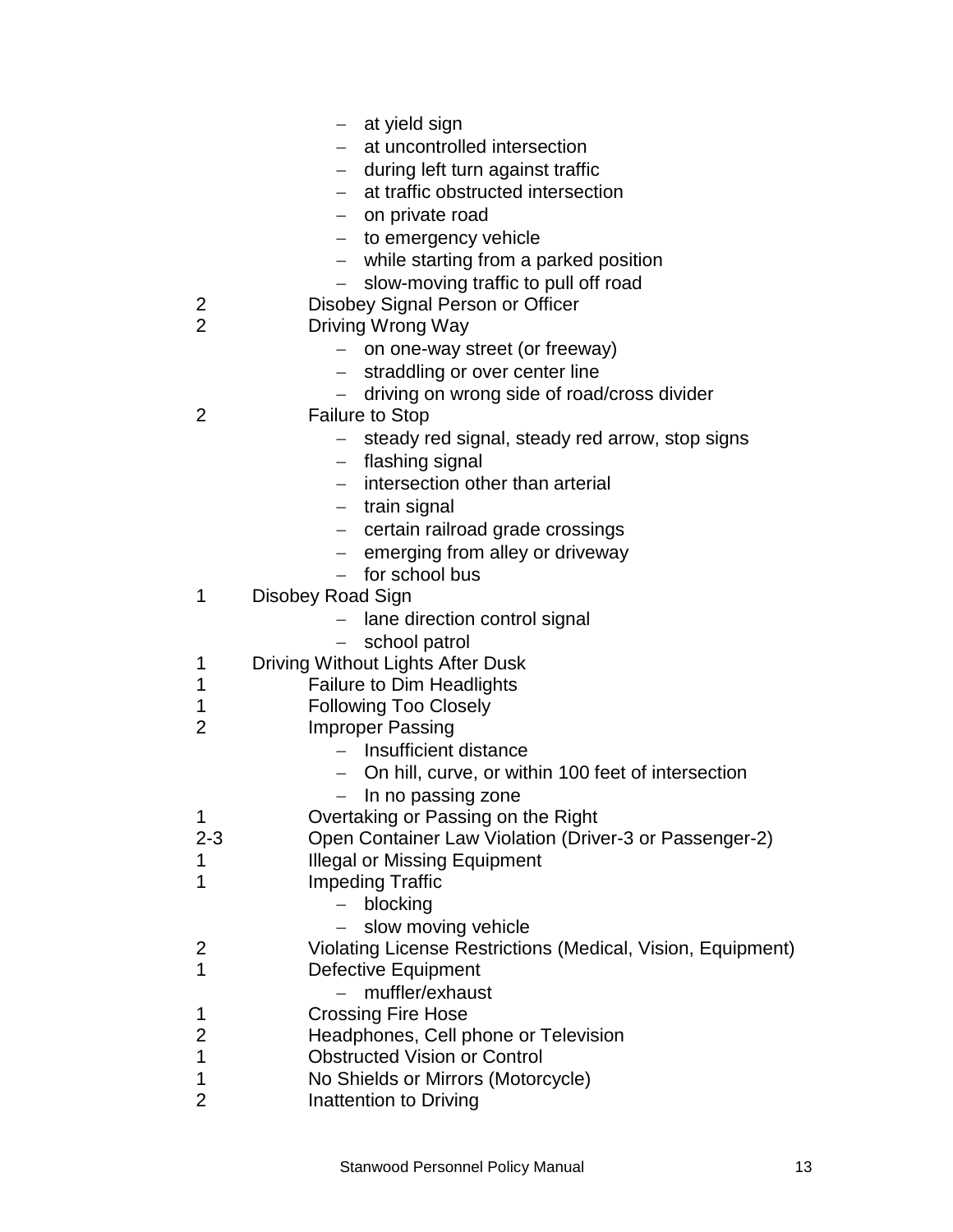- at yield sign
- at uncontrolled intersection
- during left turn against traffic
- at traffic obstructed intersection
- on private road
- to emergency vehicle
- while starting from a parked position
- slow-moving traffic to pull off road

2 Disobey Signal Person or Officer

2 Driving Wrong Way
- on one-way street (or freeway)
- straddling or over center line
- driving on wrong side of road/cross divider

2 Failure to Stop
- steady red signal, steady red arrow, stop signs
- flashing signal
- intersection other than arterial
- train signal
- certain railroad grade crossings
- emerging from alley or driveway
- for school bus

1 Disobey Road Sign
- lane direction control signal
- school patrol

1 Driving Without Lights After Dusk

1 Failure to Dim Headlights

1 Following Too Closely

2 Improper Passing
- Insufficient distance
- On hill, curve, or within 100 feet of intersection
- In no passing zone

1 Overtaking or Passing on the Right

2-3 Open Container Law Violation (Driver-3 or Passenger-2)

1 Illegal or Missing Equipment

1 Impeding Traffic
- blocking
- slow moving vehicle

2 Violating License Restrictions (Medical, Vision, Equipment)

1 Defective Equipment
- muffler/exhaust

1 Crossing Fire Hose

2 Headphones, Cell phone or Television

1 Obstructed Vision or Control

1 No Shields or Mirrors (Motorcycle)

2 Inattention to Driving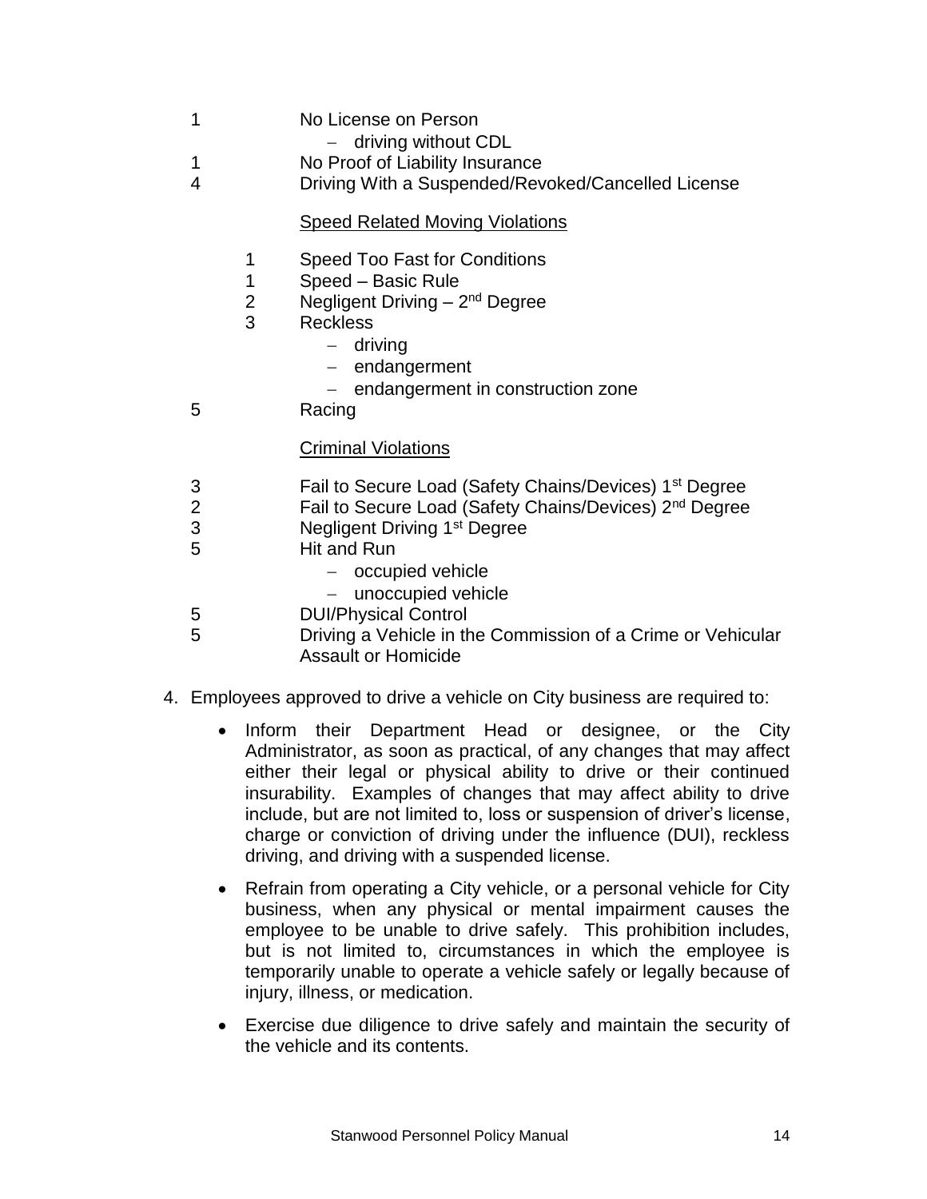| Points | Violation |
|---|---|
| 1 | No License on Person<br>– driving without CDL |
| 1 | No Proof of Liability Insurance |
| 4 | Driving With a Suspended/Revoked/Cancelled License |
| | <u>Speed Related Moving Violations</u> |
| 1 | Speed Too Fast for Conditions |
| 1 | Speed – Basic Rule |
| 2 | Negligent Driving – 2nd Degree |
| 3 | Reckless<br>– driving<br>– endangerment<br>– endangerment in construction zone |
| 5 | Racing |
| | <u>Criminal Violations</u> |
| 3 | Fail to Secure Load (Safety Chains/Devices) 1st Degree |
| 2 | Fail to Secure Load (Safety Chains/Devices) 2nd Degree |
| 3 | Negligent Driving 1st Degree |
| 5 | Hit and Run<br>– occupied vehicle<br>– unoccupied vehicle |
| 5 | DUI/Physical Control |
| 5 | Driving a Vehicle in the Commission of a Crime or Vehicular Assault or Homicide |

4. Employees approved to drive a vehicle on City business are required to:

   - Inform their Department Head or designee, or the City Administrator, as soon as practical, of any changes that may affect either their legal or physical ability to drive or their continued insurability. Examples of changes that may affect ability to drive include, but are not limited to, loss or suspension of driver's license, charge or conviction of driving under the influence (DUI), reckless driving, and driving with a suspended license.

   - Refrain from operating a City vehicle, or a personal vehicle for City business, when any physical or mental impairment causes the employee to be unable to drive safely. This prohibition includes, but is not limited to, circumstances in which the employee is temporarily unable to operate a vehicle safely or legally because of injury, illness, or medication.

   - Exercise due diligence to drive safely and maintain the security of the vehicle and its contents.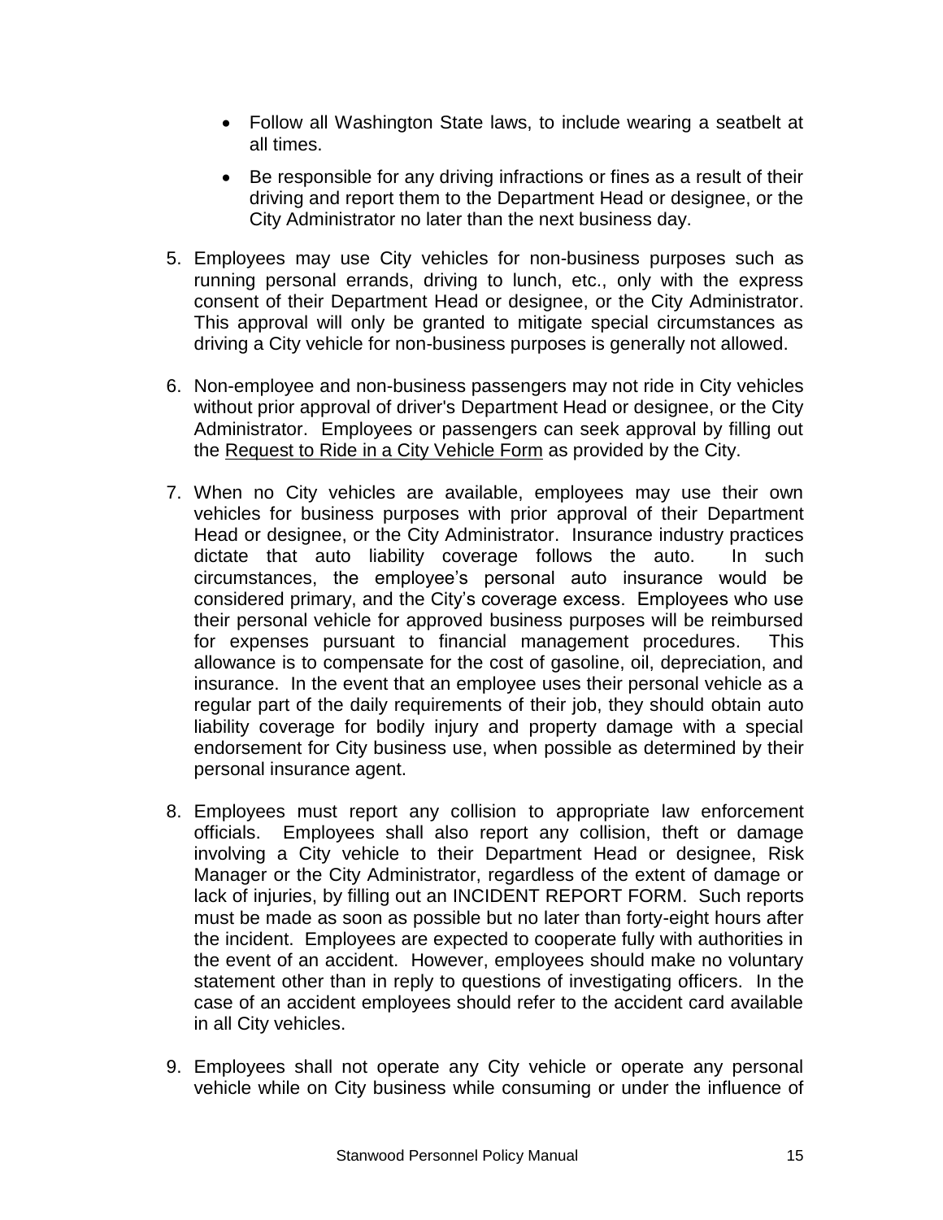- Follow all Washington State laws, to include wearing a seatbelt at all times.
- Be responsible for any driving infractions or fines as a result of their driving and report them to the Department Head or designee, or the City Administrator no later than the next business day.

5. Employees may use City vehicles for non-business purposes such as running personal errands, driving to lunch, etc., only with the express consent of their Department Head or designee, or the City Administrator. This approval will only be granted to mitigate special circumstances as driving a City vehicle for non-business purposes is generally not allowed.

6. Non-employee and non-business passengers may not ride in City vehicles without prior approval of driver's Department Head or designee, or the City Administrator. Employees or passengers can seek approval by filling out the Request to Ride in a City Vehicle Form as provided by the City.

7. When no City vehicles are available, employees may use their own vehicles for business purposes with prior approval of their Department Head or designee, or the City Administrator. Insurance industry practices dictate that auto liability coverage follows the auto. In such circumstances, the employee's personal auto insurance would be considered primary, and the City's coverage excess. Employees who use their personal vehicle for approved business purposes will be reimbursed for expenses pursuant to financial management procedures. This allowance is to compensate for the cost of gasoline, oil, depreciation, and insurance. In the event that an employee uses their personal vehicle as a regular part of the daily requirements of their job, they should obtain auto liability coverage for bodily injury and property damage with a special endorsement for City business use, when possible as determined by their personal insurance agent.

8. Employees must report any collision to appropriate law enforcement officials. Employees shall also report any collision, theft or damage involving a City vehicle to their Department Head or designee, Risk Manager or the City Administrator, regardless of the extent of damage or lack of injuries, by filling out an INCIDENT REPORT FORM. Such reports must be made as soon as possible but no later than forty-eight hours after the incident. Employees are expected to cooperate fully with authorities in the event of an accident. However, employees should make no voluntary statement other than in reply to questions of investigating officers. In the case of an accident employees should refer to the accident card available in all City vehicles.

9. Employees shall not operate any City vehicle or operate any personal vehicle while on City business while consuming or under the influence of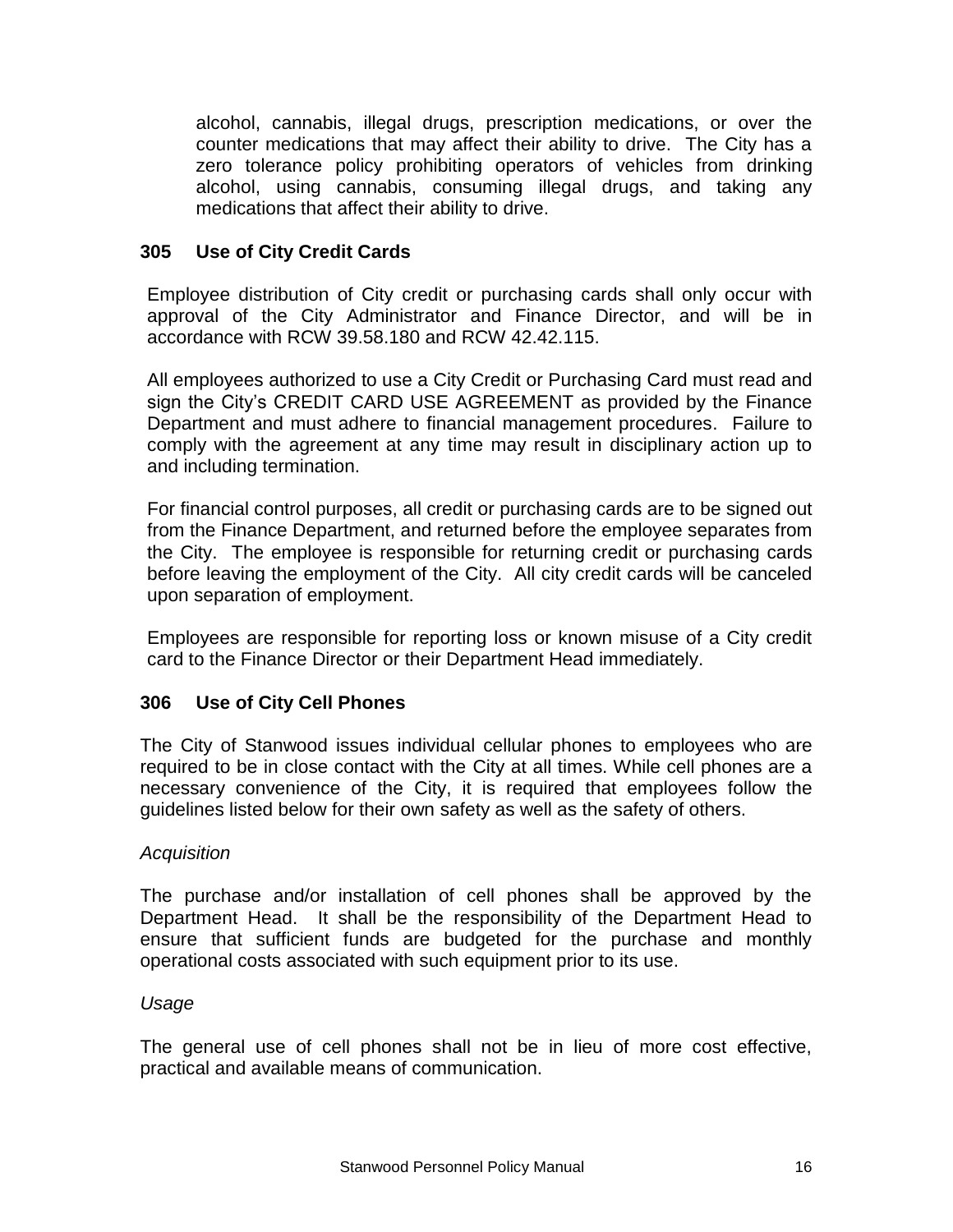alcohol, cannabis, illegal drugs, prescription medications, or over the counter medications that may affect their ability to drive. The City has a zero tolerance policy prohibiting operators of vehicles from drinking alcohol, using cannabis, consuming illegal drugs, and taking any medications that affect their ability to drive.

## 305 Use of City Credit Cards

Employee distribution of City credit or purchasing cards shall only occur with approval of the City Administrator and Finance Director, and will be in accordance with RCW 39.58.180 and RCW 42.42.115.

All employees authorized to use a City Credit or Purchasing Card must read and sign the City's CREDIT CARD USE AGREEMENT as provided by the Finance Department and must adhere to financial management procedures. Failure to comply with the agreement at any time may result in disciplinary action up to and including termination.

For financial control purposes, all credit or purchasing cards are to be signed out from the Finance Department, and returned before the employee separates from the City. The employee is responsible for returning credit or purchasing cards before leaving the employment of the City. All city credit cards will be canceled upon separation of employment.

Employees are responsible for reporting loss or known misuse of a City credit card to the Finance Director or their Department Head immediately.

## 306 Use of City Cell Phones

The City of Stanwood issues individual cellular phones to employees who are required to be in close contact with the City at all times. While cell phones are a necessary convenience of the City, it is required that employees follow the guidelines listed below for their own safety as well as the safety of others.

*Acquisition*

The purchase and/or installation of cell phones shall be approved by the Department Head. It shall be the responsibility of the Department Head to ensure that sufficient funds are budgeted for the purchase and monthly operational costs associated with such equipment prior to its use.

*Usage*

The general use of cell phones shall not be in lieu of more cost effective, practical and available means of communication.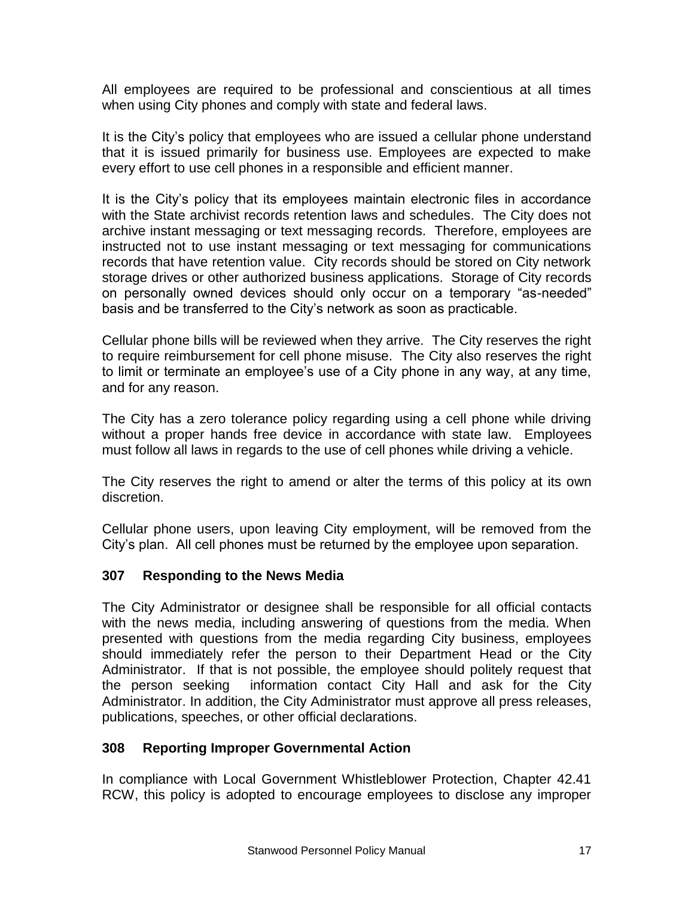All employees are required to be professional and conscientious at all times when using City phones and comply with state and federal laws.

It is the City's policy that employees who are issued a cellular phone understand that it is issued primarily for business use. Employees are expected to make every effort to use cell phones in a responsible and efficient manner.

It is the City's policy that its employees maintain electronic files in accordance with the State archivist records retention laws and schedules. The City does not archive instant messaging or text messaging records. Therefore, employees are instructed not to use instant messaging or text messaging for communications records that have retention value. City records should be stored on City network storage drives or other authorized business applications. Storage of City records on personally owned devices should only occur on a temporary "as-needed" basis and be transferred to the City's network as soon as practicable.

Cellular phone bills will be reviewed when they arrive. The City reserves the right to require reimbursement for cell phone misuse. The City also reserves the right to limit or terminate an employee's use of a City phone in any way, at any time, and for any reason.

The City has a zero tolerance policy regarding using a cell phone while driving without a proper hands free device in accordance with state law. Employees must follow all laws in regards to the use of cell phones while driving a vehicle.

The City reserves the right to amend or alter the terms of this policy at its own discretion.

Cellular phone users, upon leaving City employment, will be removed from the City's plan. All cell phones must be returned by the employee upon separation.

### 307 Responding to the News Media

The City Administrator or designee shall be responsible for all official contacts with the news media, including answering of questions from the media. When presented with questions from the media regarding City business, employees should immediately refer the person to their Department Head or the City Administrator. If that is not possible, the employee should politely request that the person seeking information contact City Hall and ask for the City Administrator. In addition, the City Administrator must approve all press releases, publications, speeches, or other official declarations.

### 308 Reporting Improper Governmental Action

In compliance with Local Government Whistleblower Protection, Chapter 42.41 RCW, this policy is adopted to encourage employees to disclose any improper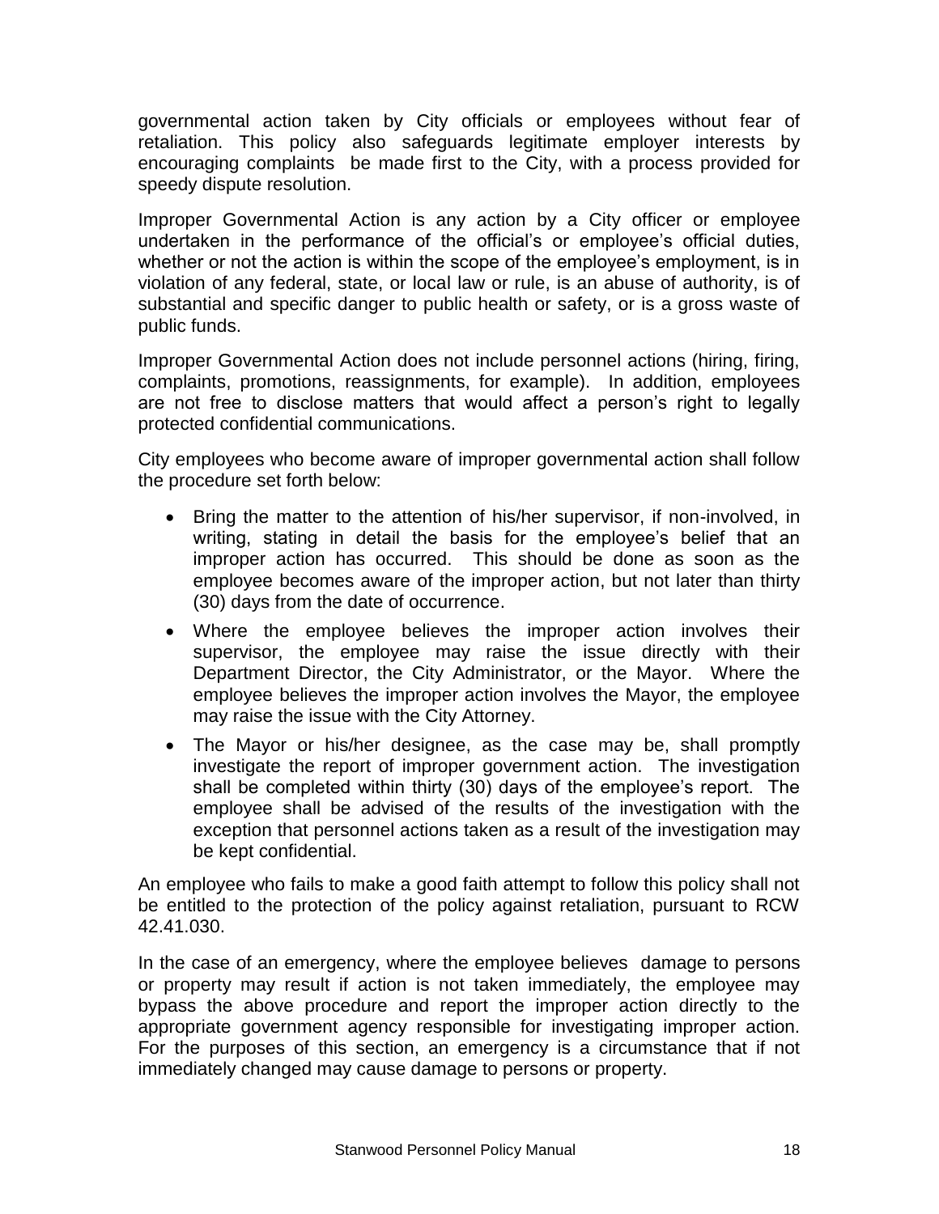governmental action taken by City officials or employees without fear of retaliation. This policy also safeguards legitimate employer interests by encouraging complaints be made first to the City, with a process provided for speedy dispute resolution.

Improper Governmental Action is any action by a City officer or employee undertaken in the performance of the official's or employee's official duties, whether or not the action is within the scope of the employee's employment, is in violation of any federal, state, or local law or rule, is an abuse of authority, is of substantial and specific danger to public health or safety, or is a gross waste of public funds.

Improper Governmental Action does not include personnel actions (hiring, firing, complaints, promotions, reassignments, for example). In addition, employees are not free to disclose matters that would affect a person's right to legally protected confidential communications.

City employees who become aware of improper governmental action shall follow the procedure set forth below:

- Bring the matter to the attention of his/her supervisor, if non-involved, in writing, stating in detail the basis for the employee's belief that an improper action has occurred. This should be done as soon as the employee becomes aware of the improper action, but not later than thirty (30) days from the date of occurrence.
- Where the employee believes the improper action involves their supervisor, the employee may raise the issue directly with their Department Director, the City Administrator, or the Mayor. Where the employee believes the improper action involves the Mayor, the employee may raise the issue with the City Attorney.
- The Mayor or his/her designee, as the case may be, shall promptly investigate the report of improper government action. The investigation shall be completed within thirty (30) days of the employee's report. The employee shall be advised of the results of the investigation with the exception that personnel actions taken as a result of the investigation may be kept confidential.

An employee who fails to make a good faith attempt to follow this policy shall not be entitled to the protection of the policy against retaliation, pursuant to RCW 42.41.030.

In the case of an emergency, where the employee believes damage to persons or property may result if action is not taken immediately, the employee may bypass the above procedure and report the improper action directly to the appropriate government agency responsible for investigating improper action. For the purposes of this section, an emergency is a circumstance that if not immediately changed may cause damage to persons or property.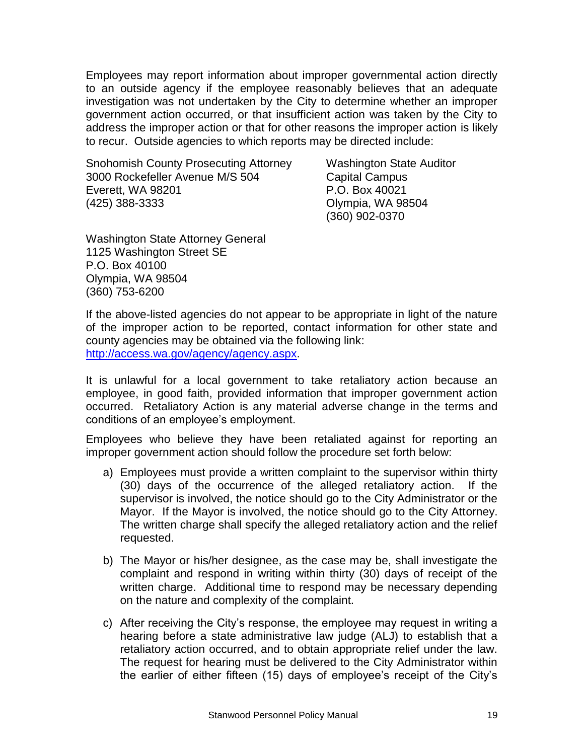Employees may report information about improper governmental action directly to an outside agency if the employee reasonably believes that an adequate investigation was not undertaken by the City to determine whether an improper government action occurred, or that insufficient action was taken by the City to address the improper action or that for other reasons the improper action is likely to recur. Outside agencies to which reports may be directed include:

Snohomish County Prosecuting Attorney
3000 Rockefeller Avenue M/S 504
Everett, WA 98201
(425) 388-3333

Washington State Auditor
Capital Campus
P.O. Box 40021
Olympia, WA 98504
(360) 902-0370

Washington State Attorney General
1125 Washington Street SE
P.O. Box 40100
Olympia, WA 98504
(360) 753-6200

If the above-listed agencies do not appear to be appropriate in light of the nature of the improper action to be reported, contact information for other state and county agencies may be obtained via the following link: [http://access.wa.gov/agency/agency.aspx](http://access.wa.gov/agency/agency.aspx).

It is unlawful for a local government to take retaliatory action because an employee, in good faith, provided information that improper government action occurred. Retaliatory Action is any material adverse change in the terms and conditions of an employee's employment.

Employees who believe they have been retaliated against for reporting an improper government action should follow the procedure set forth below:

a) Employees must provide a written complaint to the supervisor within thirty (30) days of the occurrence of the alleged retaliatory action. If the supervisor is involved, the notice should go to the City Administrator or the Mayor. If the Mayor is involved, the notice should go to the City Attorney. The written charge shall specify the alleged retaliatory action and the relief requested.

b) The Mayor or his/her designee, as the case may be, shall investigate the complaint and respond in writing within thirty (30) days of receipt of the written charge. Additional time to respond may be necessary depending on the nature and complexity of the complaint.

c) After receiving the City's response, the employee may request in writing a hearing before a state administrative law judge (ALJ) to establish that a retaliatory action occurred, and to obtain appropriate relief under the law. The request for hearing must be delivered to the City Administrator within the earlier of either fifteen (15) days of employee's receipt of the City's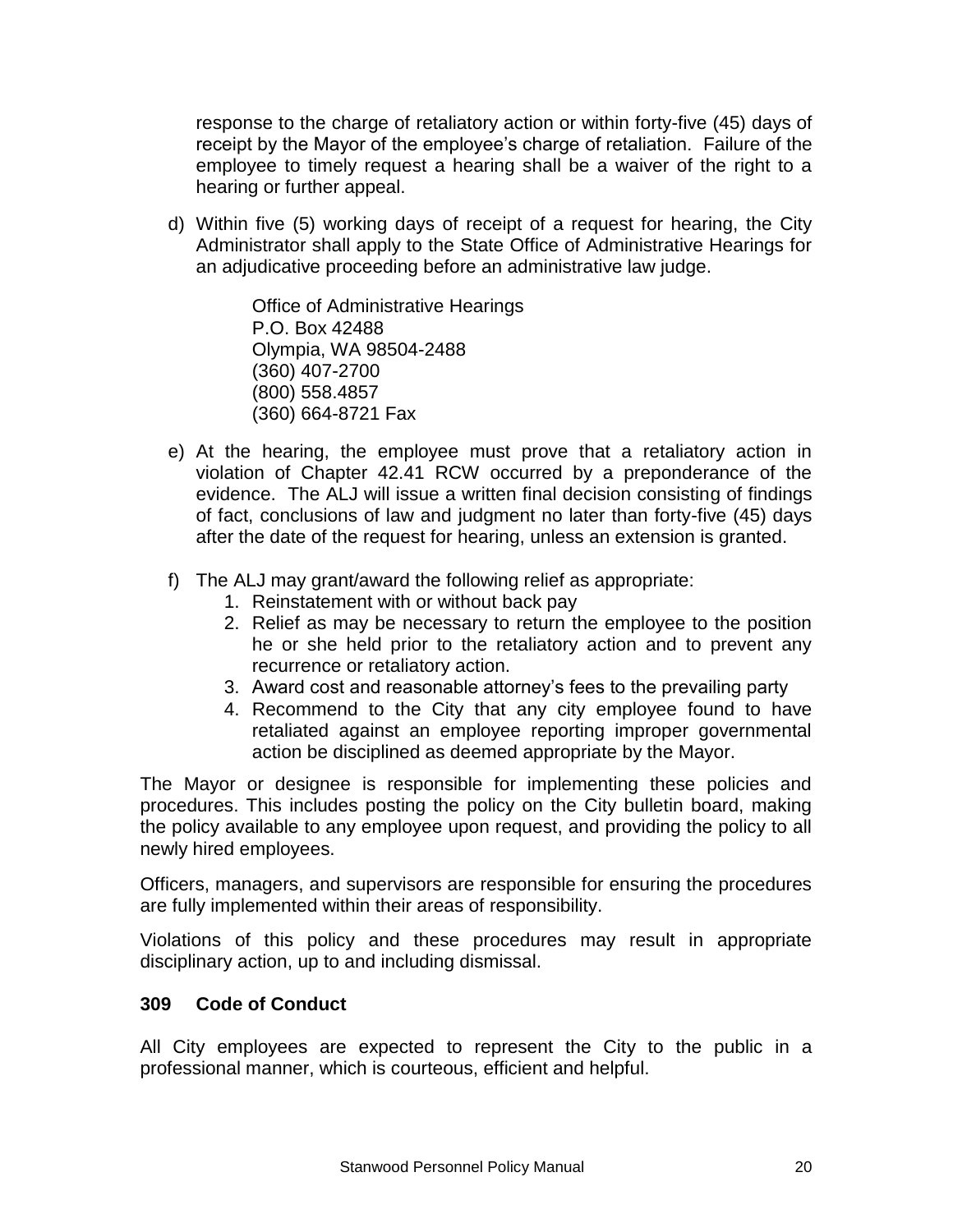response to the charge of retaliatory action or within forty-five (45) days of receipt by the Mayor of the employee's charge of retaliation. Failure of the employee to timely request a hearing shall be a waiver of the right to a hearing or further appeal.

d) Within five (5) working days of receipt of a request for hearing, the City Administrator shall apply to the State Office of Administrative Hearings for an adjudicative proceeding before an administrative law judge.

   Office of Administrative Hearings  
   P.O. Box 42488  
   Olympia, WA 98504-2488  
   (360) 407-2700  
   (800) 558.4857  
   (360) 664-8721 Fax

e) At the hearing, the employee must prove that a retaliatory action in violation of Chapter 42.41 RCW occurred by a preponderance of the evidence. The ALJ will issue a written final decision consisting of findings of fact, conclusions of law and judgment no later than forty-five (45) days after the date of the request for hearing, unless an extension is granted.

f) The ALJ may grant/award the following relief as appropriate:
   1. Reinstatement with or without back pay
   2. Relief as may be necessary to return the employee to the position he or she held prior to the retaliatory action and to prevent any recurrence or retaliatory action.
   3. Award cost and reasonable attorney's fees to the prevailing party
   4. Recommend to the City that any city employee found to have retaliated against an employee reporting improper governmental action be disciplined as deemed appropriate by the Mayor.

The Mayor or designee is responsible for implementing these policies and procedures. This includes posting the policy on the City bulletin board, making the policy available to any employee upon request, and providing the policy to all newly hired employees.

Officers, managers, and supervisors are responsible for ensuring the procedures are fully implemented within their areas of responsibility.

Violations of this policy and these procedures may result in appropriate disciplinary action, up to and including dismissal.

## 309 Code of Conduct

All City employees are expected to represent the City to the public in a professional manner, which is courteous, efficient and helpful.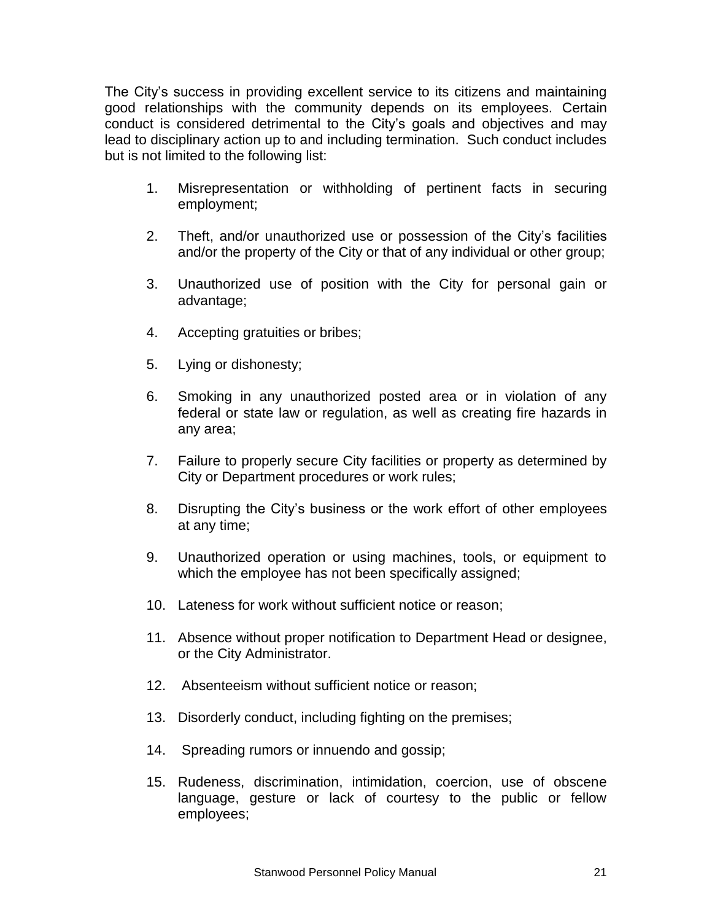The City's success in providing excellent service to its citizens and maintaining good relationships with the community depends on its employees. Certain conduct is considered detrimental to the City's goals and objectives and may lead to disciplinary action up to and including termination. Such conduct includes but is not limited to the following list:

1. Misrepresentation or withholding of pertinent facts in securing employment;

2. Theft, and/or unauthorized use or possession of the City's facilities and/or the property of the City or that of any individual or other group;

3. Unauthorized use of position with the City for personal gain or advantage;

4. Accepting gratuities or bribes;

5. Lying or dishonesty;

6. Smoking in any unauthorized posted area or in violation of any federal or state law or regulation, as well as creating fire hazards in any area;

7. Failure to properly secure City facilities or property as determined by City or Department procedures or work rules;

8. Disrupting the City's business or the work effort of other employees at any time;

9. Unauthorized operation or using machines, tools, or equipment to which the employee has not been specifically assigned;

10. Lateness for work without sufficient notice or reason;

11. Absence without proper notification to Department Head or designee, or the City Administrator.

12. Absenteeism without sufficient notice or reason;

13. Disorderly conduct, including fighting on the premises;

14. Spreading rumors or innuendo and gossip;

15. Rudeness, discrimination, intimidation, coercion, use of obscene language, gesture or lack of courtesy to the public or fellow employees;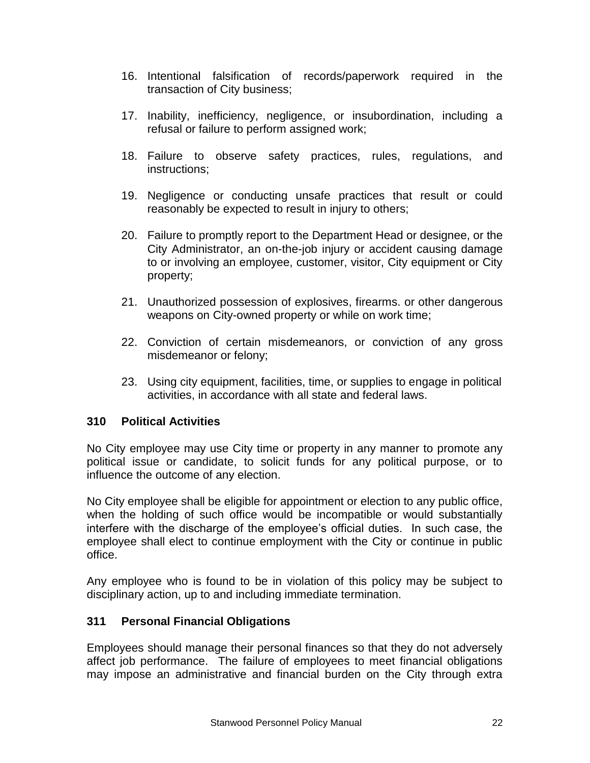16. Intentional falsification of records/paperwork required in the transaction of City business;

17. Inability, inefficiency, negligence, or insubordination, including a refusal or failure to perform assigned work;

18. Failure to observe safety practices, rules, regulations, and instructions;

19. Negligence or conducting unsafe practices that result or could reasonably be expected to result in injury to others;

20. Failure to promptly report to the Department Head or designee, or the City Administrator, an on-the-job injury or accident causing damage to or involving an employee, customer, visitor, City equipment or City property;

21. Unauthorized possession of explosives, firearms. or other dangerous weapons on City-owned property or while on work time;

22. Conviction of certain misdemeanors, or conviction of any gross misdemeanor or felony;

23. Using city equipment, facilities, time, or supplies to engage in political activities, in accordance with all state and federal laws.

### 310 Political Activities

No City employee may use City time or property in any manner to promote any political issue or candidate, to solicit funds for any political purpose, or to influence the outcome of any election.

No City employee shall be eligible for appointment or election to any public office, when the holding of such office would be incompatible or would substantially interfere with the discharge of the employee's official duties. In such case, the employee shall elect to continue employment with the City or continue in public office.

Any employee who is found to be in violation of this policy may be subject to disciplinary action, up to and including immediate termination.

### 311 Personal Financial Obligations

Employees should manage their personal finances so that they do not adversely affect job performance. The failure of employees to meet financial obligations may impose an administrative and financial burden on the City through extra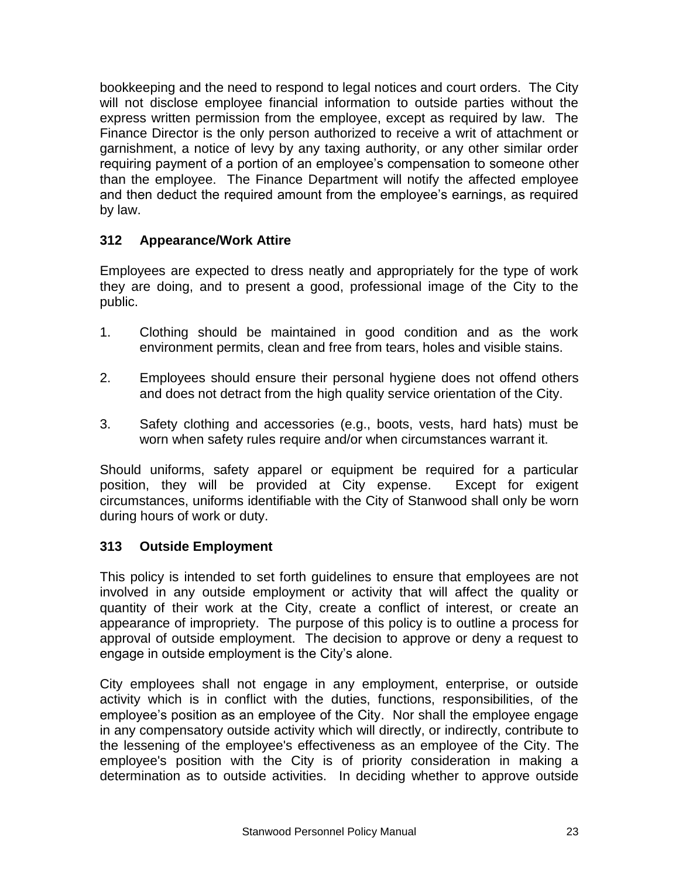bookkeeping and the need to respond to legal notices and court orders. The City will not disclose employee financial information to outside parties without the express written permission from the employee, except as required by law. The Finance Director is the only person authorized to receive a writ of attachment or garnishment, a notice of levy by any taxing authority, or any other similar order requiring payment of a portion of an employee's compensation to someone other than the employee. The Finance Department will notify the affected employee and then deduct the required amount from the employee's earnings, as required by law.

### 312 Appearance/Work Attire

Employees are expected to dress neatly and appropriately for the type of work they are doing, and to present a good, professional image of the City to the public.

1. Clothing should be maintained in good condition and as the work environment permits, clean and free from tears, holes and visible stains.

2. Employees should ensure their personal hygiene does not offend others and does not detract from the high quality service orientation of the City.

3. Safety clothing and accessories (e.g., boots, vests, hard hats) must be worn when safety rules require and/or when circumstances warrant it.

Should uniforms, safety apparel or equipment be required for a particular position, they will be provided at City expense. Except for exigent circumstances, uniforms identifiable with the City of Stanwood shall only be worn during hours of work or duty.

### 313 Outside Employment

This policy is intended to set forth guidelines to ensure that employees are not involved in any outside employment or activity that will affect the quality or quantity of their work at the City, create a conflict of interest, or create an appearance of impropriety. The purpose of this policy is to outline a process for approval of outside employment. The decision to approve or deny a request to engage in outside employment is the City's alone.

City employees shall not engage in any employment, enterprise, or outside activity which is in conflict with the duties, functions, responsibilities, of the employee's position as an employee of the City. Nor shall the employee engage in any compensatory outside activity which will directly, or indirectly, contribute to the lessening of the employee's effectiveness as an employee of the City. The employee's position with the City is of priority consideration in making a determination as to outside activities. In deciding whether to approve outside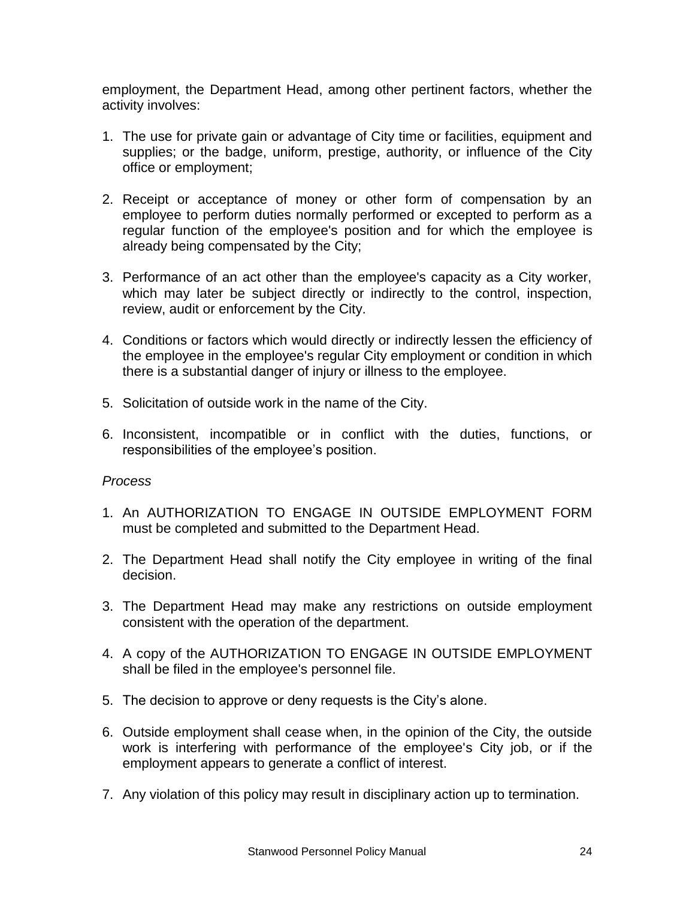employment, the Department Head, among other pertinent factors, whether the activity involves:

1. The use for private gain or advantage of City time or facilities, equipment and supplies; or the badge, uniform, prestige, authority, or influence of the City office or employment;

2. Receipt or acceptance of money or other form of compensation by an employee to perform duties normally performed or excepted to perform as a regular function of the employee's position and for which the employee is already being compensated by the City;

3. Performance of an act other than the employee's capacity as a City worker, which may later be subject directly or indirectly to the control, inspection, review, audit or enforcement by the City.

4. Conditions or factors which would directly or indirectly lessen the efficiency of the employee in the employee's regular City employment or condition in which there is a substantial danger of injury or illness to the employee.

5. Solicitation of outside work in the name of the City.

6. Inconsistent, incompatible or in conflict with the duties, functions, or responsibilities of the employee's position.

*Process*

1. An AUTHORIZATION TO ENGAGE IN OUTSIDE EMPLOYMENT FORM must be completed and submitted to the Department Head.

2. The Department Head shall notify the City employee in writing of the final decision.

3. The Department Head may make any restrictions on outside employment consistent with the operation of the department.

4. A copy of the AUTHORIZATION TO ENGAGE IN OUTSIDE EMPLOYMENT shall be filed in the employee's personnel file.

5. The decision to approve or deny requests is the City's alone.

6. Outside employment shall cease when, in the opinion of the City, the outside work is interfering with performance of the employee's City job, or if the employment appears to generate a conflict of interest.

7. Any violation of this policy may result in disciplinary action up to termination.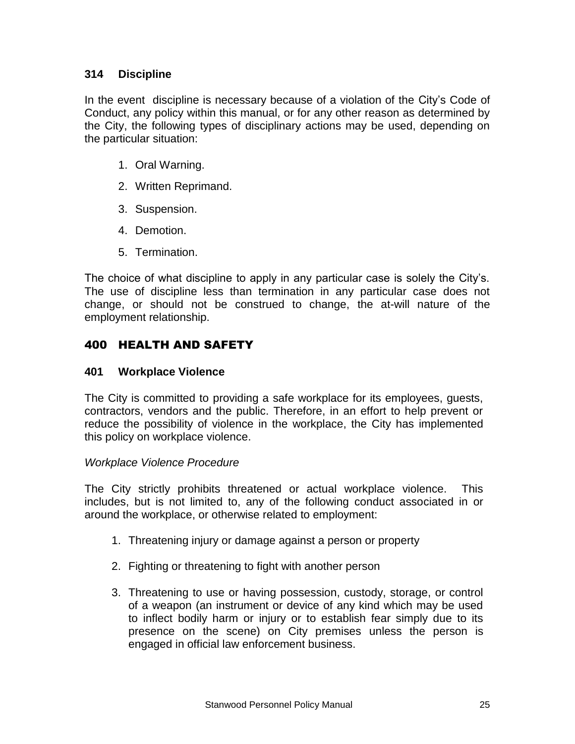### 314 Discipline

In the event discipline is necessary because of a violation of the City's Code of Conduct, any policy within this manual, or for any other reason as determined by the City, the following types of disciplinary actions may be used, depending on the particular situation:

1. Oral Warning.
2. Written Reprimand.
3. Suspension.
4. Demotion.
5. Termination.

The choice of what discipline to apply in any particular case is solely the City's. The use of discipline less than termination in any particular case does not change, or should not be construed to change, the at-will nature of the employment relationship.

## 400 HEALTH AND SAFETY

### 401 Workplace Violence

The City is committed to providing a safe workplace for its employees, guests, contractors, vendors and the public. Therefore, in an effort to help prevent or reduce the possibility of violence in the workplace, the City has implemented this policy on workplace violence.

*Workplace Violence Procedure*

The City strictly prohibits threatened or actual workplace violence. This includes, but is not limited to, any of the following conduct associated in or around the workplace, or otherwise related to employment:

1. Threatening injury or damage against a person or property
2. Fighting or threatening to fight with another person
3. Threatening to use or having possession, custody, storage, or control of a weapon (an instrument or device of any kind which may be used to inflect bodily harm or injury or to establish fear simply due to its presence on the scene) on City premises unless the person is engaged in official law enforcement business.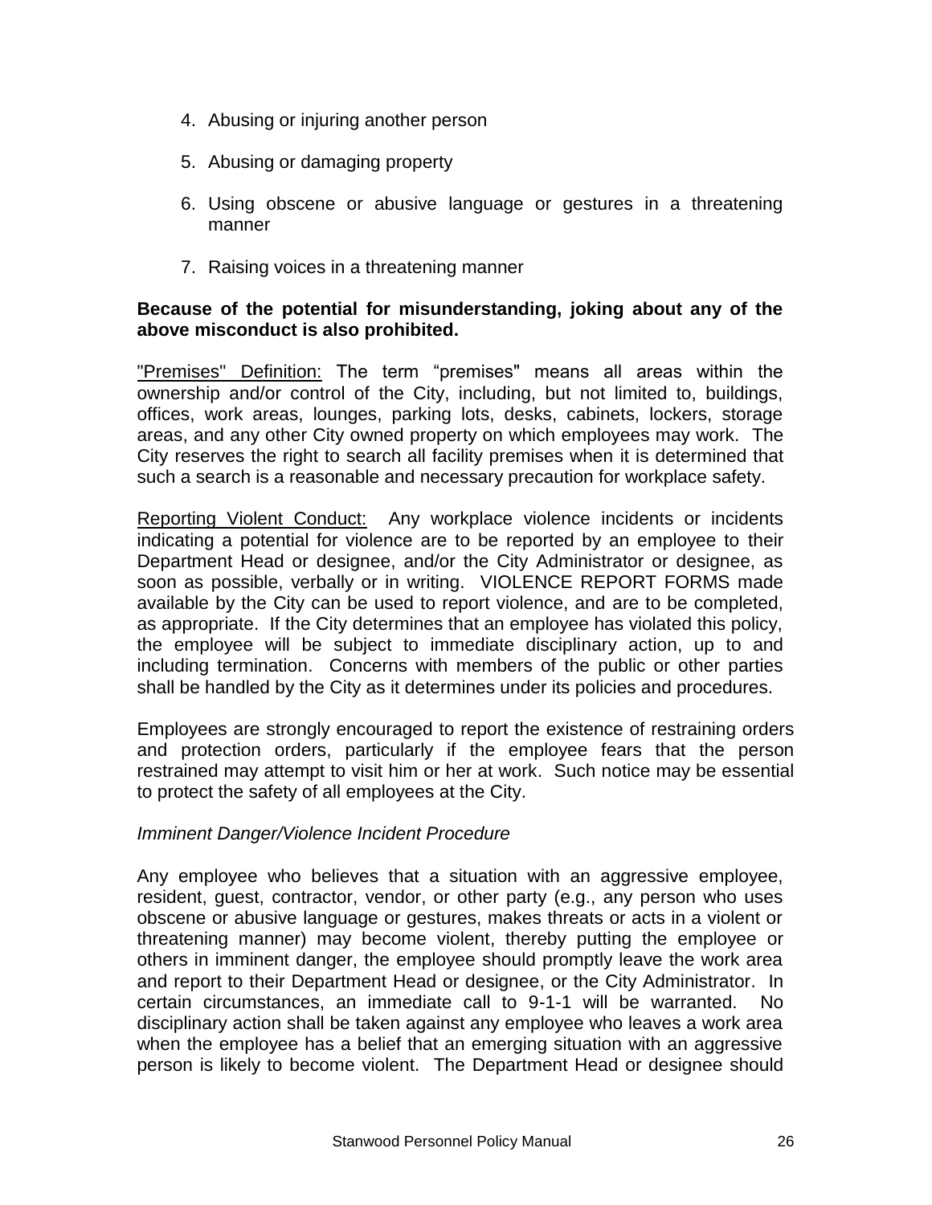4. Abusing or injuring another person

5. Abusing or damaging property

6. Using obscene or abusive language or gestures in a threatening manner

7. Raising voices in a threatening manner

**Because of the potential for misunderstanding, joking about any of the above misconduct is also prohibited.**

<u>"Premises" Definition:</u> The term "premises" means all areas within the ownership and/or control of the City, including, but not limited to, buildings, offices, work areas, lounges, parking lots, desks, cabinets, lockers, storage areas, and any other City owned property on which employees may work. The City reserves the right to search all facility premises when it is determined that such a search is a reasonable and necessary precaution for workplace safety.

<u>Reporting Violent Conduct:</u> Any workplace violence incidents or incidents indicating a potential for violence are to be reported by an employee to their Department Head or designee, and/or the City Administrator or designee, as soon as possible, verbally or in writing. VIOLENCE REPORT FORMS made available by the City can be used to report violence, and are to be completed, as appropriate. If the City determines that an employee has violated this policy, the employee will be subject to immediate disciplinary action, up to and including termination. Concerns with members of the public or other parties shall be handled by the City as it determines under its policies and procedures.

Employees are strongly encouraged to report the existence of restraining orders and protection orders, particularly if the employee fears that the person restrained may attempt to visit him or her at work. Such notice may be essential to protect the safety of all employees at the City.

*Imminent Danger/Violence Incident Procedure*

Any employee who believes that a situation with an aggressive employee, resident, guest, contractor, vendor, or other party (e.g., any person who uses obscene or abusive language or gestures, makes threats or acts in a violent or threatening manner) may become violent, thereby putting the employee or others in imminent danger, the employee should promptly leave the work area and report to their Department Head or designee, or the City Administrator. In certain circumstances, an immediate call to 9-1-1 will be warranted. No disciplinary action shall be taken against any employee who leaves a work area when the employee has a belief that an emerging situation with an aggressive person is likely to become violent. The Department Head or designee should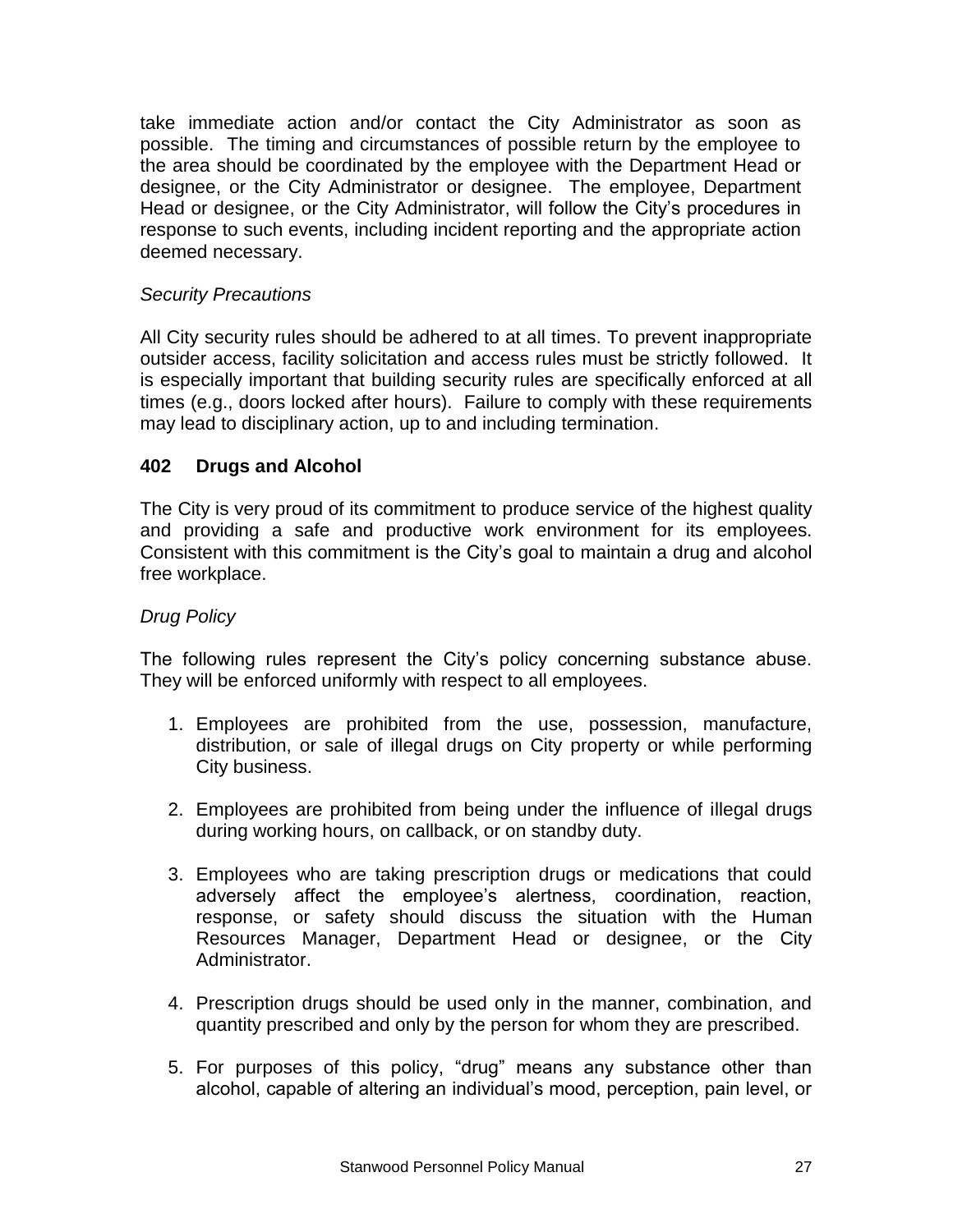take immediate action and/or contact the City Administrator as soon as possible. The timing and circumstances of possible return by the employee to the area should be coordinated by the employee with the Department Head or designee, or the City Administrator or designee. The employee, Department Head or designee, or the City Administrator, will follow the City's procedures in response to such events, including incident reporting and the appropriate action deemed necessary.

*Security Precautions*

All City security rules should be adhered to at all times. To prevent inappropriate outsider access, facility solicitation and access rules must be strictly followed. It is especially important that building security rules are specifically enforced at all times (e.g., doors locked after hours). Failure to comply with these requirements may lead to disciplinary action, up to and including termination.

## 402 Drugs and Alcohol

The City is very proud of its commitment to produce service of the highest quality and providing a safe and productive work environment for its employees. Consistent with this commitment is the City's goal to maintain a drug and alcohol free workplace.

*Drug Policy*

The following rules represent the City's policy concerning substance abuse. They will be enforced uniformly with respect to all employees.

1. Employees are prohibited from the use, possession, manufacture, distribution, or sale of illegal drugs on City property or while performing City business.

2. Employees are prohibited from being under the influence of illegal drugs during working hours, on callback, or on standby duty.

3. Employees who are taking prescription drugs or medications that could adversely affect the employee's alertness, coordination, reaction, response, or safety should discuss the situation with the Human Resources Manager, Department Head or designee, or the City Administrator.

4. Prescription drugs should be used only in the manner, combination, and quantity prescribed and only by the person for whom they are prescribed.

5. For purposes of this policy, "drug" means any substance other than alcohol, capable of altering an individual's mood, perception, pain level, or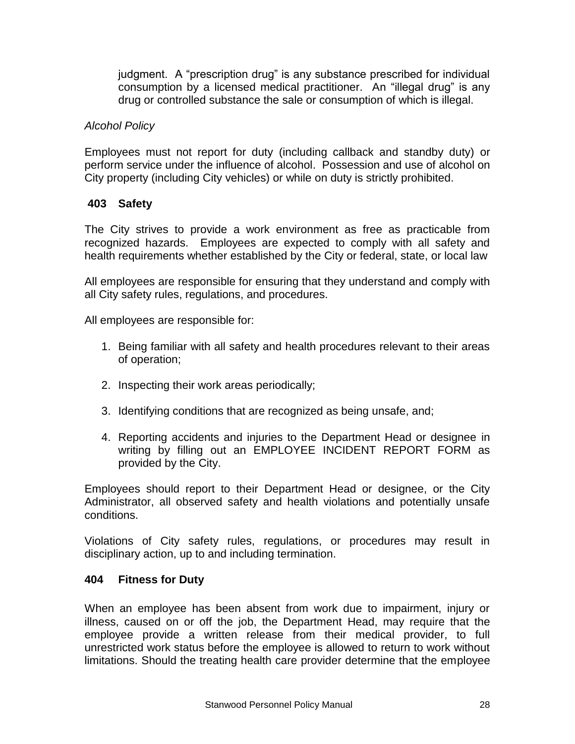judgment. A "prescription drug" is any substance prescribed for individual consumption by a licensed medical practitioner. An "illegal drug" is any drug or controlled substance the sale or consumption of which is illegal.

*Alcohol Policy*

Employees must not report for duty (including callback and standby duty) or perform service under the influence of alcohol. Possession and use of alcohol on City property (including City vehicles) or while on duty is strictly prohibited.

## 403 Safety

The City strives to provide a work environment as free as practicable from recognized hazards. Employees are expected to comply with all safety and health requirements whether established by the City or federal, state, or local law

All employees are responsible for ensuring that they understand and comply with all City safety rules, regulations, and procedures.

All employees are responsible for:

1. Being familiar with all safety and health procedures relevant to their areas of operation;
2. Inspecting their work areas periodically;
3. Identifying conditions that are recognized as being unsafe, and;
4. Reporting accidents and injuries to the Department Head or designee in writing by filling out an EMPLOYEE INCIDENT REPORT FORM as provided by the City.

Employees should report to their Department Head or designee, or the City Administrator, all observed safety and health violations and potentially unsafe conditions.

Violations of City safety rules, regulations, or procedures may result in disciplinary action, up to and including termination.

## 404 Fitness for Duty

When an employee has been absent from work due to impairment, injury or illness, caused on or off the job, the Department Head, may require that the employee provide a written release from their medical provider, to full unrestricted work status before the employee is allowed to return to work without limitations. Should the treating health care provider determine that the employee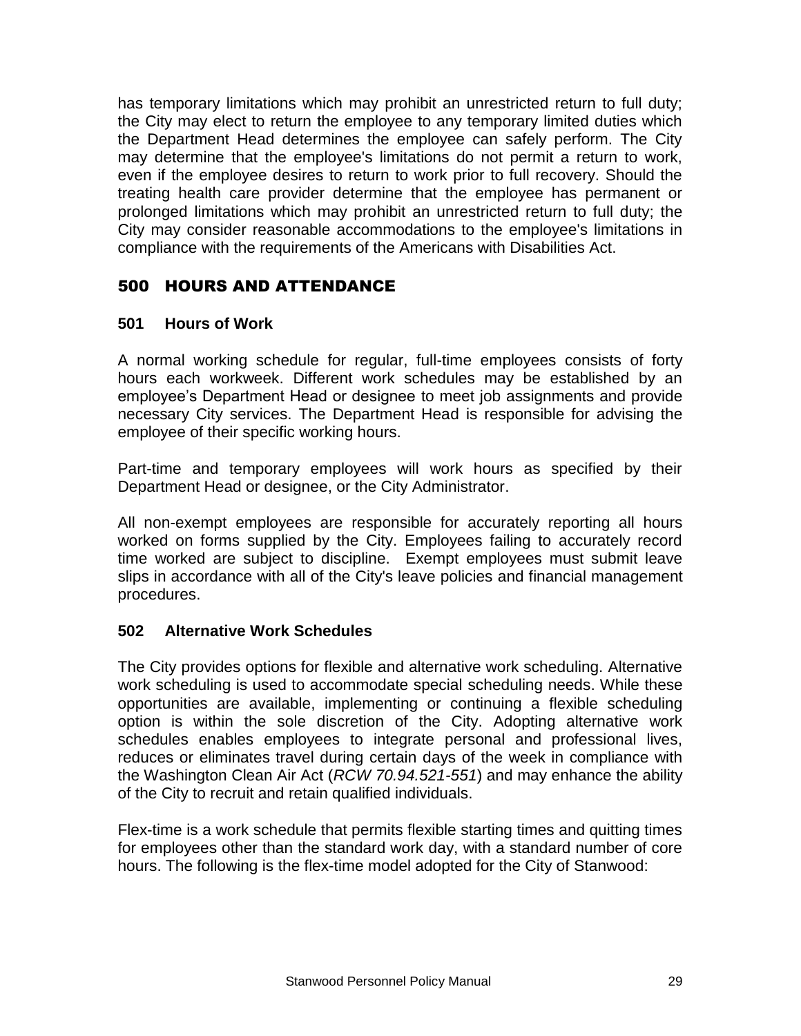has temporary limitations which may prohibit an unrestricted return to full duty; the City may elect to return the employee to any temporary limited duties which the Department Head determines the employee can safely perform. The City may determine that the employee's limitations do not permit a return to work, even if the employee desires to return to work prior to full recovery. Should the treating health care provider determine that the employee has permanent or prolonged limitations which may prohibit an unrestricted return to full duty; the City may consider reasonable accommodations to the employee's limitations in compliance with the requirements of the Americans with Disabilities Act.

# 500 HOURS AND ATTENDANCE

## 501 Hours of Work

A normal working schedule for regular, full-time employees consists of forty hours each workweek. Different work schedules may be established by an employee's Department Head or designee to meet job assignments and provide necessary City services. The Department Head is responsible for advising the employee of their specific working hours.

Part-time and temporary employees will work hours as specified by their Department Head or designee, or the City Administrator.

All non-exempt employees are responsible for accurately reporting all hours worked on forms supplied by the City. Employees failing to accurately record time worked are subject to discipline. Exempt employees must submit leave slips in accordance with all of the City's leave policies and financial management procedures.

## 502 Alternative Work Schedules

The City provides options for flexible and alternative work scheduling. Alternative work scheduling is used to accommodate special scheduling needs. While these opportunities are available, implementing or continuing a flexible scheduling option is within the sole discretion of the City. Adopting alternative work schedules enables employees to integrate personal and professional lives, reduces or eliminates travel during certain days of the week in compliance with the Washington Clean Air Act (*RCW 70.94.521-551*) and may enhance the ability of the City to recruit and retain qualified individuals.

Flex-time is a work schedule that permits flexible starting times and quitting times for employees other than the standard work day, with a standard number of core hours. The following is the flex-time model adopted for the City of Stanwood: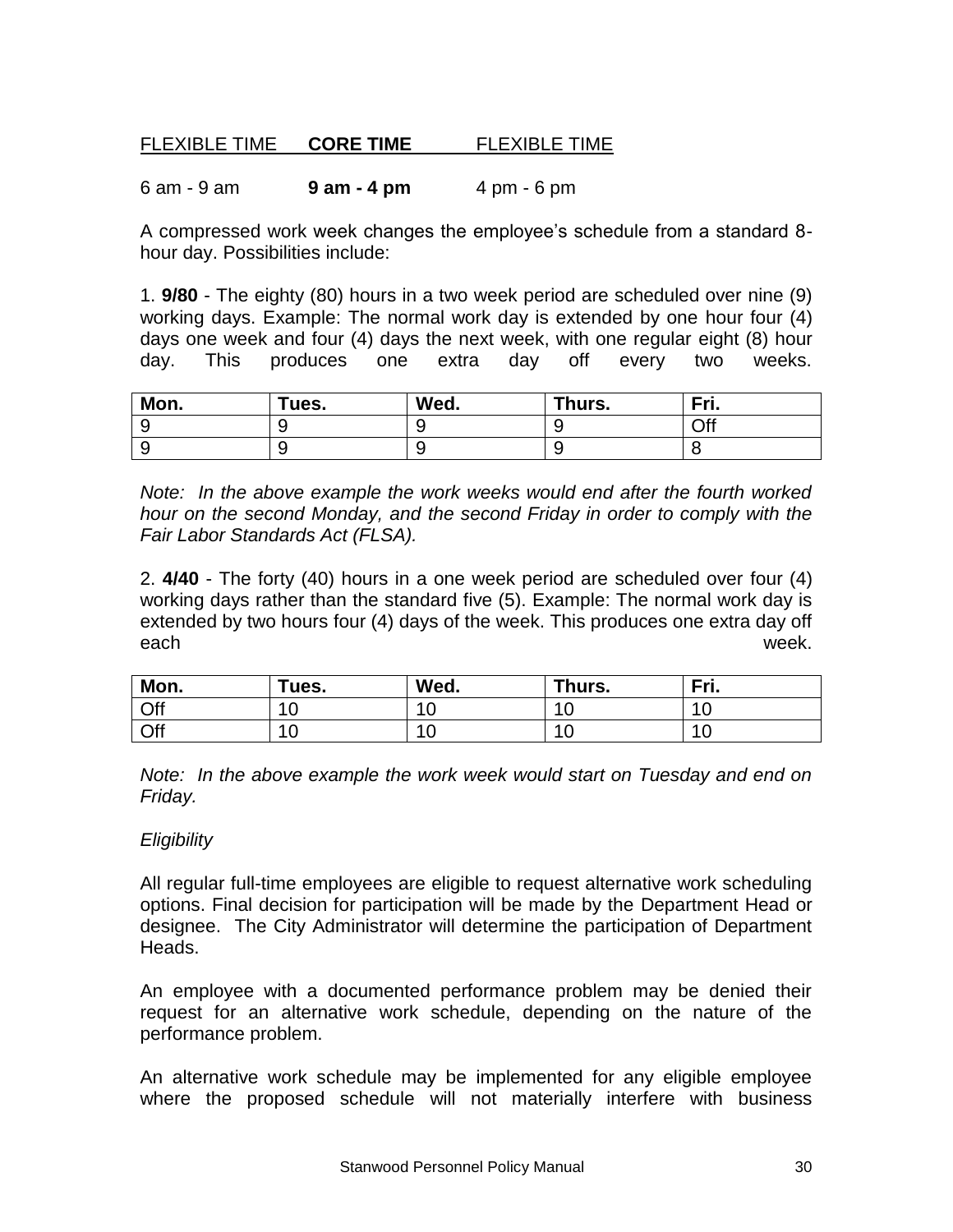| FLEXIBLE TIME | **CORE TIME** | FLEXIBLE TIME |
|---|---|---|
| 6 am - 9 am | **9 am - 4 pm** | 4 pm - 6 pm |

A compressed work week changes the employee's schedule from a standard 8-hour day. Possibilities include:

1. **9/80** - The eighty (80) hours in a two week period are scheduled over nine (9) working days. Example: The normal work day is extended by one hour four (4) days one week and four (4) days the next week, with one regular eight (8) hour day. This produces one extra day off every two weeks.

| Mon. | Tues. | Wed. | Thurs. | Fri. |
|---|---|---|---|---|
| 9 | 9 | 9 | 9 | Off |
| 9 | 9 | 9 | 9 | 8 |

*Note: In the above example the work weeks would end after the fourth worked hour on the second Monday, and the second Friday in order to comply with the Fair Labor Standards Act (FLSA).*

2. **4/40** - The forty (40) hours in a one week period are scheduled over four (4) working days rather than the standard five (5). Example: The normal work day is extended by two hours four (4) days of the week. This produces one extra day off each week.

| Mon. | Tues. | Wed. | Thurs. | Fri. |
|---|---|---|---|---|
| Off | 10 | 10 | 10 | 10 |
| Off | 10 | 10 | 10 | 10 |

*Note: In the above example the work week would start on Tuesday and end on Friday.*

*Eligibility*

All regular full-time employees are eligible to request alternative work scheduling options. Final decision for participation will be made by the Department Head or designee. The City Administrator will determine the participation of Department Heads.

An employee with a documented performance problem may be denied their request for an alternative work schedule, depending on the nature of the performance problem.

An alternative work schedule may be implemented for any eligible employee where the proposed schedule will not materially interfere with business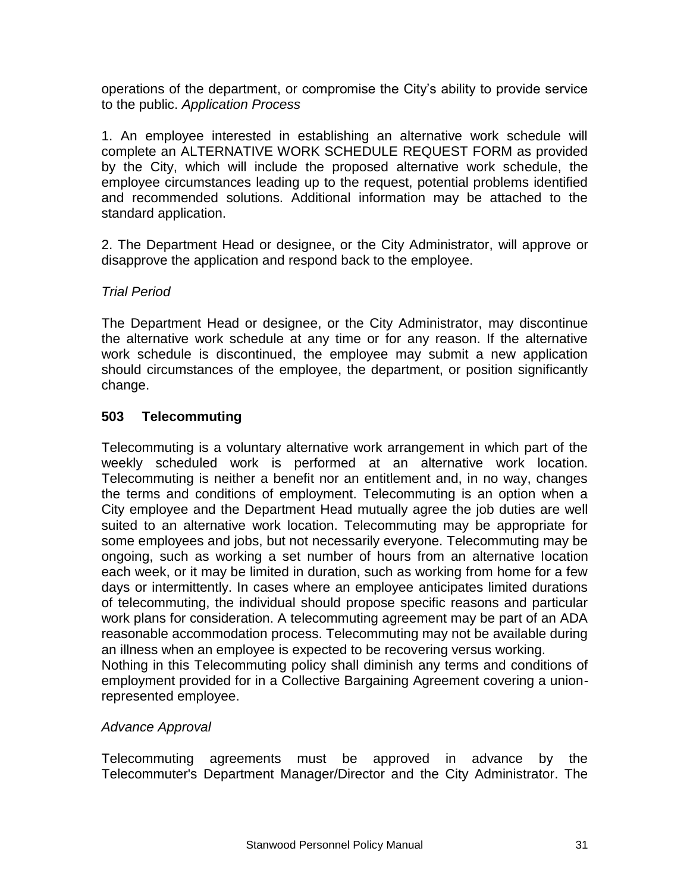operations of the department, or compromise the City's ability to provide service to the public. *Application Process*

1. An employee interested in establishing an alternative work schedule will complete an ALTERNATIVE WORK SCHEDULE REQUEST FORM as provided by the City, which will include the proposed alternative work schedule, the employee circumstances leading up to the request, potential problems identified and recommended solutions. Additional information may be attached to the standard application.

2. The Department Head or designee, or the City Administrator, will approve or disapprove the application and respond back to the employee.

*Trial Period*

The Department Head or designee, or the City Administrator, may discontinue the alternative work schedule at any time or for any reason. If the alternative work schedule is discontinued, the employee may submit a new application should circumstances of the employee, the department, or position significantly change.

## 503 Telecommuting

Telecommuting is a voluntary alternative work arrangement in which part of the weekly scheduled work is performed at an alternative work location. Telecommuting is neither a benefit nor an entitlement and, in no way, changes the terms and conditions of employment. Telecommuting is an option when a City employee and the Department Head mutually agree the job duties are well suited to an alternative work location. Telecommuting may be appropriate for some employees and jobs, but not necessarily everyone. Telecommuting may be ongoing, such as working a set number of hours from an alternative location each week, or it may be limited in duration, such as working from home for a few days or intermittently. In cases where an employee anticipates limited durations of telecommuting, the individual should propose specific reasons and particular work plans for consideration. A telecommuting agreement may be part of an ADA reasonable accommodation process. Telecommuting may not be available during an illness when an employee is expected to be recovering versus working.
Nothing in this Telecommuting policy shall diminish any terms and conditions of employment provided for in a Collective Bargaining Agreement covering a union-represented employee.

*Advance Approval*

Telecommuting agreements must be approved in advance by the Telecommuter's Department Manager/Director and the City Administrator. The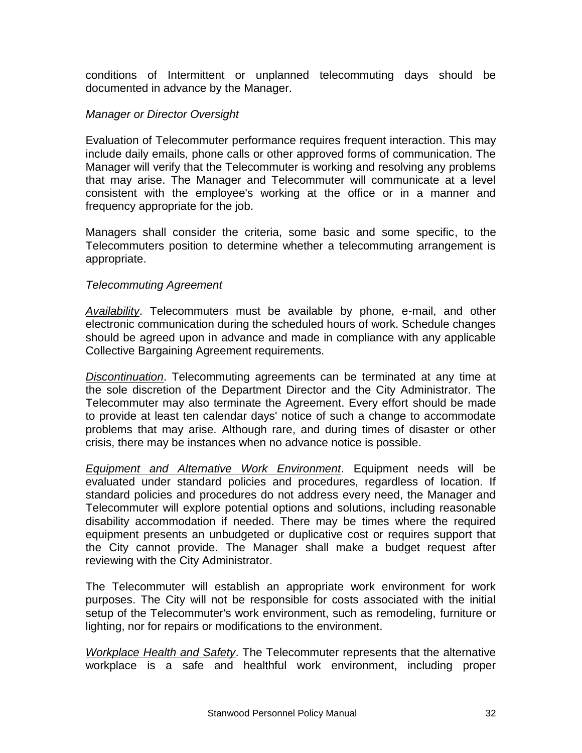conditions of Intermittent or unplanned telecommuting days should be documented in advance by the Manager.

*Manager or Director Oversight*

Evaluation of Telecommuter performance requires frequent interaction. This may include daily emails, phone calls or other approved forms of communication. The Manager will verify that the Telecommuter is working and resolving any problems that may arise. The Manager and Telecommuter will communicate at a level consistent with the employee's working at the office or in a manner and frequency appropriate for the job.

Managers shall consider the criteria, some basic and some specific, to the Telecommuters position to determine whether a telecommuting arrangement is appropriate.

*Telecommuting Agreement*

*Availability*. Telecommuters must be available by phone, e-mail, and other electronic communication during the scheduled hours of work. Schedule changes should be agreed upon in advance and made in compliance with any applicable Collective Bargaining Agreement requirements.

*Discontinuation*. Telecommuting agreements can be terminated at any time at the sole discretion of the Department Director and the City Administrator. The Telecommuter may also terminate the Agreement. Every effort should be made to provide at least ten calendar days' notice of such a change to accommodate problems that may arise. Although rare, and during times of disaster or other crisis, there may be instances when no advance notice is possible.

*Equipment and Alternative Work Environment*. Equipment needs will be evaluated under standard policies and procedures, regardless of location. If standard policies and procedures do not address every need, the Manager and Telecommuter will explore potential options and solutions, including reasonable disability accommodation if needed. There may be times where the required equipment presents an unbudgeted or duplicative cost or requires support that the City cannot provide. The Manager shall make a budget request after reviewing with the City Administrator.

The Telecommuter will establish an appropriate work environment for work purposes. The City will not be responsible for costs associated with the initial setup of the Telecommuter's work environment, such as remodeling, furniture or lighting, nor for repairs or modifications to the environment.

*Workplace Health and Safety*. The Telecommuter represents that the alternative workplace is a safe and healthful work environment, including proper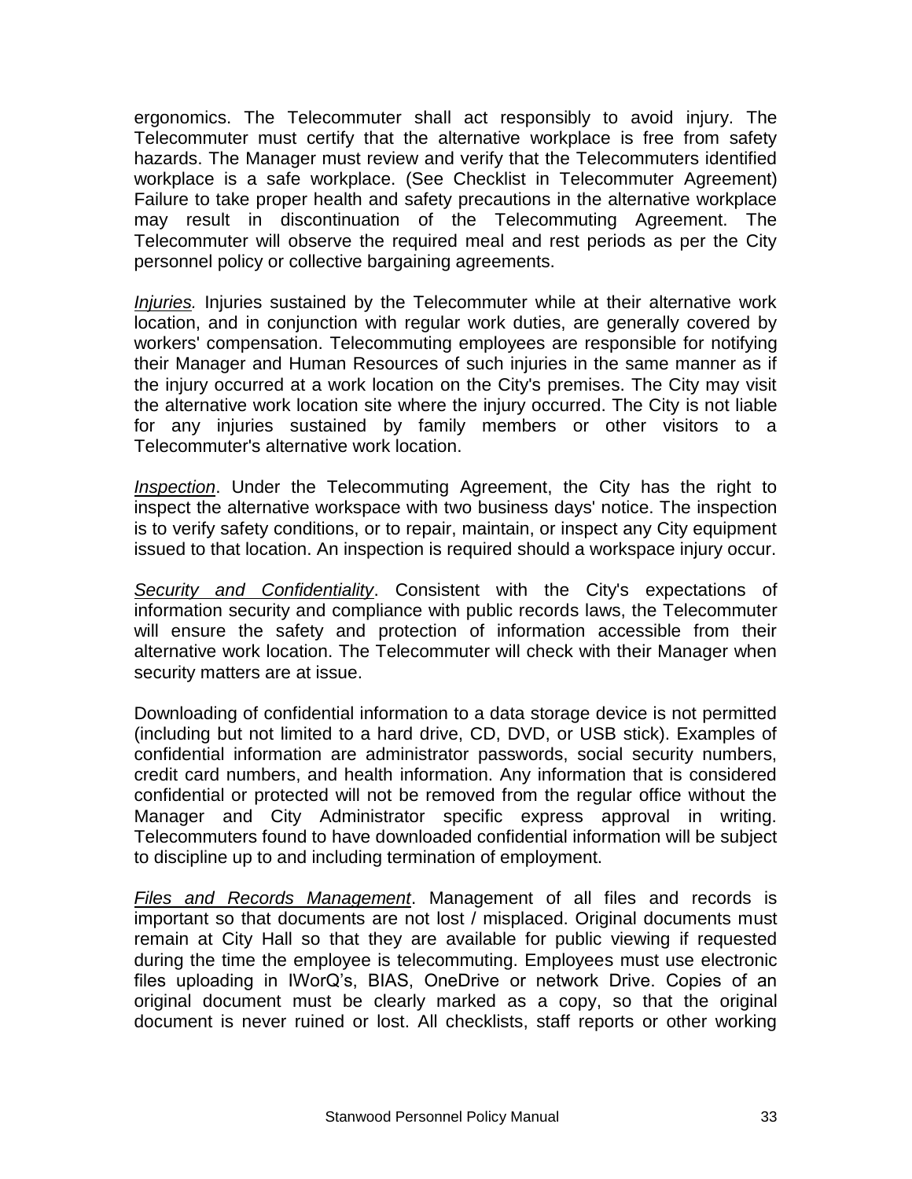ergonomics. The Telecommuter shall act responsibly to avoid injury. The Telecommuter must certify that the alternative workplace is free from safety hazards. The Manager must review and verify that the Telecommuters identified workplace is a safe workplace. (See Checklist in Telecommuter Agreement) Failure to take proper health and safety precautions in the alternative workplace may result in discontinuation of the Telecommuting Agreement. The Telecommuter will observe the required meal and rest periods as per the City personnel policy or collective bargaining agreements.

*Injuries.* Injuries sustained by the Telecommuter while at their alternative work location, and in conjunction with regular work duties, are generally covered by workers' compensation. Telecommuting employees are responsible for notifying their Manager and Human Resources of such injuries in the same manner as if the injury occurred at a work location on the City's premises. The City may visit the alternative work location site where the injury occurred. The City is not liable for any injuries sustained by family members or other visitors to a Telecommuter's alternative work location.

*Inspection*. Under the Telecommuting Agreement, the City has the right to inspect the alternative workspace with two business days' notice. The inspection is to verify safety conditions, or to repair, maintain, or inspect any City equipment issued to that location. An inspection is required should a workspace injury occur.

*Security and Confidentiality*. Consistent with the City's expectations of information security and compliance with public records laws, the Telecommuter will ensure the safety and protection of information accessible from their alternative work location. The Telecommuter will check with their Manager when security matters are at issue.

Downloading of confidential information to a data storage device is not permitted (including but not limited to a hard drive, CD, DVD, or USB stick). Examples of confidential information are administrator passwords, social security numbers, credit card numbers, and health information. Any information that is considered confidential or protected will not be removed from the regular office without the Manager and City Administrator specific express approval in writing. Telecommuters found to have downloaded confidential information will be subject to discipline up to and including termination of employment.

*Files and Records Management*. Management of all files and records is important so that documents are not lost / misplaced. Original documents must remain at City Hall so that they are available for public viewing if requested during the time the employee is telecommuting. Employees must use electronic files uploading in IWorQ's, BIAS, OneDrive or network Drive. Copies of an original document must be clearly marked as a copy, so that the original document is never ruined or lost. All checklists, staff reports or other working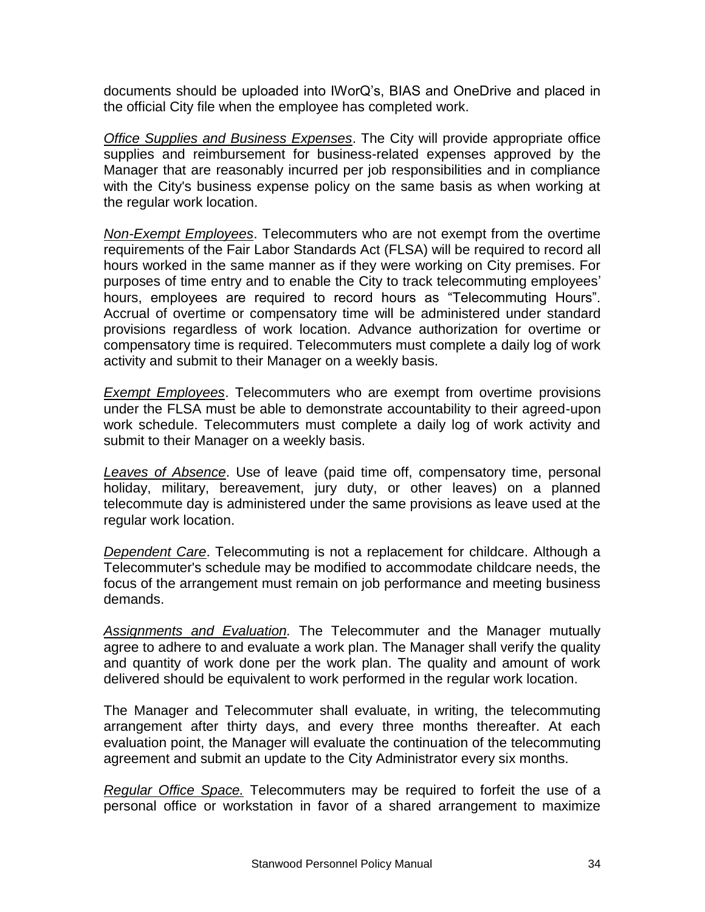documents should be uploaded into IWorQ's, BIAS and OneDrive and placed in the official City file when the employee has completed work.

*Office Supplies and Business Expenses*. The City will provide appropriate office supplies and reimbursement for business-related expenses approved by the Manager that are reasonably incurred per job responsibilities and in compliance with the City's business expense policy on the same basis as when working at the regular work location.

*Non-Exempt Employees*. Telecommuters who are not exempt from the overtime requirements of the Fair Labor Standards Act (FLSA) will be required to record all hours worked in the same manner as if they were working on City premises. For purposes of time entry and to enable the City to track telecommuting employees' hours, employees are required to record hours as "Telecommuting Hours". Accrual of overtime or compensatory time will be administered under standard provisions regardless of work location. Advance authorization for overtime or compensatory time is required. Telecommuters must complete a daily log of work activity and submit to their Manager on a weekly basis.

*Exempt Employees*. Telecommuters who are exempt from overtime provisions under the FLSA must be able to demonstrate accountability to their agreed-upon work schedule. Telecommuters must complete a daily log of work activity and submit to their Manager on a weekly basis.

*Leaves of Absence*. Use of leave (paid time off, compensatory time, personal holiday, military, bereavement, jury duty, or other leaves) on a planned telecommute day is administered under the same provisions as leave used at the regular work location.

*Dependent Care*. Telecommuting is not a replacement for childcare. Although a Telecommuter's schedule may be modified to accommodate childcare needs, the focus of the arrangement must remain on job performance and meeting business demands.

*Assignments and Evaluation.* The Telecommuter and the Manager mutually agree to adhere to and evaluate a work plan. The Manager shall verify the quality and quantity of work done per the work plan. The quality and amount of work delivered should be equivalent to work performed in the regular work location.

The Manager and Telecommuter shall evaluate, in writing, the telecommuting arrangement after thirty days, and every three months thereafter. At each evaluation point, the Manager will evaluate the continuation of the telecommuting agreement and submit an update to the City Administrator every six months.

*Regular Office Space.* Telecommuters may be required to forfeit the use of a personal office or workstation in favor of a shared arrangement to maximize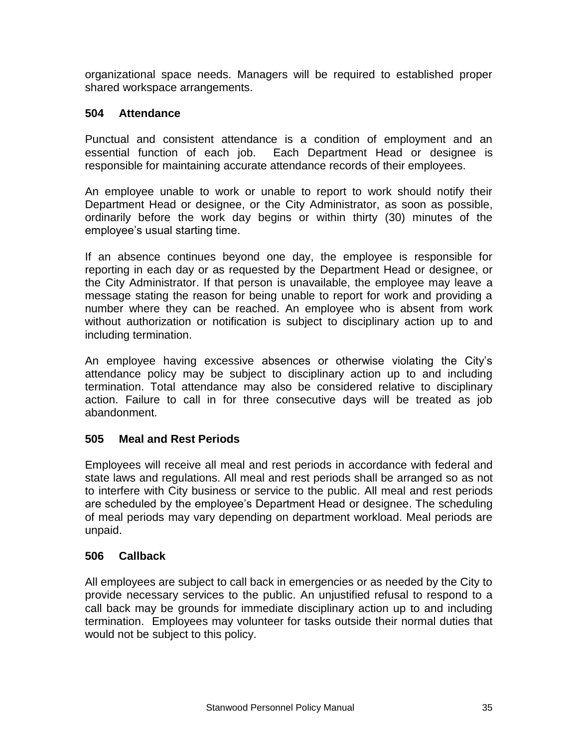organizational space needs. Managers will be required to established proper shared workspace arrangements.

### 504 Attendance

Punctual and consistent attendance is a condition of employment and an essential function of each job. Each Department Head or designee is responsible for maintaining accurate attendance records of their employees.

An employee unable to work or unable to report to work should notify their Department Head or designee, or the City Administrator, as soon as possible, ordinarily before the work day begins or within thirty (30) minutes of the employee's usual starting time.

If an absence continues beyond one day, the employee is responsible for reporting in each day or as requested by the Department Head or designee, or the City Administrator. If that person is unavailable, the employee may leave a message stating the reason for being unable to report for work and providing a number where they can be reached. An employee who is absent from work without authorization or notification is subject to disciplinary action up to and including termination.

An employee having excessive absences or otherwise violating the City's attendance policy may be subject to disciplinary action up to and including termination. Total attendance may also be considered relative to disciplinary action. Failure to call in for three consecutive days will be treated as job abandonment.

### 505 Meal and Rest Periods

Employees will receive all meal and rest periods in accordance with federal and state laws and regulations. All meal and rest periods shall be arranged so as not to interfere with City business or service to the public. All meal and rest periods are scheduled by the employee's Department Head or designee. The scheduling of meal periods may vary depending on department workload. Meal periods are unpaid.

### 506 Callback

All employees are subject to call back in emergencies or as needed by the City to provide necessary services to the public. An unjustified refusal to respond to a call back may be grounds for immediate disciplinary action up to and including termination. Employees may volunteer for tasks outside their normal duties that would not be subject to this policy.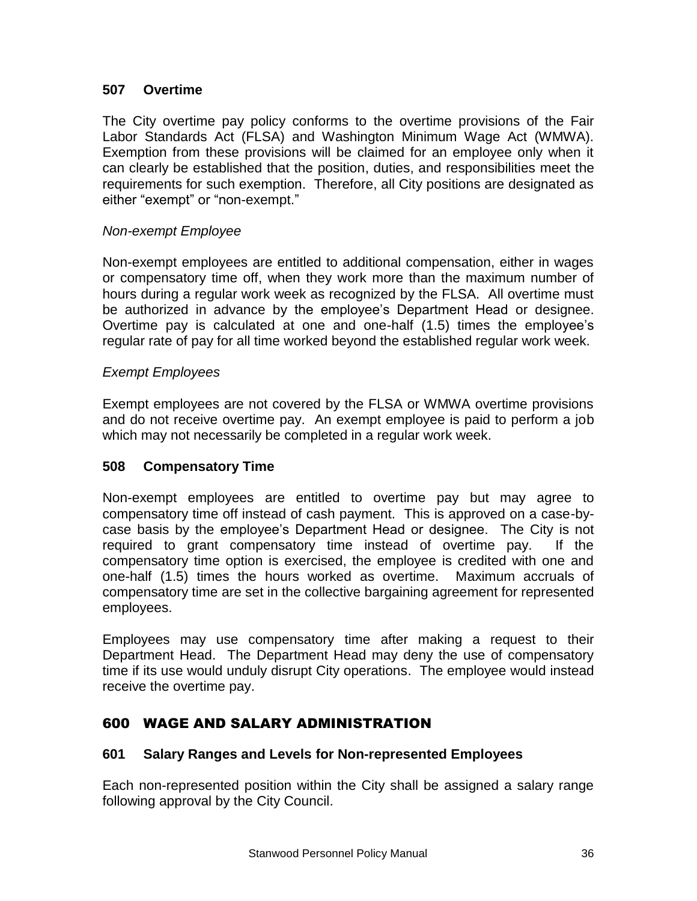### 507 Overtime

The City overtime pay policy conforms to the overtime provisions of the Fair Labor Standards Act (FLSA) and Washington Minimum Wage Act (WMWA). Exemption from these provisions will be claimed for an employee only when it can clearly be established that the position, duties, and responsibilities meet the requirements for such exemption. Therefore, all City positions are designated as either "exempt" or "non-exempt."

*Non-exempt Employee*

Non-exempt employees are entitled to additional compensation, either in wages or compensatory time off, when they work more than the maximum number of hours during a regular work week as recognized by the FLSA. All overtime must be authorized in advance by the employee's Department Head or designee. Overtime pay is calculated at one and one-half (1.5) times the employee's regular rate of pay for all time worked beyond the established regular work week.

*Exempt Employees*

Exempt employees are not covered by the FLSA or WMWA overtime provisions and do not receive overtime pay. An exempt employee is paid to perform a job which may not necessarily be completed in a regular work week.

### 508 Compensatory Time

Non-exempt employees are entitled to overtime pay but may agree to compensatory time off instead of cash payment. This is approved on a case-by-case basis by the employee's Department Head or designee. The City is not required to grant compensatory time instead of overtime pay. If the compensatory time option is exercised, the employee is credited with one and one-half (1.5) times the hours worked as overtime. Maximum accruals of compensatory time are set in the collective bargaining agreement for represented employees.

Employees may use compensatory time after making a request to their Department Head. The Department Head may deny the use of compensatory time if its use would unduly disrupt City operations. The employee would instead receive the overtime pay.

## 600 WAGE AND SALARY ADMINISTRATION

### 601 Salary Ranges and Levels for Non-represented Employees

Each non-represented position within the City shall be assigned a salary range following approval by the City Council.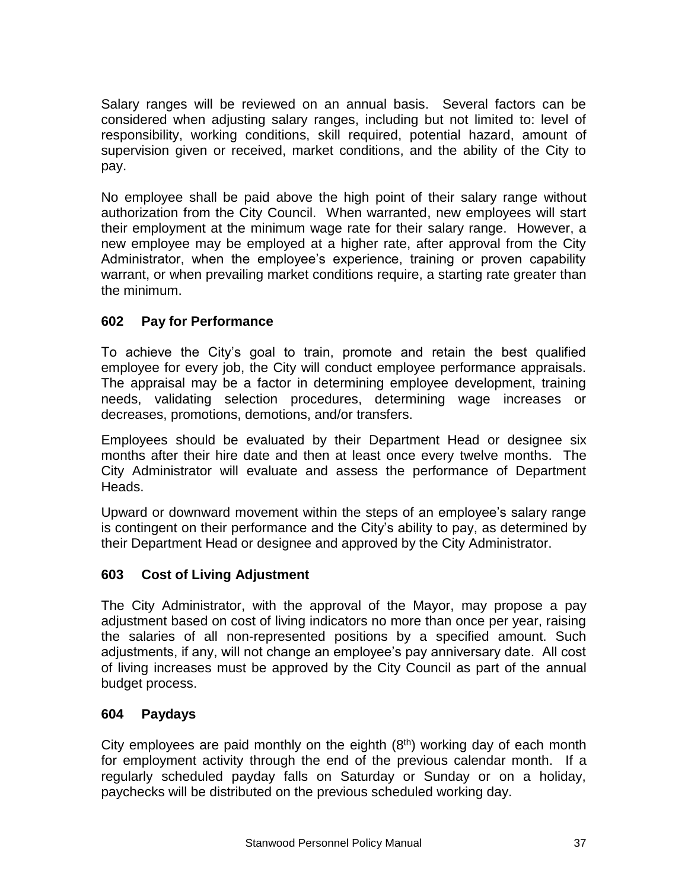Salary ranges will be reviewed on an annual basis. Several factors can be considered when adjusting salary ranges, including but not limited to: level of responsibility, working conditions, skill required, potential hazard, amount of supervision given or received, market conditions, and the ability of the City to pay.

No employee shall be paid above the high point of their salary range without authorization from the City Council. When warranted, new employees will start their employment at the minimum wage rate for their salary range. However, a new employee may be employed at a higher rate, after approval from the City Administrator, when the employee's experience, training or proven capability warrant, or when prevailing market conditions require, a starting rate greater than the minimum.

### 602 Pay for Performance

To achieve the City's goal to train, promote and retain the best qualified employee for every job, the City will conduct employee performance appraisals. The appraisal may be a factor in determining employee development, training needs, validating selection procedures, determining wage increases or decreases, promotions, demotions, and/or transfers.

Employees should be evaluated by their Department Head or designee six months after their hire date and then at least once every twelve months. The City Administrator will evaluate and assess the performance of Department Heads.

Upward or downward movement within the steps of an employee's salary range is contingent on their performance and the City's ability to pay, as determined by their Department Head or designee and approved by the City Administrator.

### 603 Cost of Living Adjustment

The City Administrator, with the approval of the Mayor, may propose a pay adjustment based on cost of living indicators no more than once per year, raising the salaries of all non-represented positions by a specified amount. Such adjustments, if any, will not change an employee's pay anniversary date. All cost of living increases must be approved by the City Council as part of the annual budget process.

### 604 Paydays

City employees are paid monthly on the eighth (8th) working day of each month for employment activity through the end of the previous calendar month. If a regularly scheduled payday falls on Saturday or Sunday or on a holiday, paychecks will be distributed on the previous scheduled working day.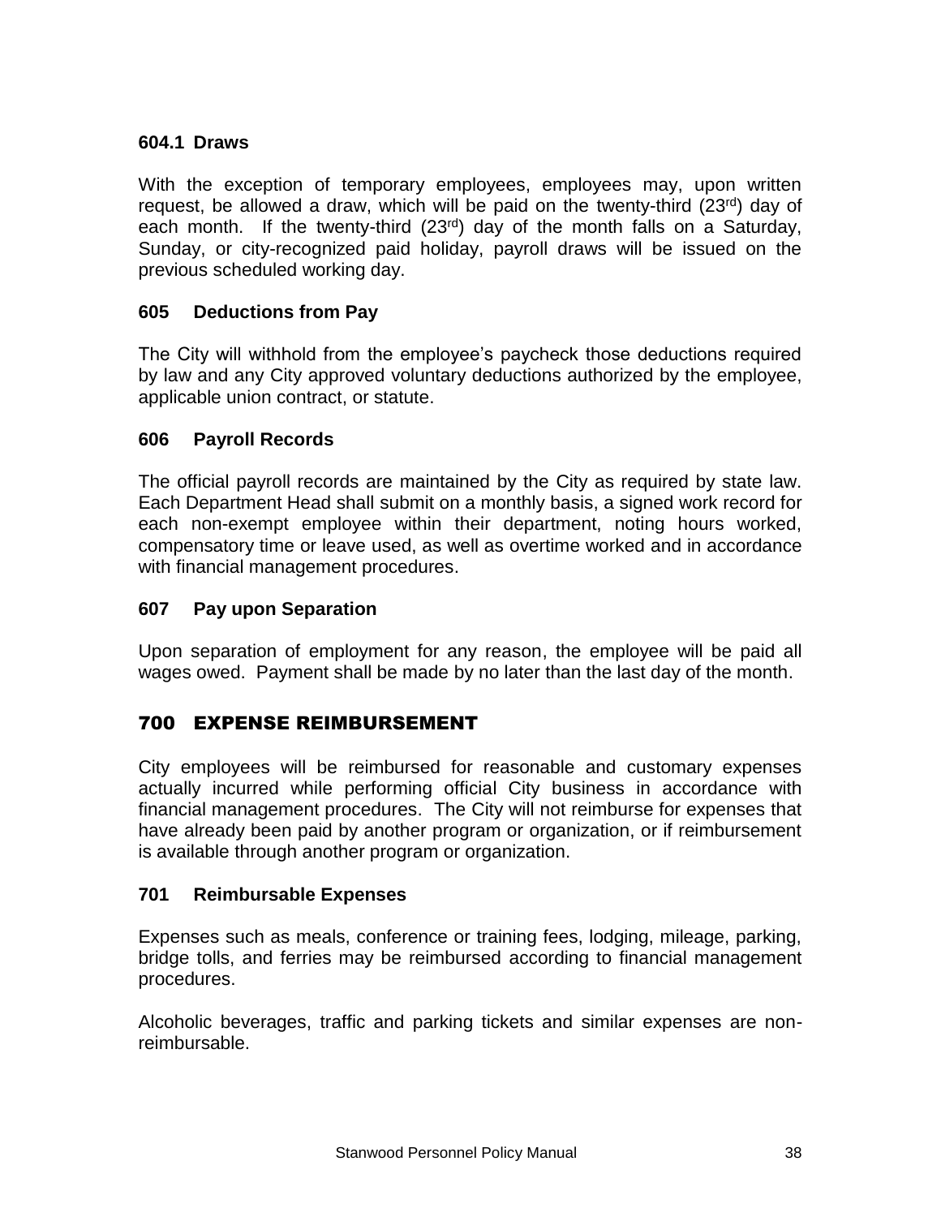### 604.1 Draws

With the exception of temporary employees, employees may, upon written request, be allowed a draw, which will be paid on the twenty-third (23rd) day of each month. If the twenty-third (23rd) day of the month falls on a Saturday, Sunday, or city-recognized paid holiday, payroll draws will be issued on the previous scheduled working day.

### 605 Deductions from Pay

The City will withhold from the employee's paycheck those deductions required by law and any City approved voluntary deductions authorized by the employee, applicable union contract, or statute.

### 606 Payroll Records

The official payroll records are maintained by the City as required by state law. Each Department Head shall submit on a monthly basis, a signed work record for each non-exempt employee within their department, noting hours worked, compensatory time or leave used, as well as overtime worked and in accordance with financial management procedures.

### 607 Pay upon Separation

Upon separation of employment for any reason, the employee will be paid all wages owed. Payment shall be made by no later than the last day of the month.

## 700 EXPENSE REIMBURSEMENT

City employees will be reimbursed for reasonable and customary expenses actually incurred while performing official City business in accordance with financial management procedures. The City will not reimburse for expenses that have already been paid by another program or organization, or if reimbursement is available through another program or organization.

### 701 Reimbursable Expenses

Expenses such as meals, conference or training fees, lodging, mileage, parking, bridge tolls, and ferries may be reimbursed according to financial management procedures.

Alcoholic beverages, traffic and parking tickets and similar expenses are non-reimbursable.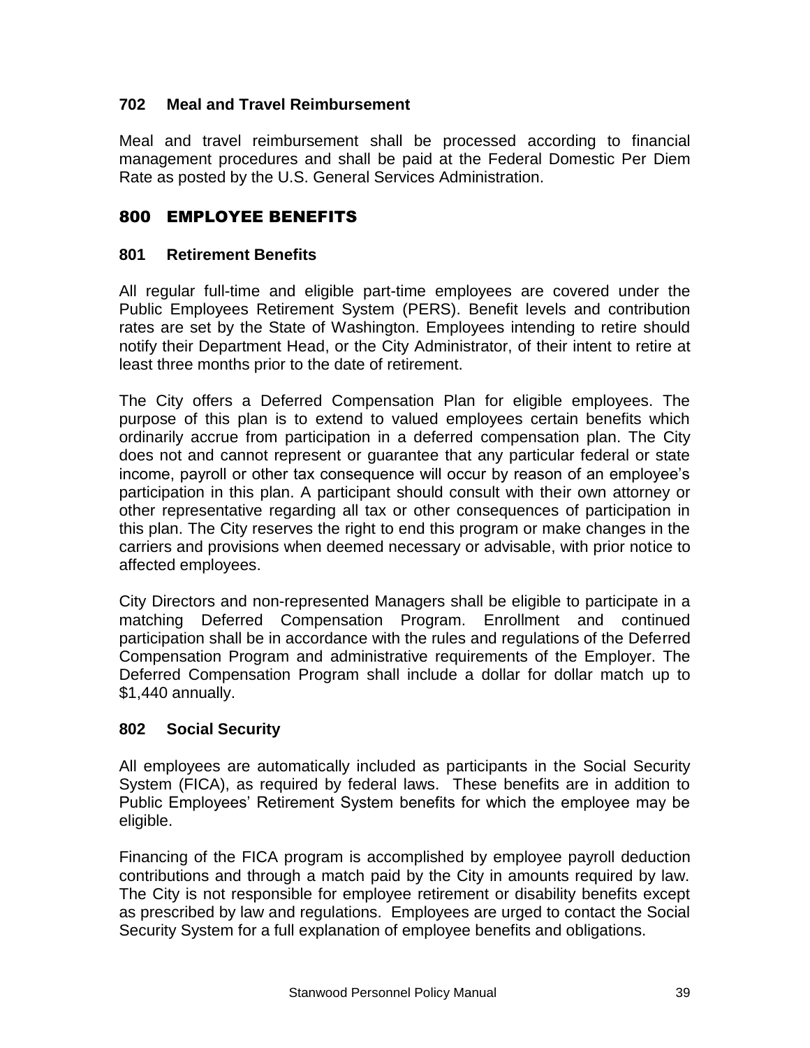### 702 Meal and Travel Reimbursement

Meal and travel reimbursement shall be processed according to financial management procedures and shall be paid at the Federal Domestic Per Diem Rate as posted by the U.S. General Services Administration.

## 800 EMPLOYEE BENEFITS

### 801 Retirement Benefits

All regular full-time and eligible part-time employees are covered under the Public Employees Retirement System (PERS). Benefit levels and contribution rates are set by the State of Washington. Employees intending to retire should notify their Department Head, or the City Administrator, of their intent to retire at least three months prior to the date of retirement.

The City offers a Deferred Compensation Plan for eligible employees. The purpose of this plan is to extend to valued employees certain benefits which ordinarily accrue from participation in a deferred compensation plan. The City does not and cannot represent or guarantee that any particular federal or state income, payroll or other tax consequence will occur by reason of an employee's participation in this plan. A participant should consult with their own attorney or other representative regarding all tax or other consequences of participation in this plan. The City reserves the right to end this program or make changes in the carriers and provisions when deemed necessary or advisable, with prior notice to affected employees.

City Directors and non-represented Managers shall be eligible to participate in a matching Deferred Compensation Program. Enrollment and continued participation shall be in accordance with the rules and regulations of the Deferred Compensation Program and administrative requirements of the Employer. The Deferred Compensation Program shall include a dollar for dollar match up to $1,440 annually.

### 802 Social Security

All employees are automatically included as participants in the Social Security System (FICA), as required by federal laws. These benefits are in addition to Public Employees' Retirement System benefits for which the employee may be eligible.

Financing of the FICA program is accomplished by employee payroll deduction contributions and through a match paid by the City in amounts required by law. The City is not responsible for employee retirement or disability benefits except as prescribed by law and regulations. Employees are urged to contact the Social Security System for a full explanation of employee benefits and obligations.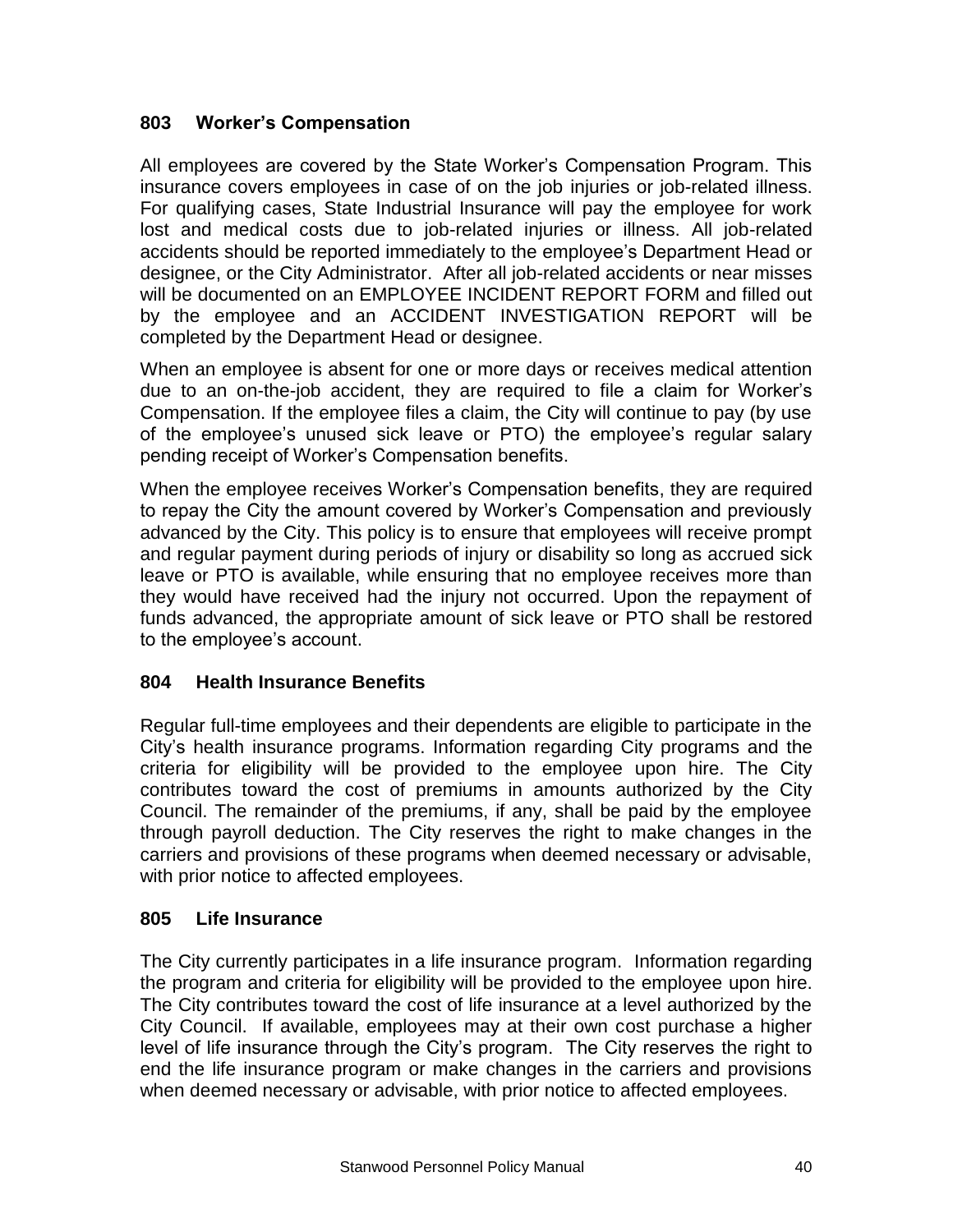### 803 Worker's Compensation

All employees are covered by the State Worker's Compensation Program. This insurance covers employees in case of on the job injuries or job-related illness. For qualifying cases, State Industrial Insurance will pay the employee for work lost and medical costs due to job-related injuries or illness. All job-related accidents should be reported immediately to the employee's Department Head or designee, or the City Administrator. After all job-related accidents or near misses will be documented on an EMPLOYEE INCIDENT REPORT FORM and filled out by the employee and an ACCIDENT INVESTIGATION REPORT will be completed by the Department Head or designee.

When an employee is absent for one or more days or receives medical attention due to an on-the-job accident, they are required to file a claim for Worker's Compensation. If the employee files a claim, the City will continue to pay (by use of the employee's unused sick leave or PTO) the employee's regular salary pending receipt of Worker's Compensation benefits.

When the employee receives Worker's Compensation benefits, they are required to repay the City the amount covered by Worker's Compensation and previously advanced by the City. This policy is to ensure that employees will receive prompt and regular payment during periods of injury or disability so long as accrued sick leave or PTO is available, while ensuring that no employee receives more than they would have received had the injury not occurred. Upon the repayment of funds advanced, the appropriate amount of sick leave or PTO shall be restored to the employee's account.

### 804 Health Insurance Benefits

Regular full-time employees and their dependents are eligible to participate in the City's health insurance programs. Information regarding City programs and the criteria for eligibility will be provided to the employee upon hire. The City contributes toward the cost of premiums in amounts authorized by the City Council. The remainder of the premiums, if any, shall be paid by the employee through payroll deduction. The City reserves the right to make changes in the carriers and provisions of these programs when deemed necessary or advisable, with prior notice to affected employees.

### 805 Life Insurance

The City currently participates in a life insurance program. Information regarding the program and criteria for eligibility will be provided to the employee upon hire. The City contributes toward the cost of life insurance at a level authorized by the City Council. If available, employees may at their own cost purchase a higher level of life insurance through the City's program. The City reserves the right to end the life insurance program or make changes in the carriers and provisions when deemed necessary or advisable, with prior notice to affected employees.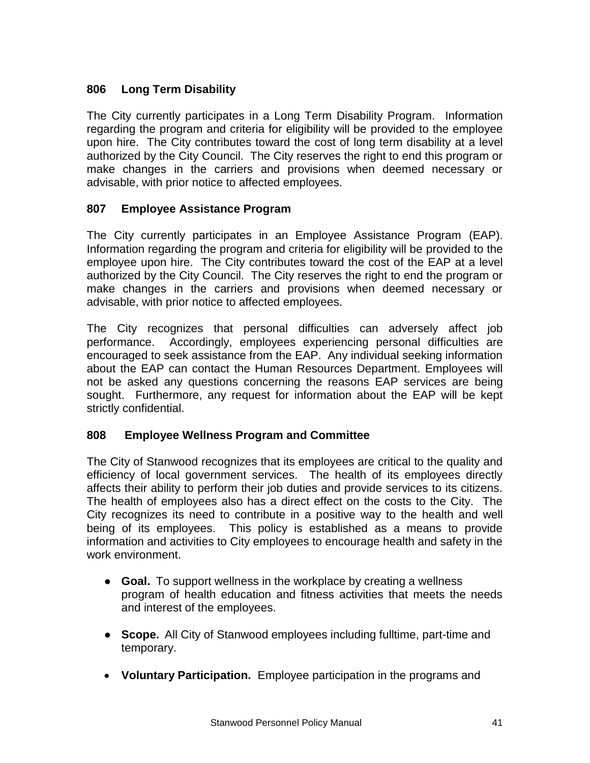## 806 Long Term Disability

The City currently participates in a Long Term Disability Program. Information regarding the program and criteria for eligibility will be provided to the employee upon hire. The City contributes toward the cost of long term disability at a level authorized by the City Council. The City reserves the right to end this program or make changes in the carriers and provisions when deemed necessary or advisable, with prior notice to affected employees.

## 807 Employee Assistance Program

The City currently participates in an Employee Assistance Program (EAP). Information regarding the program and criteria for eligibility will be provided to the employee upon hire. The City contributes toward the cost of the EAP at a level authorized by the City Council. The City reserves the right to end the program or make changes in the carriers and provisions when deemed necessary or advisable, with prior notice to affected employees.

The City recognizes that personal difficulties can adversely affect job performance. Accordingly, employees experiencing personal difficulties are encouraged to seek assistance from the EAP. Any individual seeking information about the EAP can contact the Human Resources Department. Employees will not be asked any questions concerning the reasons EAP services are being sought. Furthermore, any request for information about the EAP will be kept strictly confidential.

## 808 Employee Wellness Program and Committee

The City of Stanwood recognizes that its employees are critical to the quality and efficiency of local government services. The health of its employees directly affects their ability to perform their job duties and provide services to its citizens. The health of employees also has a direct effect on the costs to the City. The City recognizes its need to contribute in a positive way to the health and well being of its employees. This policy is established as a means to provide information and activities to City employees to encourage health and safety in the work environment.

- **Goal.** To support wellness in the workplace by creating a wellness program of health education and fitness activities that meets the needs and interest of the employees.
- **Scope.** All City of Stanwood employees including fulltime, part-time and temporary.
- **Voluntary Participation.** Employee participation in the programs and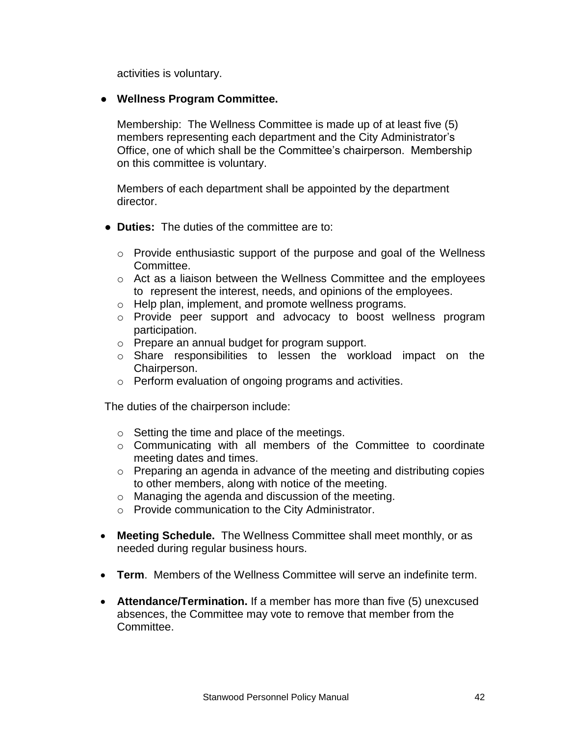activities is voluntary.

- **Wellness Program Committee.**

  Membership: The Wellness Committee is made up of at least five (5) members representing each department and the City Administrator's Office, one of which shall be the Committee's chairperson. Membership on this committee is voluntary.

  Members of each department shall be appointed by the department director.

- **Duties:** The duties of the committee are to:

  - Provide enthusiastic support of the purpose and goal of the Wellness Committee.
  - Act as a liaison between the Wellness Committee and the employees to represent the interest, needs, and opinions of the employees.
  - Help plan, implement, and promote wellness programs.
  - Provide peer support and advocacy to boost wellness program participation.
  - Prepare an annual budget for program support.
  - Share responsibilities to lessen the workload impact on the Chairperson.
  - Perform evaluation of ongoing programs and activities.

  The duties of the chairperson include:

  - Setting the time and place of the meetings.
  - Communicating with all members of the Committee to coordinate meeting dates and times.
  - Preparing an agenda in advance of the meeting and distributing copies to other members, along with notice of the meeting.
  - Managing the agenda and discussion of the meeting.
  - Provide communication to the City Administrator.

- **Meeting Schedule.** The Wellness Committee shall meet monthly, or as needed during regular business hours.

- **Term**. Members of the Wellness Committee will serve an indefinite term.

- **Attendance/Termination.** If a member has more than five (5) unexcused absences, the Committee may vote to remove that member from the Committee.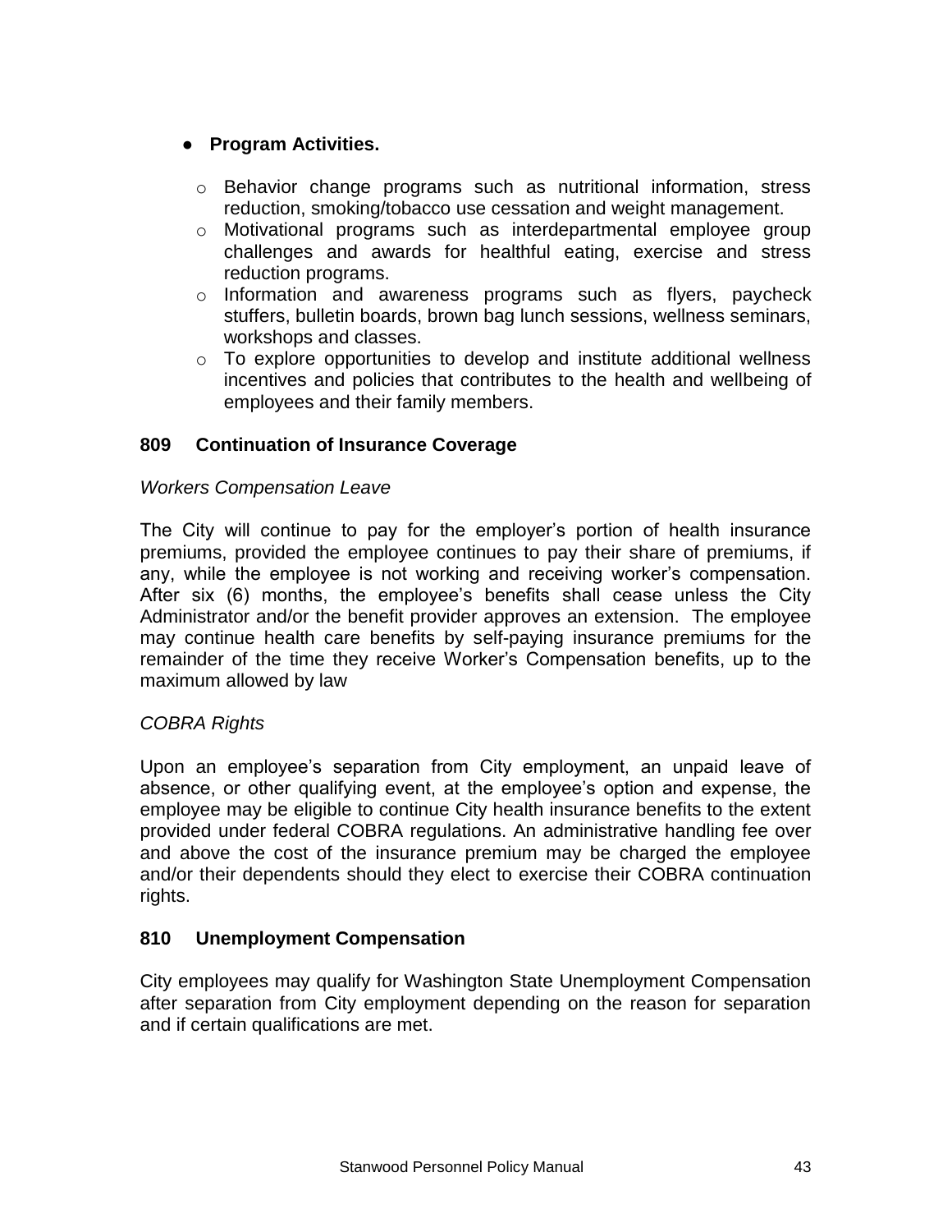- **Program Activities.**

  - Behavior change programs such as nutritional information, stress reduction, smoking/tobacco use cessation and weight management.
  - Motivational programs such as interdepartmental employee group challenges and awards for healthful eating, exercise and stress reduction programs.
  - Information and awareness programs such as flyers, paycheck stuffers, bulletin boards, brown bag lunch sessions, wellness seminars, workshops and classes.
  - To explore opportunities to develop and institute additional wellness incentives and policies that contributes to the health and wellbeing of employees and their family members.

## 809 Continuation of Insurance Coverage

*Workers Compensation Leave*

The City will continue to pay for the employer's portion of health insurance premiums, provided the employee continues to pay their share of premiums, if any, while the employee is not working and receiving worker's compensation. After six (6) months, the employee's benefits shall cease unless the City Administrator and/or the benefit provider approves an extension. The employee may continue health care benefits by self-paying insurance premiums for the remainder of the time they receive Worker's Compensation benefits, up to the maximum allowed by law

*COBRA Rights*

Upon an employee's separation from City employment, an unpaid leave of absence, or other qualifying event, at the employee's option and expense, the employee may be eligible to continue City health insurance benefits to the extent provided under federal COBRA regulations. An administrative handling fee over and above the cost of the insurance premium may be charged the employee and/or their dependents should they elect to exercise their COBRA continuation rights.

## 810 Unemployment Compensation

City employees may qualify for Washington State Unemployment Compensation after separation from City employment depending on the reason for separation and if certain qualifications are met.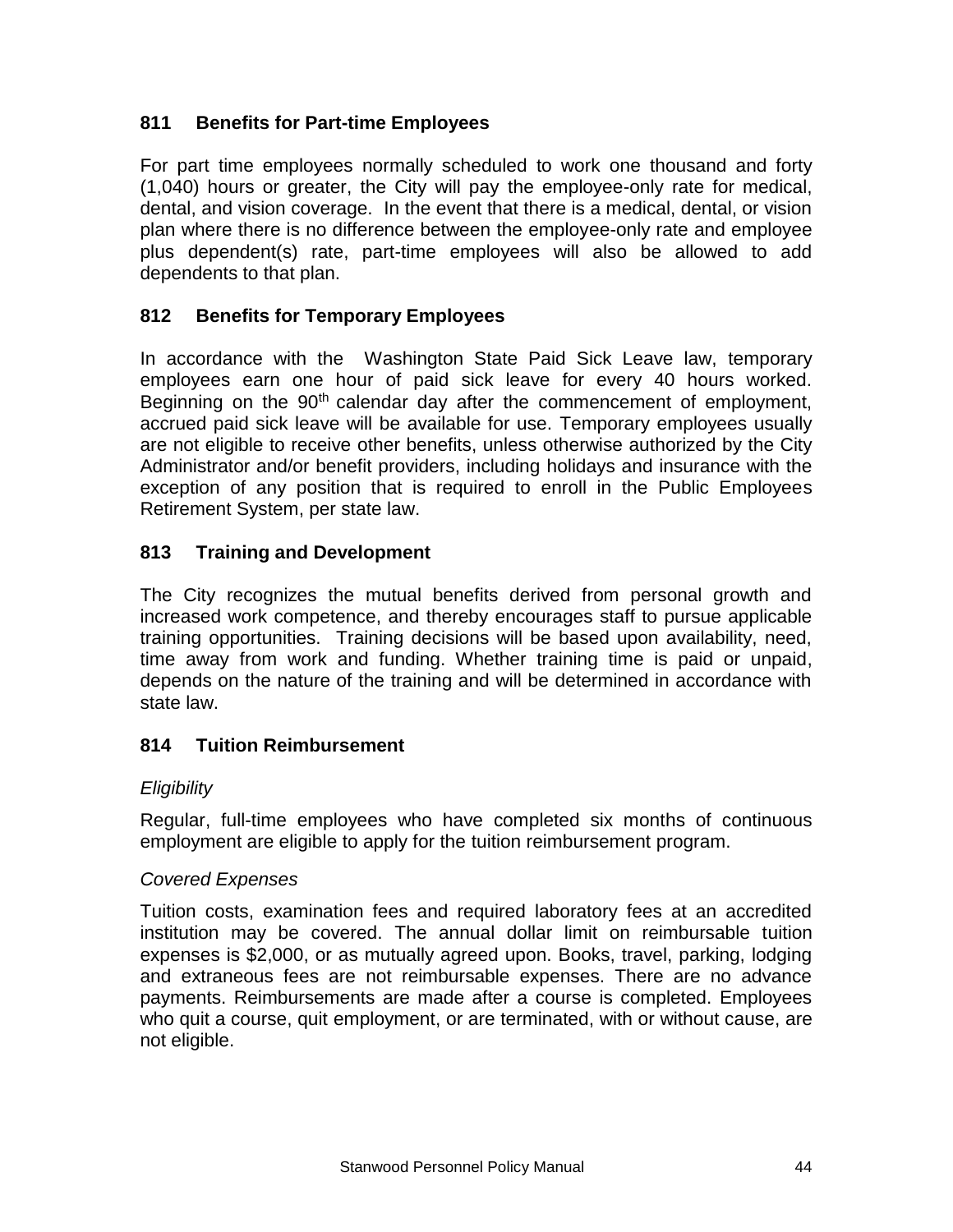## 811 Benefits for Part-time Employees

For part time employees normally scheduled to work one thousand and forty (1,040) hours or greater, the City will pay the employee-only rate for medical, dental, and vision coverage. In the event that there is a medical, dental, or vision plan where there is no difference between the employee-only rate and employee plus dependent(s) rate, part-time employees will also be allowed to add dependents to that plan.

## 812 Benefits for Temporary Employees

In accordance with the Washington State Paid Sick Leave law, temporary employees earn one hour of paid sick leave for every 40 hours worked. Beginning on the 90th calendar day after the commencement of employment, accrued paid sick leave will be available for use. Temporary employees usually are not eligible to receive other benefits, unless otherwise authorized by the City Administrator and/or benefit providers, including holidays and insurance with the exception of any position that is required to enroll in the Public Employees Retirement System, per state law.

## 813 Training and Development

The City recognizes the mutual benefits derived from personal growth and increased work competence, and thereby encourages staff to pursue applicable training opportunities. Training decisions will be based upon availability, need, time away from work and funding. Whether training time is paid or unpaid, depends on the nature of the training and will be determined in accordance with state law.

## 814 Tuition Reimbursement

*Eligibility*

Regular, full-time employees who have completed six months of continuous employment are eligible to apply for the tuition reimbursement program.

*Covered Expenses*

Tuition costs, examination fees and required laboratory fees at an accredited institution may be covered. The annual dollar limit on reimbursable tuition expenses is $2,000, or as mutually agreed upon. Books, travel, parking, lodging and extraneous fees are not reimbursable expenses. There are no advance payments. Reimbursements are made after a course is completed. Employees who quit a course, quit employment, or are terminated, with or without cause, are not eligible.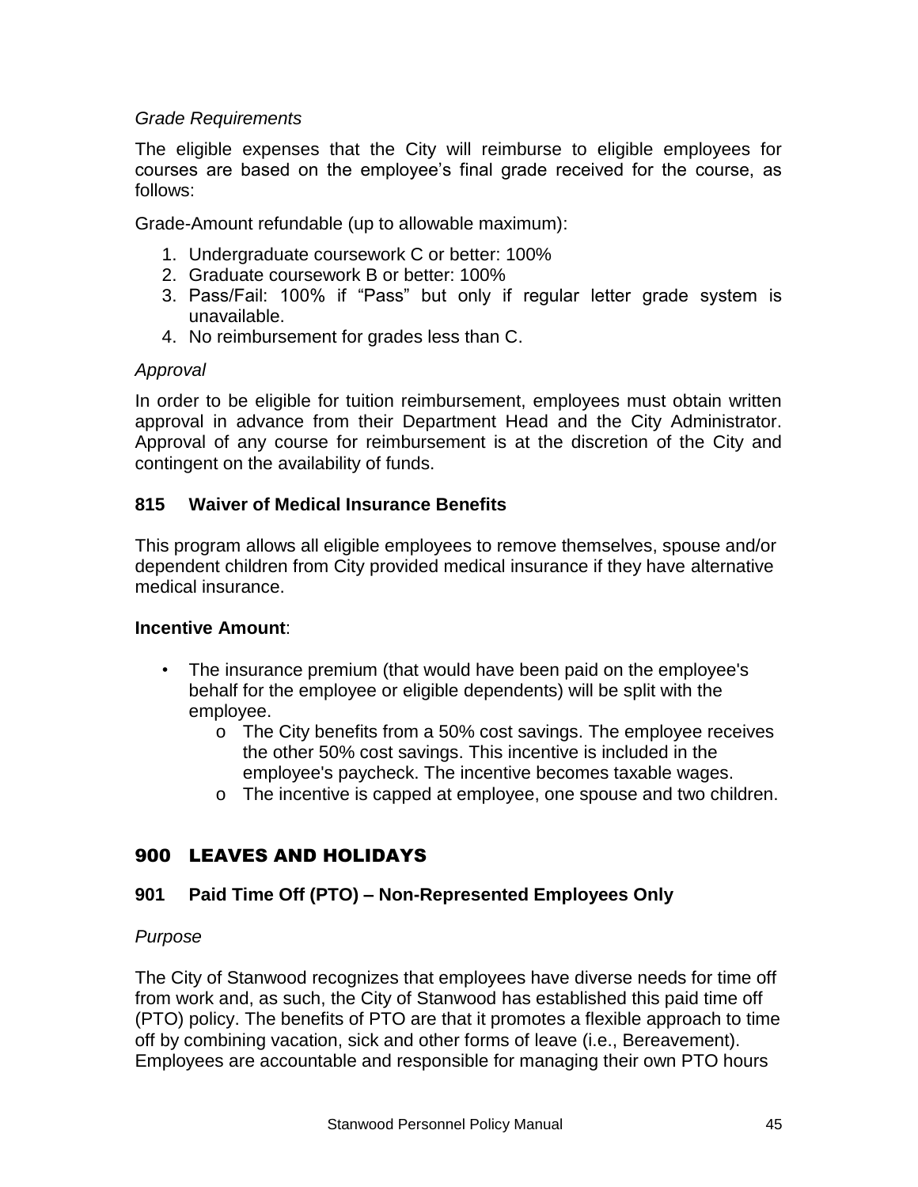*Grade Requirements*

The eligible expenses that the City will reimburse to eligible employees for courses are based on the employee's final grade received for the course, as follows:

Grade-Amount refundable (up to allowable maximum):

1. Undergraduate coursework C or better: 100%
2. Graduate coursework B or better: 100%
3. Pass/Fail: 100% if "Pass" but only if regular letter grade system is unavailable.
4. No reimbursement for grades less than C.

*Approval*

In order to be eligible for tuition reimbursement, employees must obtain written approval in advance from their Department Head and the City Administrator. Approval of any course for reimbursement is at the discretion of the City and contingent on the availability of funds.

### 815 Waiver of Medical Insurance Benefits

This program allows all eligible employees to remove themselves, spouse and/or dependent children from City provided medical insurance if they have alternative medical insurance.

**Incentive Amount**:

- The insurance premium (that would have been paid on the employee's behalf for the employee or eligible dependents) will be split with the employee.
  - The City benefits from a 50% cost savings. The employee receives the other 50% cost savings. This incentive is included in the employee's paycheck. The incentive becomes taxable wages.
  - The incentive is capped at employee, one spouse and two children.

## 900 LEAVES AND HOLIDAYS

### 901 Paid Time Off (PTO) – Non-Represented Employees Only

*Purpose*

The City of Stanwood recognizes that employees have diverse needs for time off from work and, as such, the City of Stanwood has established this paid time off (PTO) policy. The benefits of PTO are that it promotes a flexible approach to time off by combining vacation, sick and other forms of leave (i.e., Bereavement). Employees are accountable and responsible for managing their own PTO hours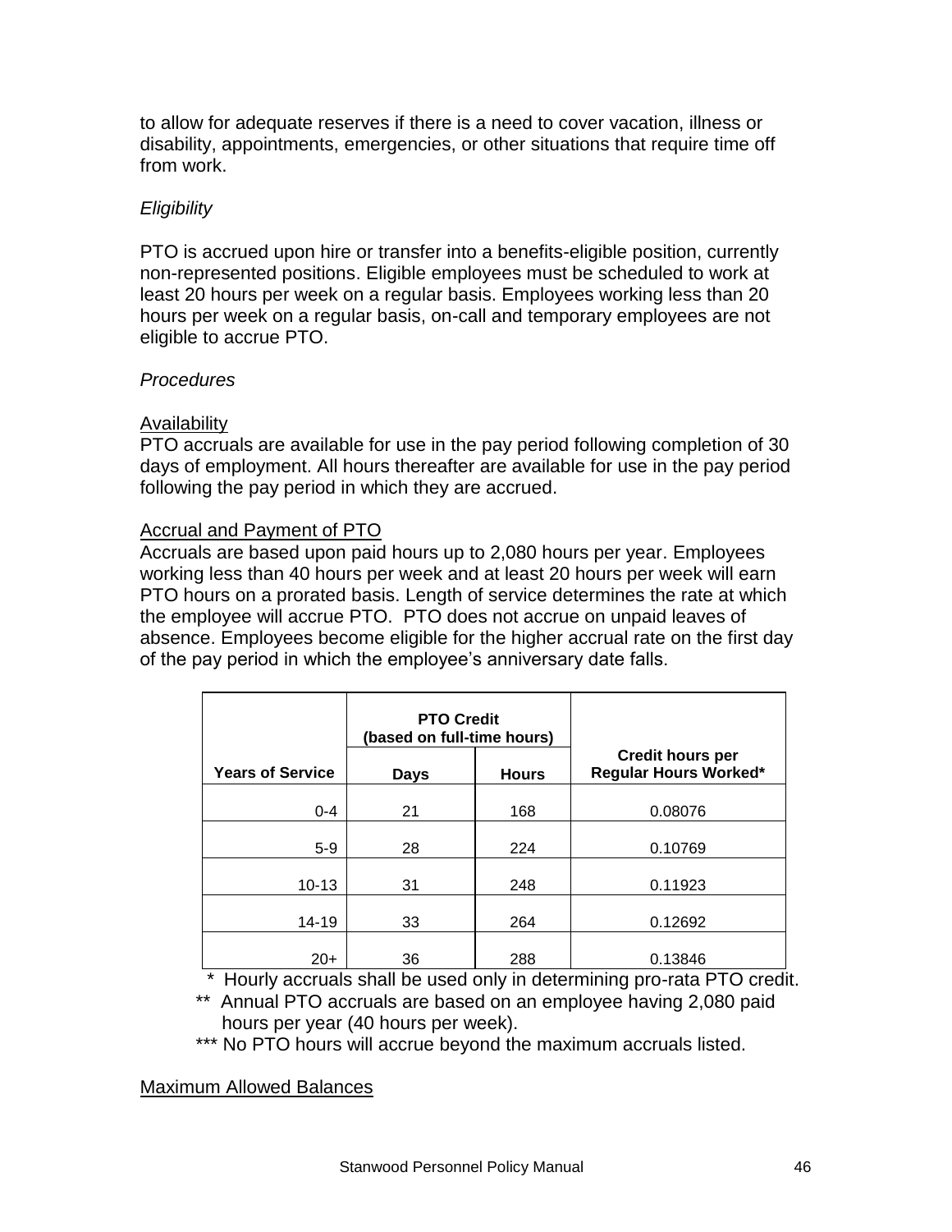to allow for adequate reserves if there is a need to cover vacation, illness or disability, appointments, emergencies, or other situations that require time off from work.

*Eligibility*

PTO is accrued upon hire or transfer into a benefits-eligible position, currently non-represented positions. Eligible employees must be scheduled to work at least 20 hours per week on a regular basis. Employees working less than 20 hours per week on a regular basis, on-call and temporary employees are not eligible to accrue PTO.

*Procedures*

<u>Availability</u>
PTO accruals are available for use in the pay period following completion of 30 days of employment. All hours thereafter are available for use in the pay period following the pay period in which they are accrued.

<u>Accrual and Payment of PTO</u>
Accruals are based upon paid hours up to 2,080 hours per year. Employees working less than 40 hours per week and at least 20 hours per week will earn PTO hours on a prorated basis. Length of service determines the rate at which the employee will accrue PTO. PTO does not accrue on unpaid leaves of absence. Employees become eligible for the higher accrual rate on the first day of the pay period in which the employee's anniversary date falls.

| | PTO Credit (based on full-time hours) | | |
|---|---|---|---|
| **Years of Service** | **Days** | **Hours** | **Credit hours per Regular Hours Worked*** |
| 0-4 | 21 | 168 | 0.08076 |
| 5-9 | 28 | 224 | 0.10769 |
| 10-13 | 31 | 248 | 0.11923 |
| 14-19 | 33 | 264 | 0.12692 |
| 20+ | 36 | 288 | 0.13846 |

\* Hourly accruals shall be used only in determining pro-rata PTO credit.

** Annual PTO accruals are based on an employee having 2,080 paid hours per year (40 hours per week).

*** No PTO hours will accrue beyond the maximum accruals listed.

<u>Maximum Allowed Balances</u>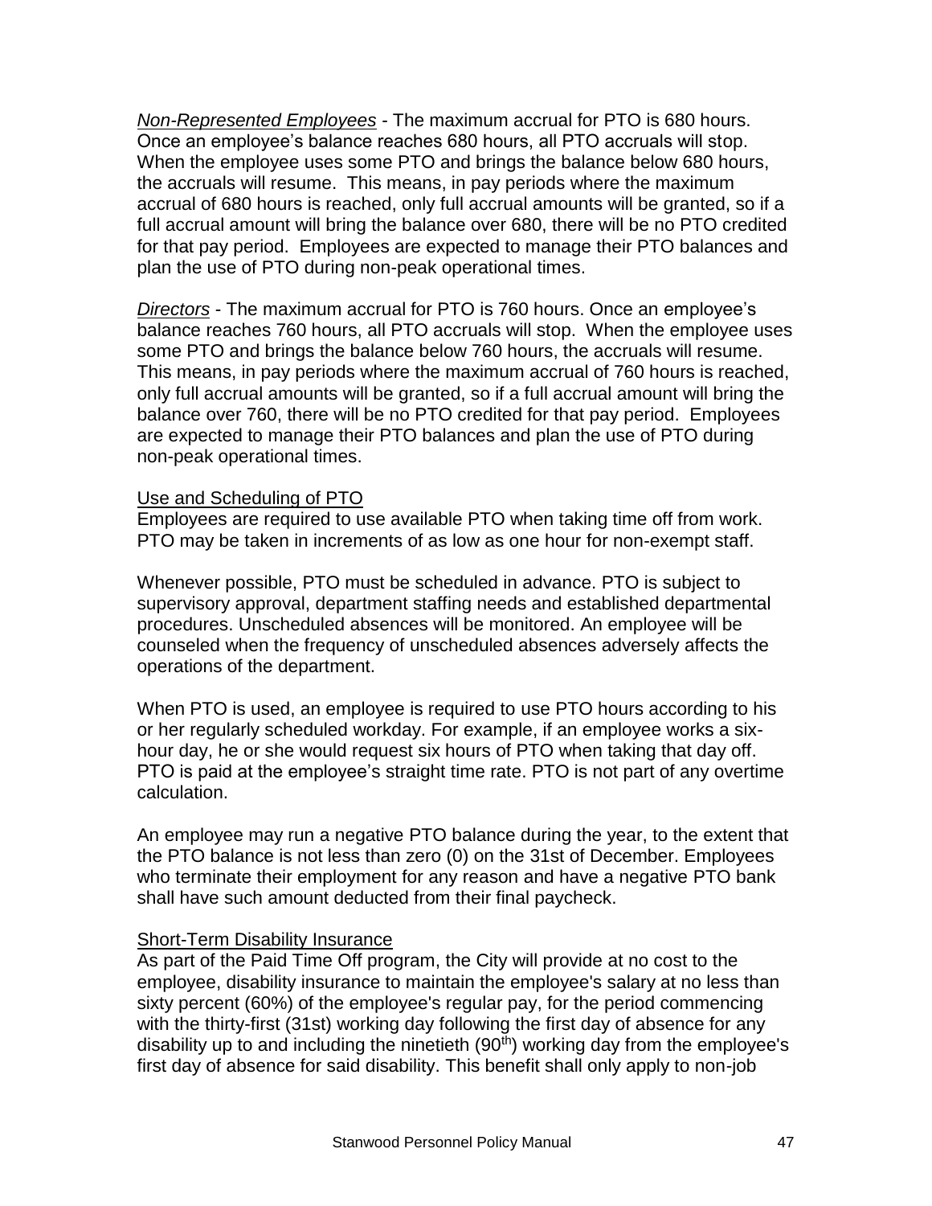*Non-Represented Employees* - The maximum accrual for PTO is 680 hours. Once an employee's balance reaches 680 hours, all PTO accruals will stop. When the employee uses some PTO and brings the balance below 680 hours, the accruals will resume. This means, in pay periods where the maximum accrual of 680 hours is reached, only full accrual amounts will be granted, so if a full accrual amount will bring the balance over 680, there will be no PTO credited for that pay period. Employees are expected to manage their PTO balances and plan the use of PTO during non-peak operational times.

*Directors* - The maximum accrual for PTO is 760 hours. Once an employee's balance reaches 760 hours, all PTO accruals will stop. When the employee uses some PTO and brings the balance below 760 hours, the accruals will resume. This means, in pay periods where the maximum accrual of 760 hours is reached, only full accrual amounts will be granted, so if a full accrual amount will bring the balance over 760, there will be no PTO credited for that pay period. Employees are expected to manage their PTO balances and plan the use of PTO during non-peak operational times.

Use and Scheduling of PTO

Employees are required to use available PTO when taking time off from work. PTO may be taken in increments of as low as one hour for non-exempt staff.

Whenever possible, PTO must be scheduled in advance. PTO is subject to supervisory approval, department staffing needs and established departmental procedures. Unscheduled absences will be monitored. An employee will be counseled when the frequency of unscheduled absences adversely affects the operations of the department.

When PTO is used, an employee is required to use PTO hours according to his or her regularly scheduled workday. For example, if an employee works a six-hour day, he or she would request six hours of PTO when taking that day off. PTO is paid at the employee's straight time rate. PTO is not part of any overtime calculation.

An employee may run a negative PTO balance during the year, to the extent that the PTO balance is not less than zero (0) on the 31st of December. Employees who terminate their employment for any reason and have a negative PTO bank shall have such amount deducted from their final paycheck.

Short-Term Disability Insurance

As part of the Paid Time Off program, the City will provide at no cost to the employee, disability insurance to maintain the employee's salary at no less than sixty percent (60%) of the employee's regular pay, for the period commencing with the thirty-first (31st) working day following the first day of absence for any disability up to and including the ninetieth (90th) working day from the employee's first day of absence for said disability. This benefit shall only apply to non-job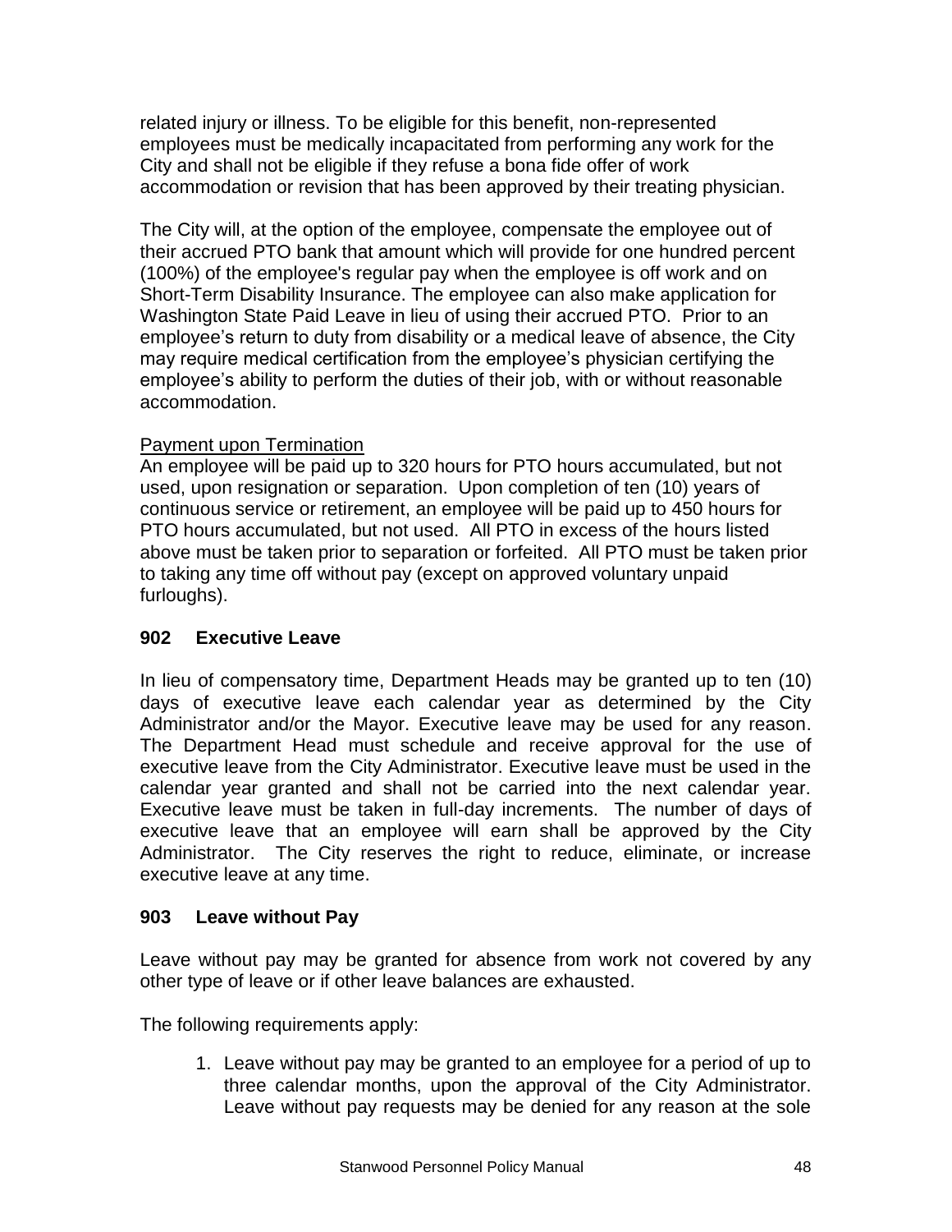related injury or illness. To be eligible for this benefit, non-represented employees must be medically incapacitated from performing any work for the City and shall not be eligible if they refuse a bona fide offer of work accommodation or revision that has been approved by their treating physician.

The City will, at the option of the employee, compensate the employee out of their accrued PTO bank that amount which will provide for one hundred percent (100%) of the employee's regular pay when the employee is off work and on Short-Term Disability Insurance. The employee can also make application for Washington State Paid Leave in lieu of using their accrued PTO. Prior to an employee's return to duty from disability or a medical leave of absence, the City may require medical certification from the employee's physician certifying the employee's ability to perform the duties of their job, with or without reasonable accommodation.

<u>Payment upon Termination</u>
An employee will be paid up to 320 hours for PTO hours accumulated, but not used, upon resignation or separation. Upon completion of ten (10) years of continuous service or retirement, an employee will be paid up to 450 hours for PTO hours accumulated, but not used. All PTO in excess of the hours listed above must be taken prior to separation or forfeited. All PTO must be taken prior to taking any time off without pay (except on approved voluntary unpaid furloughs).

## 902 Executive Leave

In lieu of compensatory time, Department Heads may be granted up to ten (10) days of executive leave each calendar year as determined by the City Administrator and/or the Mayor. Executive leave may be used for any reason. The Department Head must schedule and receive approval for the use of executive leave from the City Administrator. Executive leave must be used in the calendar year granted and shall not be carried into the next calendar year. Executive leave must be taken in full-day increments. The number of days of executive leave that an employee will earn shall be approved by the City Administrator. The City reserves the right to reduce, eliminate, or increase executive leave at any time.

## 903 Leave without Pay

Leave without pay may be granted for absence from work not covered by any other type of leave or if other leave balances are exhausted.

The following requirements apply:

1. Leave without pay may be granted to an employee for a period of up to three calendar months, upon the approval of the City Administrator. Leave without pay requests may be denied for any reason at the sole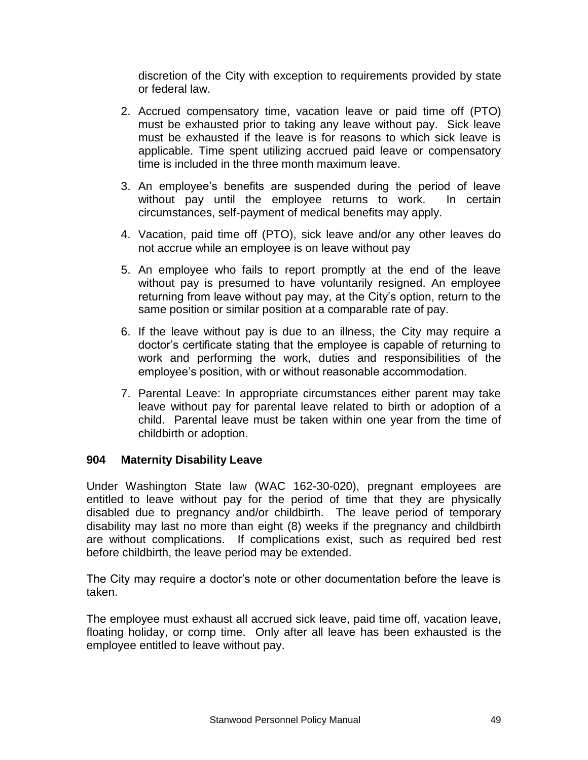discretion of the City with exception to requirements provided by state or federal law.

2. Accrued compensatory time, vacation leave or paid time off (PTO) must be exhausted prior to taking any leave without pay. Sick leave must be exhausted if the leave is for reasons to which sick leave is applicable. Time spent utilizing accrued paid leave or compensatory time is included in the three month maximum leave.

3. An employee's benefits are suspended during the period of leave without pay until the employee returns to work. In certain circumstances, self-payment of medical benefits may apply.

4. Vacation, paid time off (PTO), sick leave and/or any other leaves do not accrue while an employee is on leave without pay

5. An employee who fails to report promptly at the end of the leave without pay is presumed to have voluntarily resigned. An employee returning from leave without pay may, at the City's option, return to the same position or similar position at a comparable rate of pay.

6. If the leave without pay is due to an illness, the City may require a doctor's certificate stating that the employee is capable of returning to work and performing the work, duties and responsibilities of the employee's position, with or without reasonable accommodation.

7. Parental Leave: In appropriate circumstances either parent may take leave without pay for parental leave related to birth or adoption of a child. Parental leave must be taken within one year from the time of childbirth or adoption.

### 904 Maternity Disability Leave

Under Washington State law (WAC 162-30-020), pregnant employees are entitled to leave without pay for the period of time that they are physically disabled due to pregnancy and/or childbirth. The leave period of temporary disability may last no more than eight (8) weeks if the pregnancy and childbirth are without complications. If complications exist, such as required bed rest before childbirth, the leave period may be extended.

The City may require a doctor's note or other documentation before the leave is taken.

The employee must exhaust all accrued sick leave, paid time off, vacation leave, floating holiday, or comp time. Only after all leave has been exhausted is the employee entitled to leave without pay.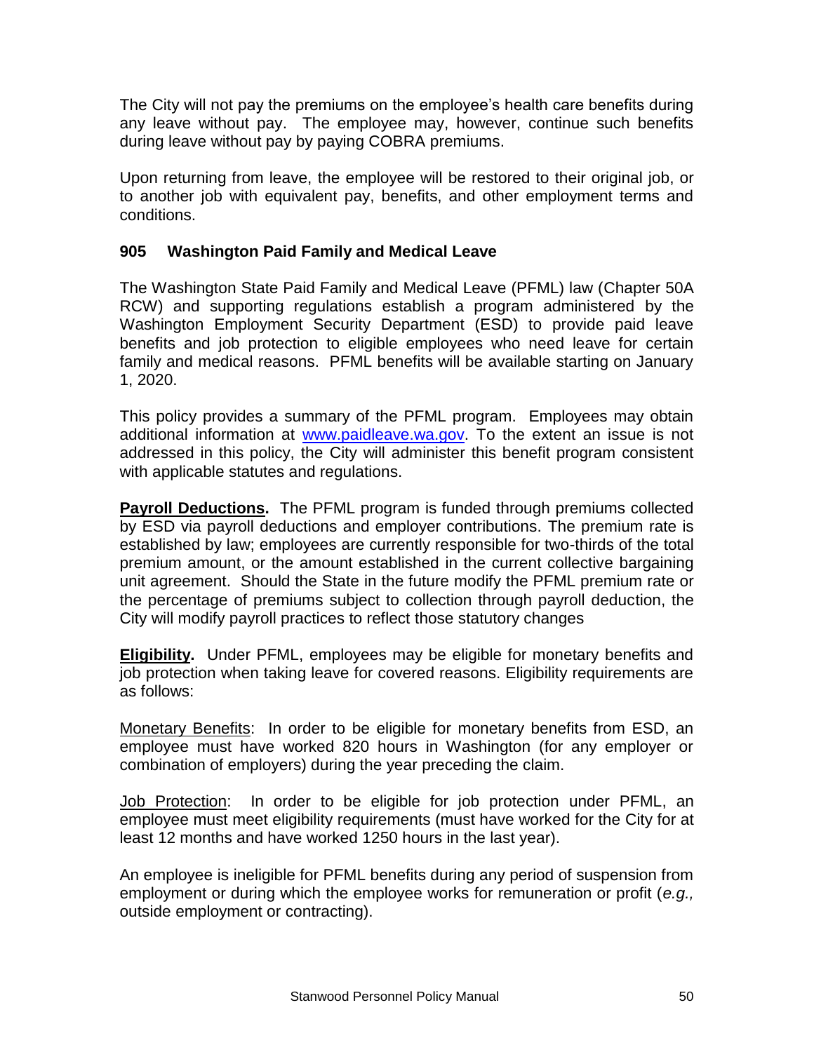The City will not pay the premiums on the employee's health care benefits during any leave without pay. The employee may, however, continue such benefits during leave without pay by paying COBRA premiums.

Upon returning from leave, the employee will be restored to their original job, or to another job with equivalent pay, benefits, and other employment terms and conditions.

### 905 Washington Paid Family and Medical Leave

The Washington State Paid Family and Medical Leave (PFML) law (Chapter 50A RCW) and supporting regulations establish a program administered by the Washington Employment Security Department (ESD) to provide paid leave benefits and job protection to eligible employees who need leave for certain family and medical reasons. PFML benefits will be available starting on January 1, 2020.

This policy provides a summary of the PFML program. Employees may obtain additional information at [www.paidleave.wa.gov](www.paidleave.wa.gov). To the extent an issue is not addressed in this policy, the City will administer this benefit program consistent with applicable statutes and regulations.

**Payroll Deductions.** The PFML program is funded through premiums collected by ESD via payroll deductions and employer contributions. The premium rate is established by law; employees are currently responsible for two-thirds of the total premium amount, or the amount established in the current collective bargaining unit agreement. Should the State in the future modify the PFML premium rate or the percentage of premiums subject to collection through payroll deduction, the City will modify payroll practices to reflect those statutory changes

**Eligibility.** Under PFML, employees may be eligible for monetary benefits and job protection when taking leave for covered reasons. Eligibility requirements are as follows:

Monetary Benefits: In order to be eligible for monetary benefits from ESD, an employee must have worked 820 hours in Washington (for any employer or combination of employers) during the year preceding the claim.

Job Protection: In order to be eligible for job protection under PFML, an employee must meet eligibility requirements (must have worked for the City for at least 12 months and have worked 1250 hours in the last year).

An employee is ineligible for PFML benefits during any period of suspension from employment or during which the employee works for remuneration or profit (*e.g.,* outside employment or contracting).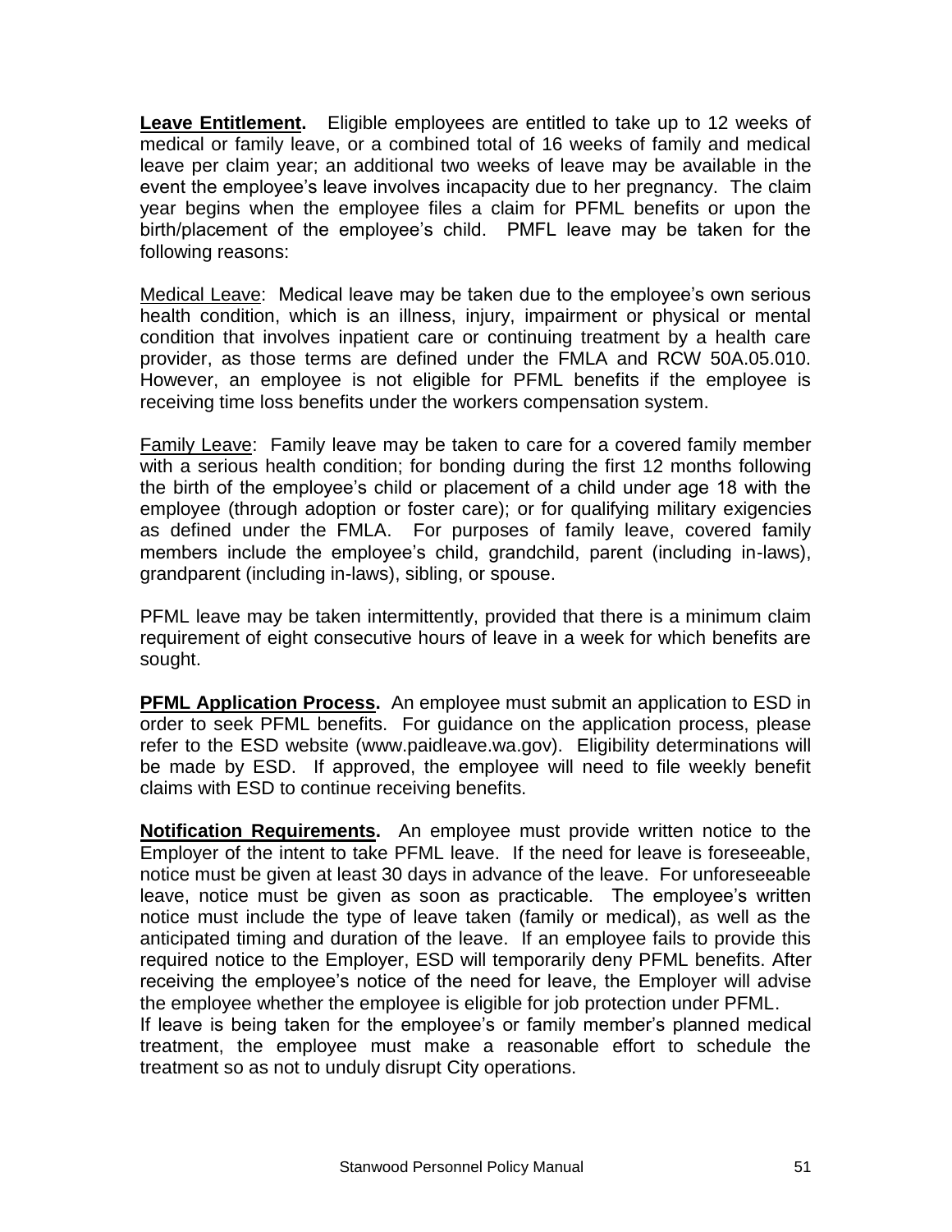**Leave Entitlement.** Eligible employees are entitled to take up to 12 weeks of medical or family leave, or a combined total of 16 weeks of family and medical leave per claim year; an additional two weeks of leave may be available in the event the employee's leave involves incapacity due to her pregnancy. The claim year begins when the employee files a claim for PFML benefits or upon the birth/placement of the employee's child. PMFL leave may be taken for the following reasons:

Medical Leave: Medical leave may be taken due to the employee's own serious health condition, which is an illness, injury, impairment or physical or mental condition that involves inpatient care or continuing treatment by a health care provider, as those terms are defined under the FMLA and RCW 50A.05.010. However, an employee is not eligible for PFML benefits if the employee is receiving time loss benefits under the workers compensation system.

Family Leave: Family leave may be taken to care for a covered family member with a serious health condition; for bonding during the first 12 months following the birth of the employee's child or placement of a child under age 18 with the employee (through adoption or foster care); or for qualifying military exigencies as defined under the FMLA. For purposes of family leave, covered family members include the employee's child, grandchild, parent (including in-laws), grandparent (including in-laws), sibling, or spouse.

PFML leave may be taken intermittently, provided that there is a minimum claim requirement of eight consecutive hours of leave in a week for which benefits are sought.

**PFML Application Process.** An employee must submit an application to ESD in order to seek PFML benefits. For guidance on the application process, please refer to the ESD website (www.paidleave.wa.gov). Eligibility determinations will be made by ESD. If approved, the employee will need to file weekly benefit claims with ESD to continue receiving benefits.

**Notification Requirements.** An employee must provide written notice to the Employer of the intent to take PFML leave. If the need for leave is foreseeable, notice must be given at least 30 days in advance of the leave. For unforeseeable leave, notice must be given as soon as practicable. The employee's written notice must include the type of leave taken (family or medical), as well as the anticipated timing and duration of the leave. If an employee fails to provide this required notice to the Employer, ESD will temporarily deny PFML benefits. After receiving the employee's notice of the need for leave, the Employer will advise the employee whether the employee is eligible for job protection under PFML.

If leave is being taken for the employee's or family member's planned medical treatment, the employee must make a reasonable effort to schedule the treatment so as not to unduly disrupt City operations.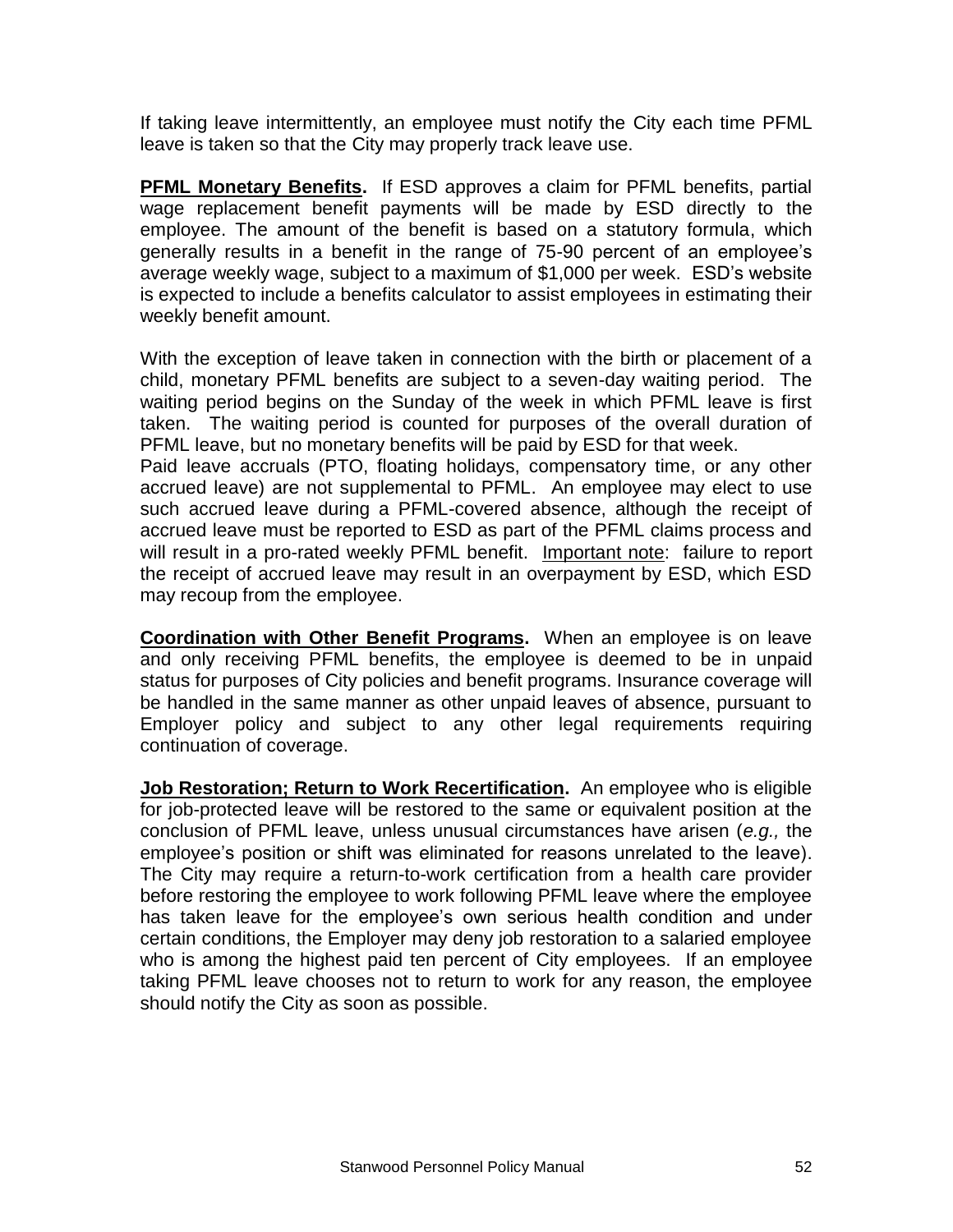If taking leave intermittently, an employee must notify the City each time PFML leave is taken so that the City may properly track leave use.

**PFML Monetary Benefits.** If ESD approves a claim for PFML benefits, partial wage replacement benefit payments will be made by ESD directly to the employee. The amount of the benefit is based on a statutory formula, which generally results in a benefit in the range of 75-90 percent of an employee's average weekly wage, subject to a maximum of $1,000 per week. ESD's website is expected to include a benefits calculator to assist employees in estimating their weekly benefit amount.

With the exception of leave taken in connection with the birth or placement of a child, monetary PFML benefits are subject to a seven-day waiting period. The waiting period begins on the Sunday of the week in which PFML leave is first taken. The waiting period is counted for purposes of the overall duration of PFML leave, but no monetary benefits will be paid by ESD for that week.
Paid leave accruals (PTO, floating holidays, compensatory time, or any other accrued leave) are not supplemental to PFML. An employee may elect to use such accrued leave during a PFML-covered absence, although the receipt of accrued leave must be reported to ESD as part of the PFML claims process and will result in a pro-rated weekly PFML benefit. Important note: failure to report the receipt of accrued leave may result in an overpayment by ESD, which ESD may recoup from the employee.

**Coordination with Other Benefit Programs.** When an employee is on leave and only receiving PFML benefits, the employee is deemed to be in unpaid status for purposes of City policies and benefit programs. Insurance coverage will be handled in the same manner as other unpaid leaves of absence, pursuant to Employer policy and subject to any other legal requirements requiring continuation of coverage.

**Job Restoration; Return to Work Recertification.** An employee who is eligible for job-protected leave will be restored to the same or equivalent position at the conclusion of PFML leave, unless unusual circumstances have arisen (*e.g.,* the employee's position or shift was eliminated for reasons unrelated to the leave). The City may require a return-to-work certification from a health care provider before restoring the employee to work following PFML leave where the employee has taken leave for the employee's own serious health condition and under certain conditions, the Employer may deny job restoration to a salaried employee who is among the highest paid ten percent of City employees. If an employee taking PFML leave chooses not to return to work for any reason, the employee should notify the City as soon as possible.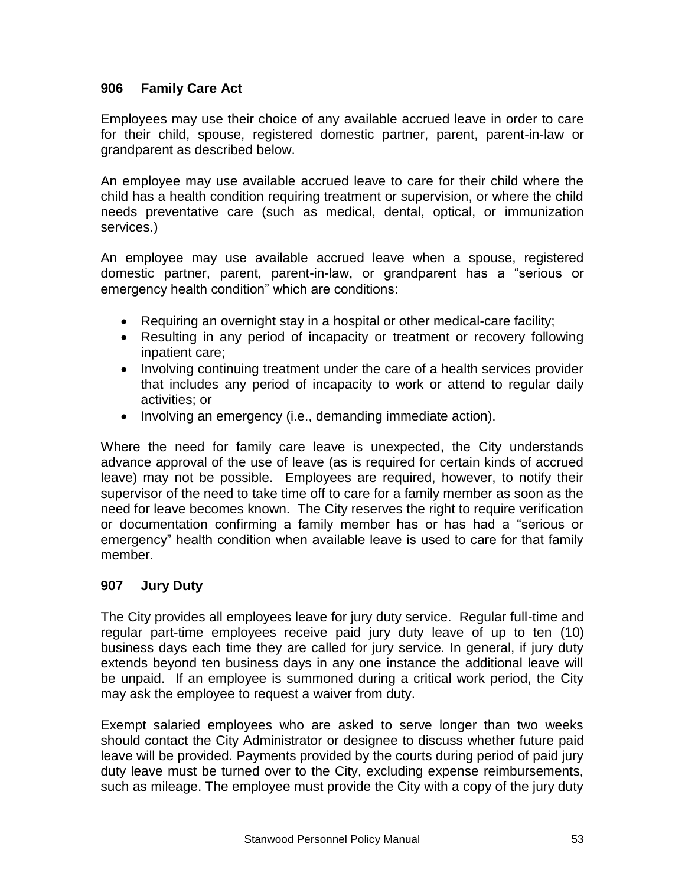## 906 Family Care Act

Employees may use their choice of any available accrued leave in order to care for their child, spouse, registered domestic partner, parent, parent-in-law or grandparent as described below.

An employee may use available accrued leave to care for their child where the child has a health condition requiring treatment or supervision, or where the child needs preventative care (such as medical, dental, optical, or immunization services.)

An employee may use available accrued leave when a spouse, registered domestic partner, parent, parent-in-law, or grandparent has a "serious or emergency health condition" which are conditions:

- Requiring an overnight stay in a hospital or other medical-care facility;
- Resulting in any period of incapacity or treatment or recovery following inpatient care;
- Involving continuing treatment under the care of a health services provider that includes any period of incapacity to work or attend to regular daily activities; or
- Involving an emergency (i.e., demanding immediate action).

Where the need for family care leave is unexpected, the City understands advance approval of the use of leave (as is required for certain kinds of accrued leave) may not be possible. Employees are required, however, to notify their supervisor of the need to take time off to care for a family member as soon as the need for leave becomes known. The City reserves the right to require verification or documentation confirming a family member has or has had a "serious or emergency" health condition when available leave is used to care for that family member.

## 907 Jury Duty

The City provides all employees leave for jury duty service. Regular full-time and regular part-time employees receive paid jury duty leave of up to ten (10) business days each time they are called for jury service. In general, if jury duty extends beyond ten business days in any one instance the additional leave will be unpaid. If an employee is summoned during a critical work period, the City may ask the employee to request a waiver from duty.

Exempt salaried employees who are asked to serve longer than two weeks should contact the City Administrator or designee to discuss whether future paid leave will be provided. Payments provided by the courts during period of paid jury duty leave must be turned over to the City, excluding expense reimbursements, such as mileage. The employee must provide the City with a copy of the jury duty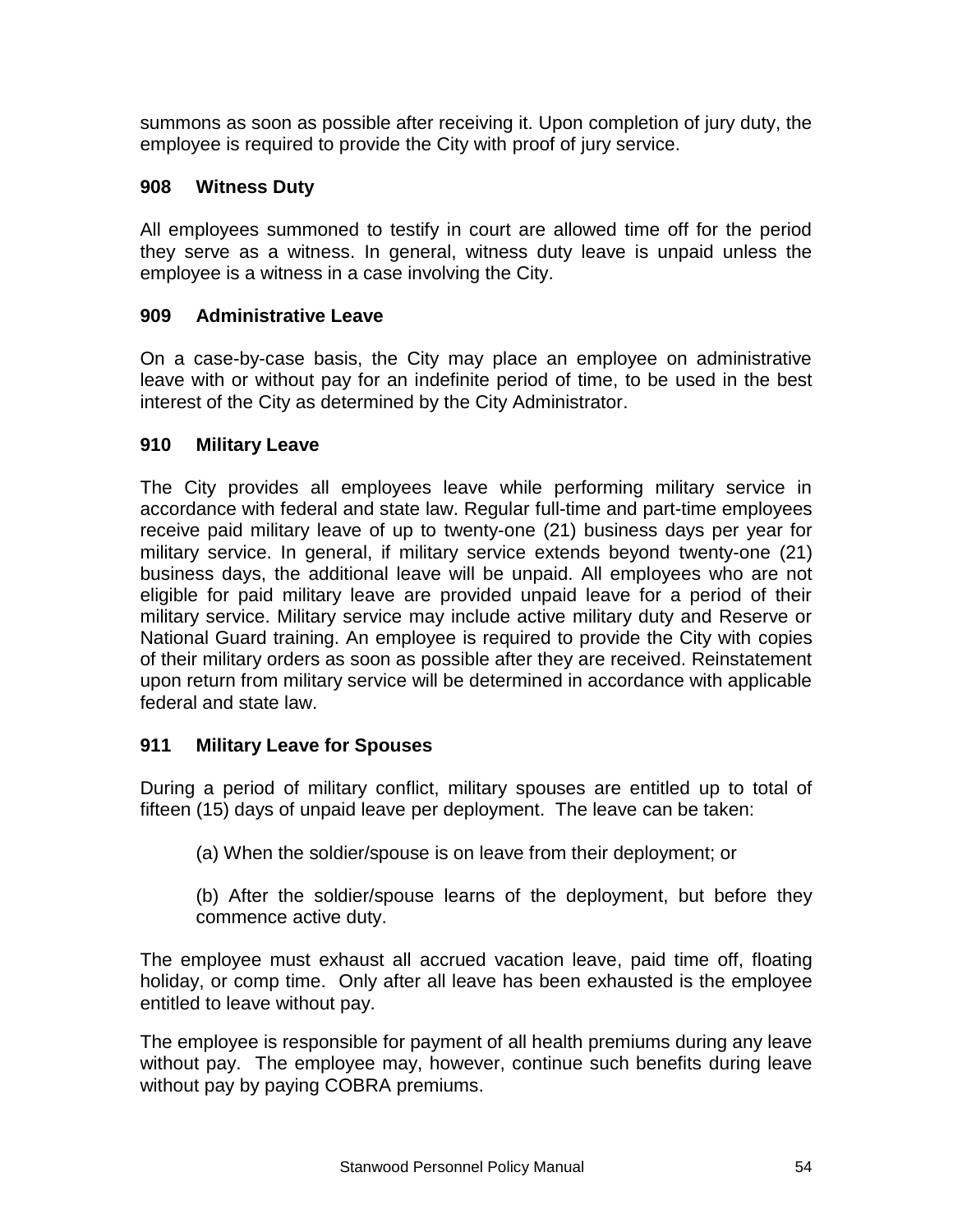summons as soon as possible after receiving it. Upon completion of jury duty, the employee is required to provide the City with proof of jury service.

### 908 Witness Duty

All employees summoned to testify in court are allowed time off for the period they serve as a witness. In general, witness duty leave is unpaid unless the employee is a witness in a case involving the City.

### 909 Administrative Leave

On a case-by-case basis, the City may place an employee on administrative leave with or without pay for an indefinite period of time, to be used in the best interest of the City as determined by the City Administrator.

### 910 Military Leave

The City provides all employees leave while performing military service in accordance with federal and state law. Regular full-time and part-time employees receive paid military leave of up to twenty-one (21) business days per year for military service. In general, if military service extends beyond twenty-one (21) business days, the additional leave will be unpaid. All employees who are not eligible for paid military leave are provided unpaid leave for a period of their military service. Military service may include active military duty and Reserve or National Guard training. An employee is required to provide the City with copies of their military orders as soon as possible after they are received. Reinstatement upon return from military service will be determined in accordance with applicable federal and state law.

### 911 Military Leave for Spouses

During a period of military conflict, military spouses are entitled up to total of fifteen (15) days of unpaid leave per deployment. The leave can be taken:

(a) When the soldier/spouse is on leave from their deployment; or

(b) After the soldier/spouse learns of the deployment, but before they commence active duty.

The employee must exhaust all accrued vacation leave, paid time off, floating holiday, or comp time. Only after all leave has been exhausted is the employee entitled to leave without pay.

The employee is responsible for payment of all health premiums during any leave without pay. The employee may, however, continue such benefits during leave without pay by paying COBRA premiums.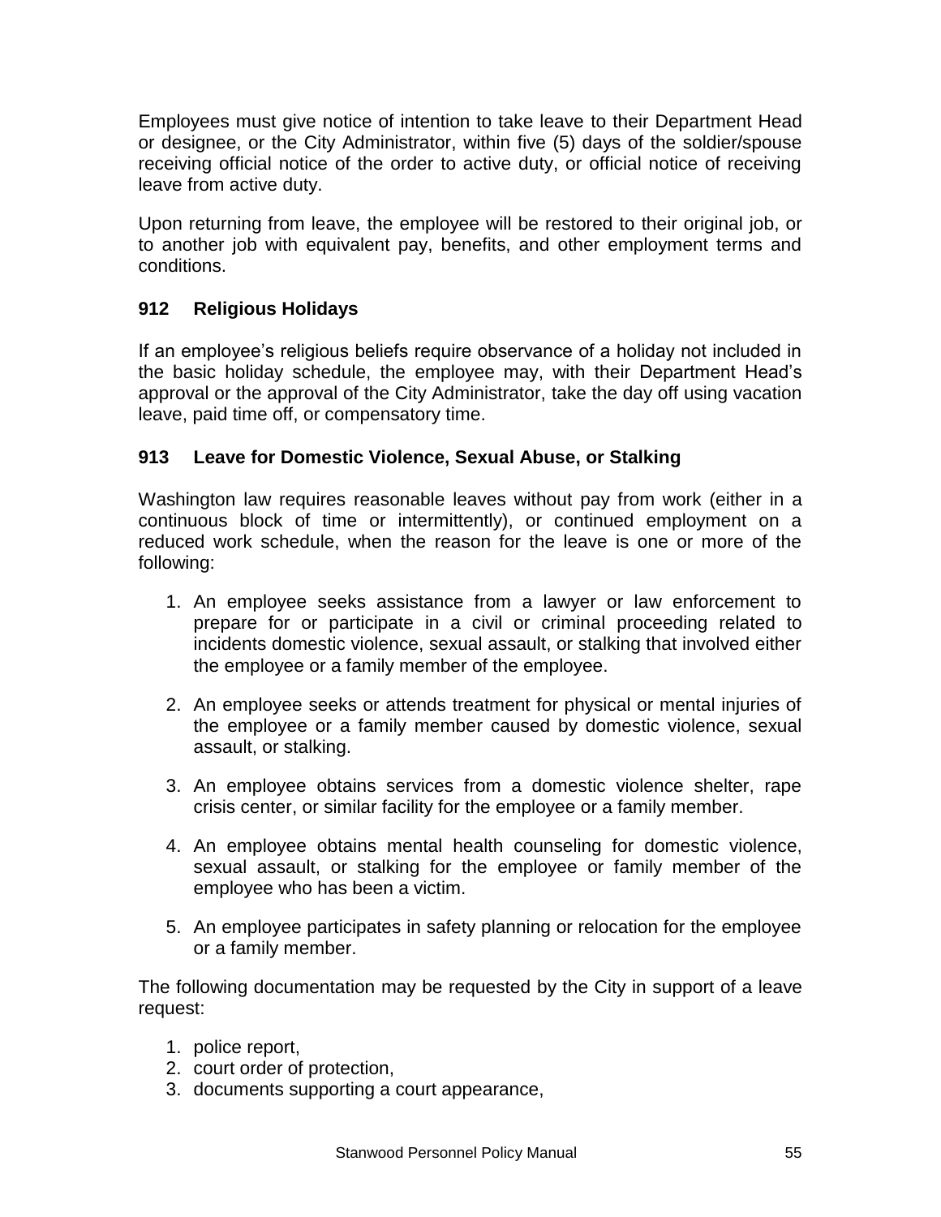Employees must give notice of intention to take leave to their Department Head or designee, or the City Administrator, within five (5) days of the soldier/spouse receiving official notice of the order to active duty, or official notice of receiving leave from active duty.

Upon returning from leave, the employee will be restored to their original job, or to another job with equivalent pay, benefits, and other employment terms and conditions.

### 912 Religious Holidays

If an employee's religious beliefs require observance of a holiday not included in the basic holiday schedule, the employee may, with their Department Head's approval or the approval of the City Administrator, take the day off using vacation leave, paid time off, or compensatory time.

### 913 Leave for Domestic Violence, Sexual Abuse, or Stalking

Washington law requires reasonable leaves without pay from work (either in a continuous block of time or intermittently), or continued employment on a reduced work schedule, when the reason for the leave is one or more of the following:

1. An employee seeks assistance from a lawyer or law enforcement to prepare for or participate in a civil or criminal proceeding related to incidents domestic violence, sexual assault, or stalking that involved either the employee or a family member of the employee.

2. An employee seeks or attends treatment for physical or mental injuries of the employee or a family member caused by domestic violence, sexual assault, or stalking.

3. An employee obtains services from a domestic violence shelter, rape crisis center, or similar facility for the employee or a family member.

4. An employee obtains mental health counseling for domestic violence, sexual assault, or stalking for the employee or family member of the employee who has been a victim.

5. An employee participates in safety planning or relocation for the employee or a family member.

The following documentation may be requested by the City in support of a leave request:

1. police report,
2. court order of protection,
3. documents supporting a court appearance,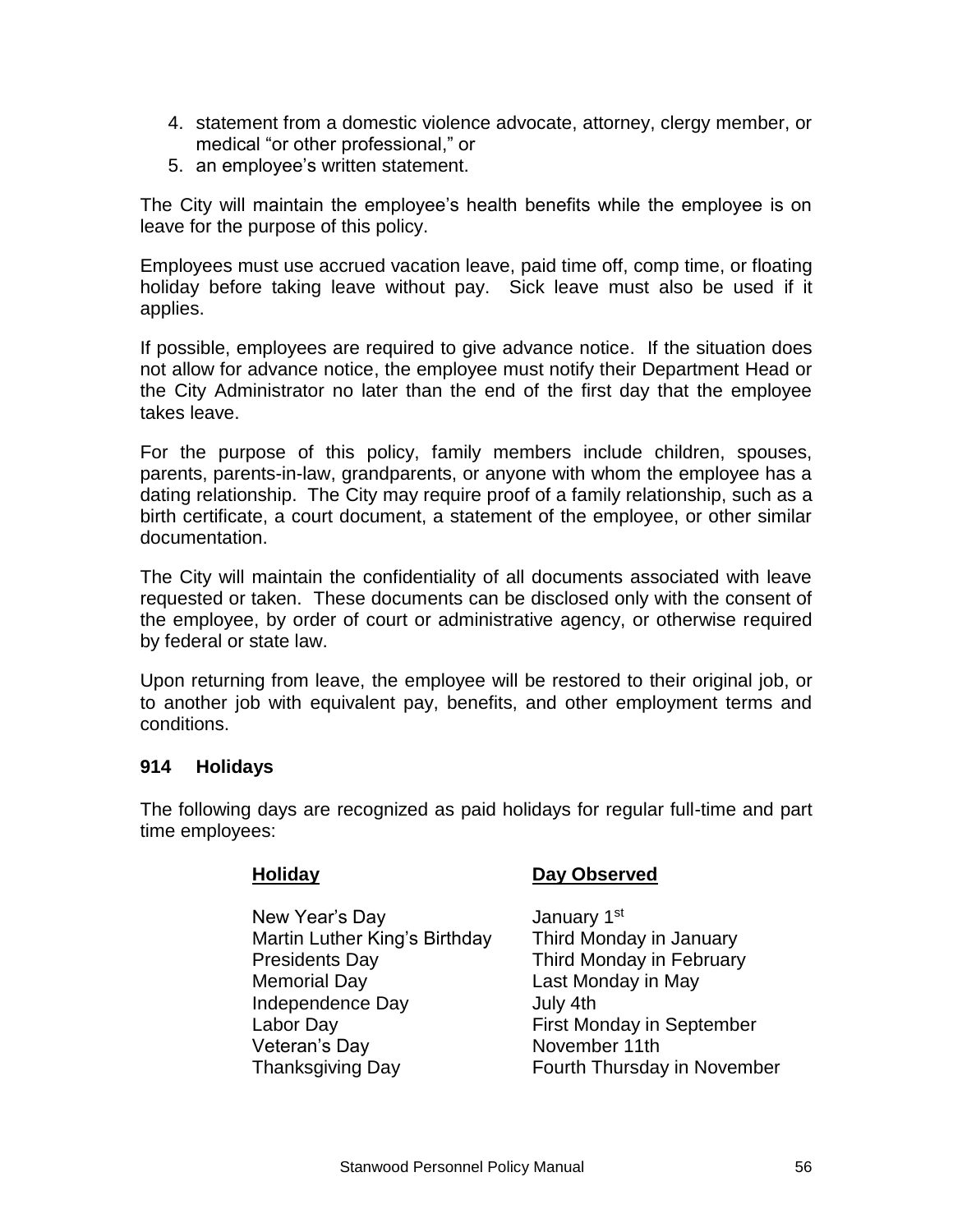4. statement from a domestic violence advocate, attorney, clergy member, or medical "or other professional," or
5. an employee's written statement.

The City will maintain the employee's health benefits while the employee is on leave for the purpose of this policy.

Employees must use accrued vacation leave, paid time off, comp time, or floating holiday before taking leave without pay. Sick leave must also be used if it applies.

If possible, employees are required to give advance notice. If the situation does not allow for advance notice, the employee must notify their Department Head or the City Administrator no later than the end of the first day that the employee takes leave.

For the purpose of this policy, family members include children, spouses, parents, parents-in-law, grandparents, or anyone with whom the employee has a dating relationship. The City may require proof of a family relationship, such as a birth certificate, a court document, a statement of the employee, or other similar documentation.

The City will maintain the confidentiality of all documents associated with leave requested or taken. These documents can be disclosed only with the consent of the employee, by order of court or administrative agency, or otherwise required by federal or state law.

Upon returning from leave, the employee will be restored to their original job, or to another job with equivalent pay, benefits, and other employment terms and conditions.

## 914 Holidays

The following days are recognized as paid holidays for regular full-time and part time employees:

| Holiday | Day Observed |
|---|---|
| New Year's Day | January 1st |
| Martin Luther King's Birthday | Third Monday in January |
| Presidents Day | Third Monday in February |
| Memorial Day | Last Monday in May |
| Independence Day | July 4th |
| Labor Day | First Monday in September |
| Veteran's Day | November 11th |
| Thanksgiving Day | Fourth Thursday in November |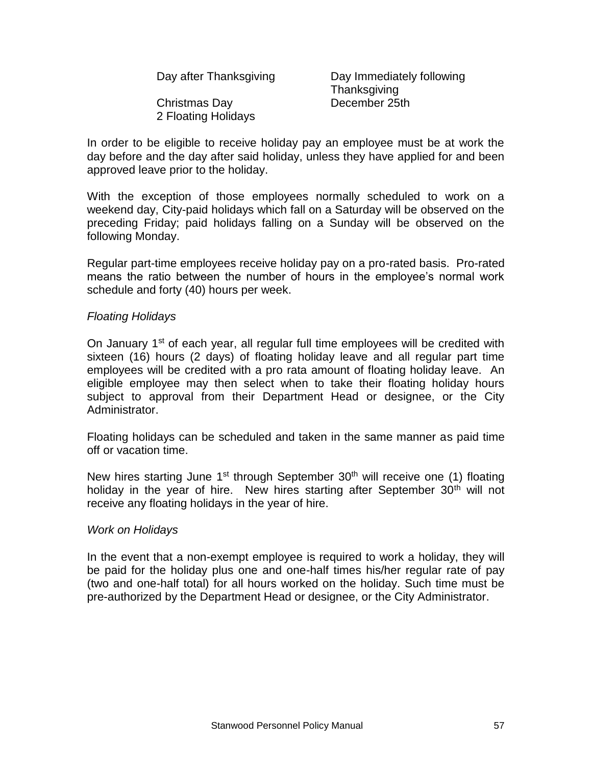| | |
|---|---|
| Day after Thanksgiving | Day Immediately following Thanksgiving |
| Christmas Day | December 25th |
| 2 Floating Holidays | |

In order to be eligible to receive holiday pay an employee must be at work the day before and the day after said holiday, unless they have applied for and been approved leave prior to the holiday.

With the exception of those employees normally scheduled to work on a weekend day, City-paid holidays which fall on a Saturday will be observed on the preceding Friday; paid holidays falling on a Sunday will be observed on the following Monday.

Regular part-time employees receive holiday pay on a pro-rated basis. Pro-rated means the ratio between the number of hours in the employee's normal work schedule and forty (40) hours per week.

*Floating Holidays*

On January 1st of each year, all regular full time employees will be credited with sixteen (16) hours (2 days) of floating holiday leave and all regular part time employees will be credited with a pro rata amount of floating holiday leave. An eligible employee may then select when to take their floating holiday hours subject to approval from their Department Head or designee, or the City Administrator.

Floating holidays can be scheduled and taken in the same manner as paid time off or vacation time.

New hires starting June 1st through September 30th will receive one (1) floating holiday in the year of hire. New hires starting after September 30th will not receive any floating holidays in the year of hire.

*Work on Holidays*

In the event that a non-exempt employee is required to work a holiday, they will be paid for the holiday plus one and one-half times his/her regular rate of pay (two and one-half total) for all hours worked on the holiday. Such time must be pre-authorized by the Department Head or designee, or the City Administrator.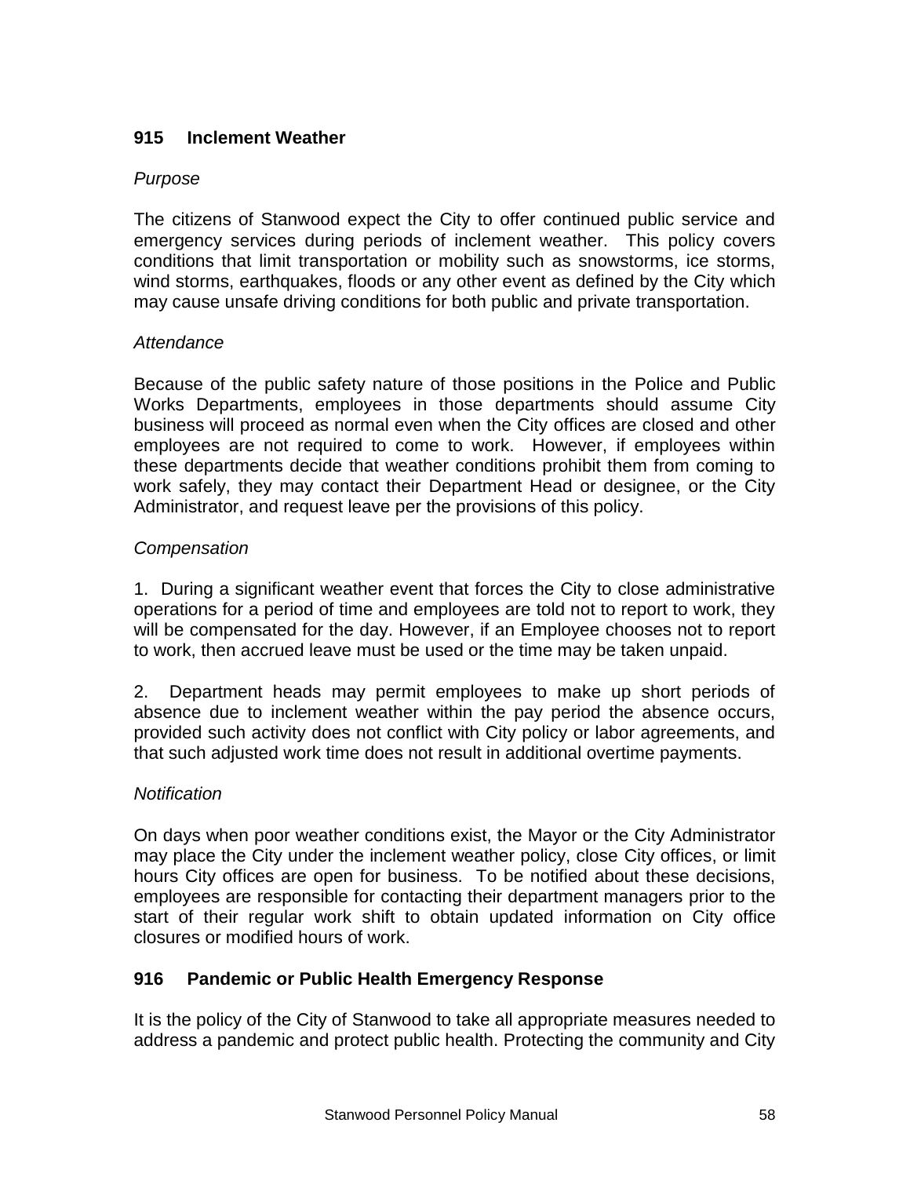## 915 Inclement Weather

*Purpose*

The citizens of Stanwood expect the City to offer continued public service and emergency services during periods of inclement weather. This policy covers conditions that limit transportation or mobility such as snowstorms, ice storms, wind storms, earthquakes, floods or any other event as defined by the City which may cause unsafe driving conditions for both public and private transportation.

*Attendance*

Because of the public safety nature of those positions in the Police and Public Works Departments, employees in those departments should assume City business will proceed as normal even when the City offices are closed and other employees are not required to come to work. However, if employees within these departments decide that weather conditions prohibit them from coming to work safely, they may contact their Department Head or designee, or the City Administrator, and request leave per the provisions of this policy.

*Compensation*

1. During a significant weather event that forces the City to close administrative operations for a period of time and employees are told not to report to work, they will be compensated for the day. However, if an Employee chooses not to report to work, then accrued leave must be used or the time may be taken unpaid.

2. Department heads may permit employees to make up short periods of absence due to inclement weather within the pay period the absence occurs, provided such activity does not conflict with City policy or labor agreements, and that such adjusted work time does not result in additional overtime payments.

*Notification*

On days when poor weather conditions exist, the Mayor or the City Administrator may place the City under the inclement weather policy, close City offices, or limit hours City offices are open for business. To be notified about these decisions, employees are responsible for contacting their department managers prior to the start of their regular work shift to obtain updated information on City office closures or modified hours of work.

## 916 Pandemic or Public Health Emergency Response

It is the policy of the City of Stanwood to take all appropriate measures needed to address a pandemic and protect public health. Protecting the community and City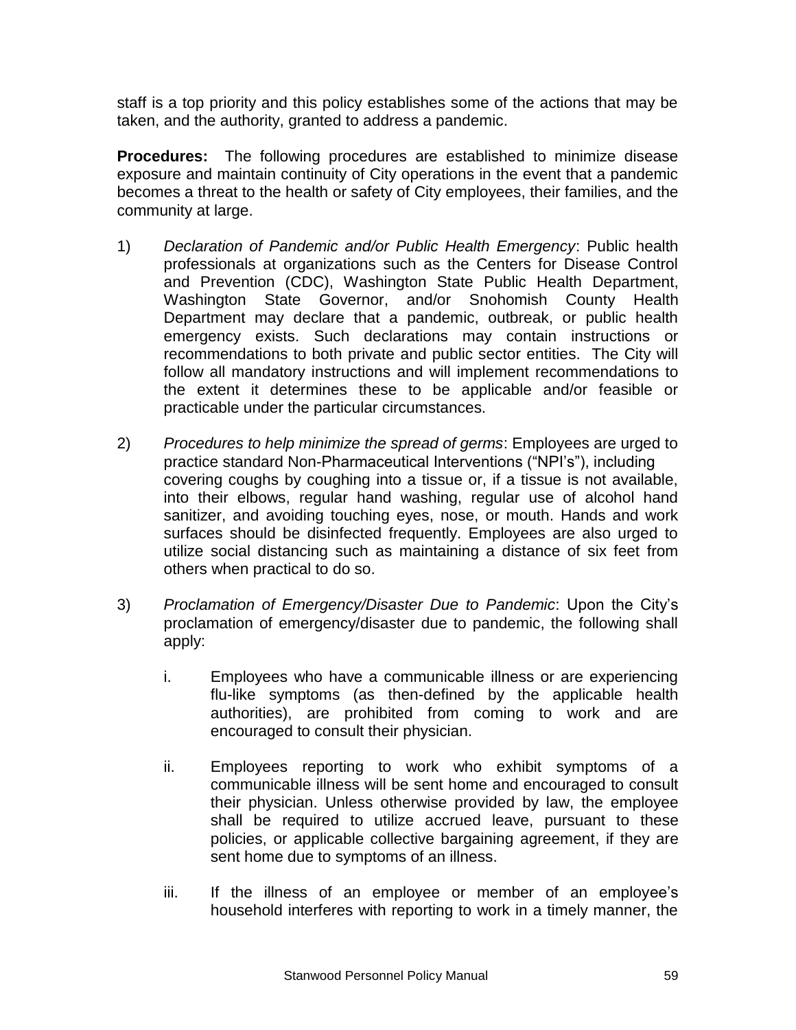staff is a top priority and this policy establishes some of the actions that may be taken, and the authority, granted to address a pandemic.

**Procedures:** The following procedures are established to minimize disease exposure and maintain continuity of City operations in the event that a pandemic becomes a threat to the health or safety of City employees, their families, and the community at large.

1) *Declaration of Pandemic and/or Public Health Emergency*: Public health professionals at organizations such as the Centers for Disease Control and Prevention (CDC), Washington State Public Health Department, Washington State Governor, and/or Snohomish County Health Department may declare that a pandemic, outbreak, or public health emergency exists. Such declarations may contain instructions or recommendations to both private and public sector entities. The City will follow all mandatory instructions and will implement recommendations to the extent it determines these to be applicable and/or feasible or practicable under the particular circumstances.

2) *Procedures to help minimize the spread of germs*: Employees are urged to practice standard Non-Pharmaceutical Interventions ("NPI's"), including covering coughs by coughing into a tissue or, if a tissue is not available, into their elbows, regular hand washing, regular use of alcohol hand sanitizer, and avoiding touching eyes, nose, or mouth. Hands and work surfaces should be disinfected frequently. Employees are also urged to utilize social distancing such as maintaining a distance of six feet from others when practical to do so.

3) *Proclamation of Emergency/Disaster Due to Pandemic*: Upon the City's proclamation of emergency/disaster due to pandemic, the following shall apply:

   i. Employees who have a communicable illness or are experiencing flu-like symptoms (as then-defined by the applicable health authorities), are prohibited from coming to work and are encouraged to consult their physician.

   ii. Employees reporting to work who exhibit symptoms of a communicable illness will be sent home and encouraged to consult their physician. Unless otherwise provided by law, the employee shall be required to utilize accrued leave, pursuant to these policies, or applicable collective bargaining agreement, if they are sent home due to symptoms of an illness.

   iii. If the illness of an employee or member of an employee's household interferes with reporting to work in a timely manner, the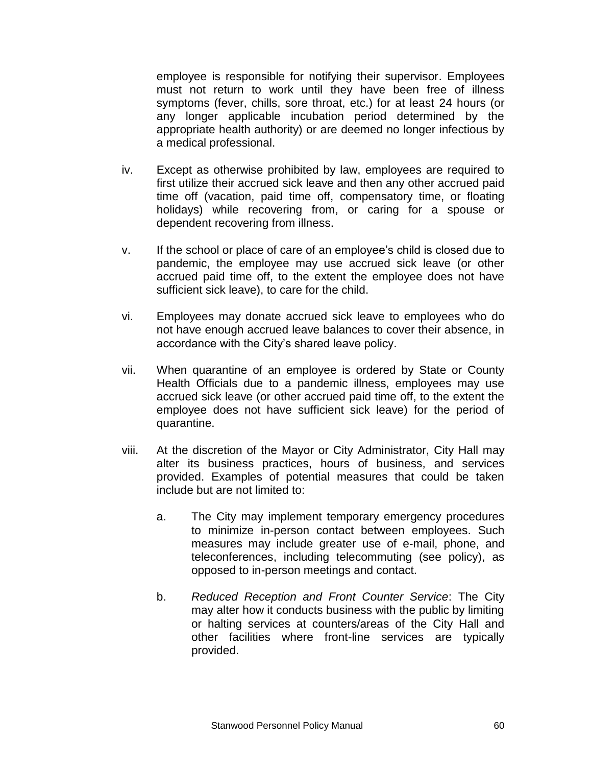employee is responsible for notifying their supervisor. Employees must not return to work until they have been free of illness symptoms (fever, chills, sore throat, etc.) for at least 24 hours (or any longer applicable incubation period determined by the appropriate health authority) or are deemed no longer infectious by a medical professional.

iv. Except as otherwise prohibited by law, employees are required to first utilize their accrued sick leave and then any other accrued paid time off (vacation, paid time off, compensatory time, or floating holidays) while recovering from, or caring for a spouse or dependent recovering from illness.

v. If the school or place of care of an employee's child is closed due to pandemic, the employee may use accrued sick leave (or other accrued paid time off, to the extent the employee does not have sufficient sick leave), to care for the child.

vi. Employees may donate accrued sick leave to employees who do not have enough accrued leave balances to cover their absence, in accordance with the City's shared leave policy.

vii. When quarantine of an employee is ordered by State or County Health Officials due to a pandemic illness, employees may use accrued sick leave (or other accrued paid time off, to the extent the employee does not have sufficient sick leave) for the period of quarantine.

viii. At the discretion of the Mayor or City Administrator, City Hall may alter its business practices, hours of business, and services provided. Examples of potential measures that could be taken include but are not limited to:

   a. The City may implement temporary emergency procedures to minimize in-person contact between employees. Such measures may include greater use of e-mail, phone, and teleconferences, including telecommuting (see policy), as opposed to in-person meetings and contact.

   b. *Reduced Reception and Front Counter Service*: The City may alter how it conducts business with the public by limiting or halting services at counters/areas of the City Hall and other facilities where front-line services are typically provided.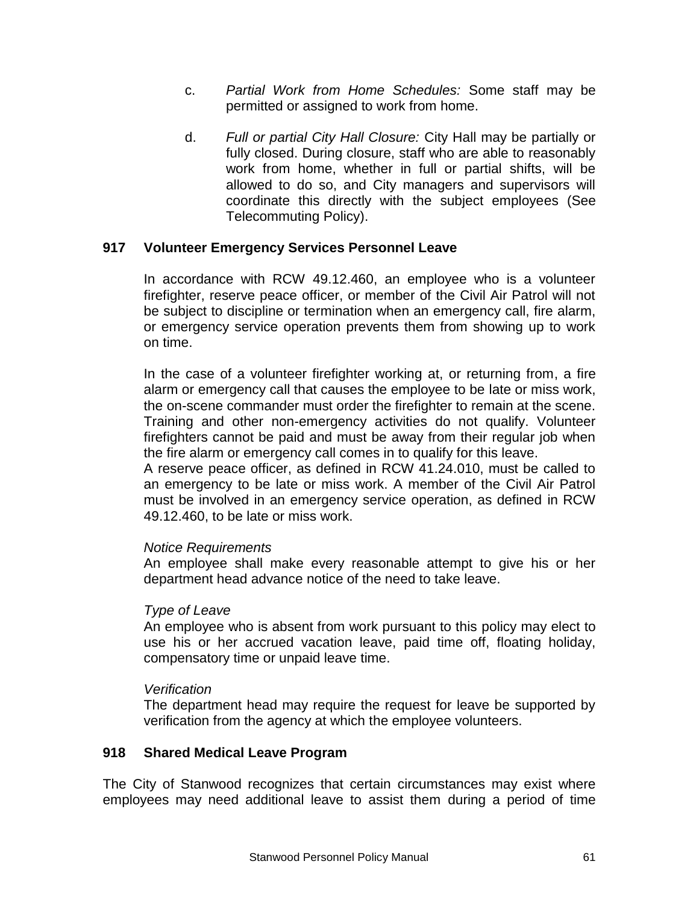c. *Partial Work from Home Schedules:* Some staff may be permitted or assigned to work from home.

d. *Full or partial City Hall Closure:* City Hall may be partially or fully closed. During closure, staff who are able to reasonably work from home, whether in full or partial shifts, will be allowed to do so, and City managers and supervisors will coordinate this directly with the subject employees (See Telecommuting Policy).

## 917 Volunteer Emergency Services Personnel Leave

In accordance with RCW 49.12.460, an employee who is a volunteer firefighter, reserve peace officer, or member of the Civil Air Patrol will not be subject to discipline or termination when an emergency call, fire alarm, or emergency service operation prevents them from showing up to work on time.

In the case of a volunteer firefighter working at, or returning from, a fire alarm or emergency call that causes the employee to be late or miss work, the on-scene commander must order the firefighter to remain at the scene. Training and other non-emergency activities do not qualify. Volunteer firefighters cannot be paid and must be away from their regular job when the fire alarm or emergency call comes in to qualify for this leave.
A reserve peace officer, as defined in RCW 41.24.010, must be called to an emergency to be late or miss work. A member of the Civil Air Patrol must be involved in an emergency service operation, as defined in RCW 49.12.460, to be late or miss work.

*Notice Requirements*
An employee shall make every reasonable attempt to give his or her department head advance notice of the need to take leave.

*Type of Leave*
An employee who is absent from work pursuant to this policy may elect to use his or her accrued vacation leave, paid time off, floating holiday, compensatory time or unpaid leave time.

*Verification*
The department head may require the request for leave be supported by verification from the agency at which the employee volunteers.

## 918 Shared Medical Leave Program

The City of Stanwood recognizes that certain circumstances may exist where employees may need additional leave to assist them during a period of time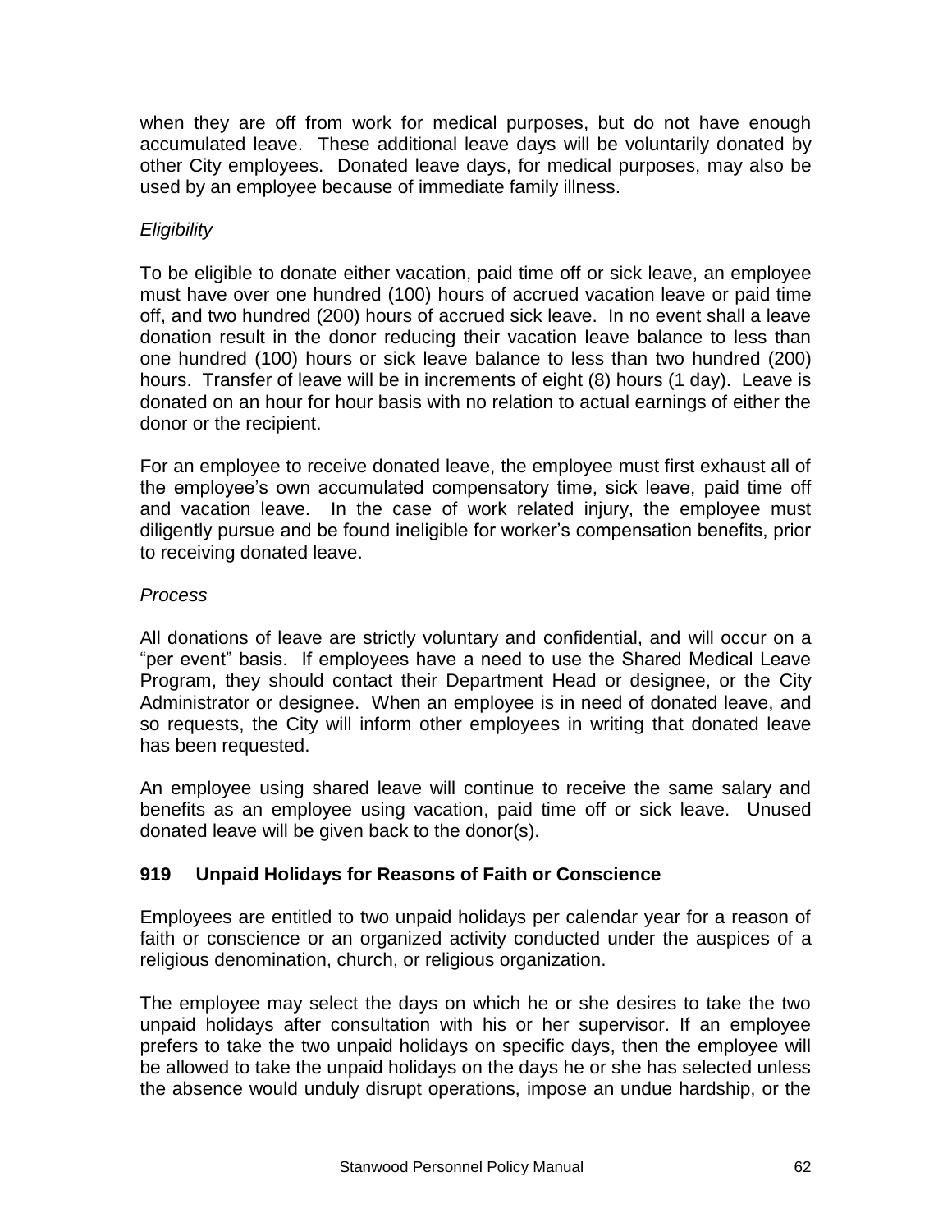when they are off from work for medical purposes, but do not have enough accumulated leave. These additional leave days will be voluntarily donated by other City employees. Donated leave days, for medical purposes, may also be used by an employee because of immediate family illness.

*Eligibility*

To be eligible to donate either vacation, paid time off or sick leave, an employee must have over one hundred (100) hours of accrued vacation leave or paid time off, and two hundred (200) hours of accrued sick leave. In no event shall a leave donation result in the donor reducing their vacation leave balance to less than one hundred (100) hours or sick leave balance to less than two hundred (200) hours. Transfer of leave will be in increments of eight (8) hours (1 day). Leave is donated on an hour for hour basis with no relation to actual earnings of either the donor or the recipient.

For an employee to receive donated leave, the employee must first exhaust all of the employee's own accumulated compensatory time, sick leave, paid time off and vacation leave. In the case of work related injury, the employee must diligently pursue and be found ineligible for worker's compensation benefits, prior to receiving donated leave.

*Process*

All donations of leave are strictly voluntary and confidential, and will occur on a "per event" basis. If employees have a need to use the Shared Medical Leave Program, they should contact their Department Head or designee, or the City Administrator or designee. When an employee is in need of donated leave, and so requests, the City will inform other employees in writing that donated leave has been requested.

An employee using shared leave will continue to receive the same salary and benefits as an employee using vacation, paid time off or sick leave. Unused donated leave will be given back to the donor(s).

## 919 Unpaid Holidays for Reasons of Faith or Conscience

Employees are entitled to two unpaid holidays per calendar year for a reason of faith or conscience or an organized activity conducted under the auspices of a religious denomination, church, or religious organization.

The employee may select the days on which he or she desires to take the two unpaid holidays after consultation with his or her supervisor. If an employee prefers to take the two unpaid holidays on specific days, then the employee will be allowed to take the unpaid holidays on the days he or she has selected unless the absence would unduly disrupt operations, impose an undue hardship, or the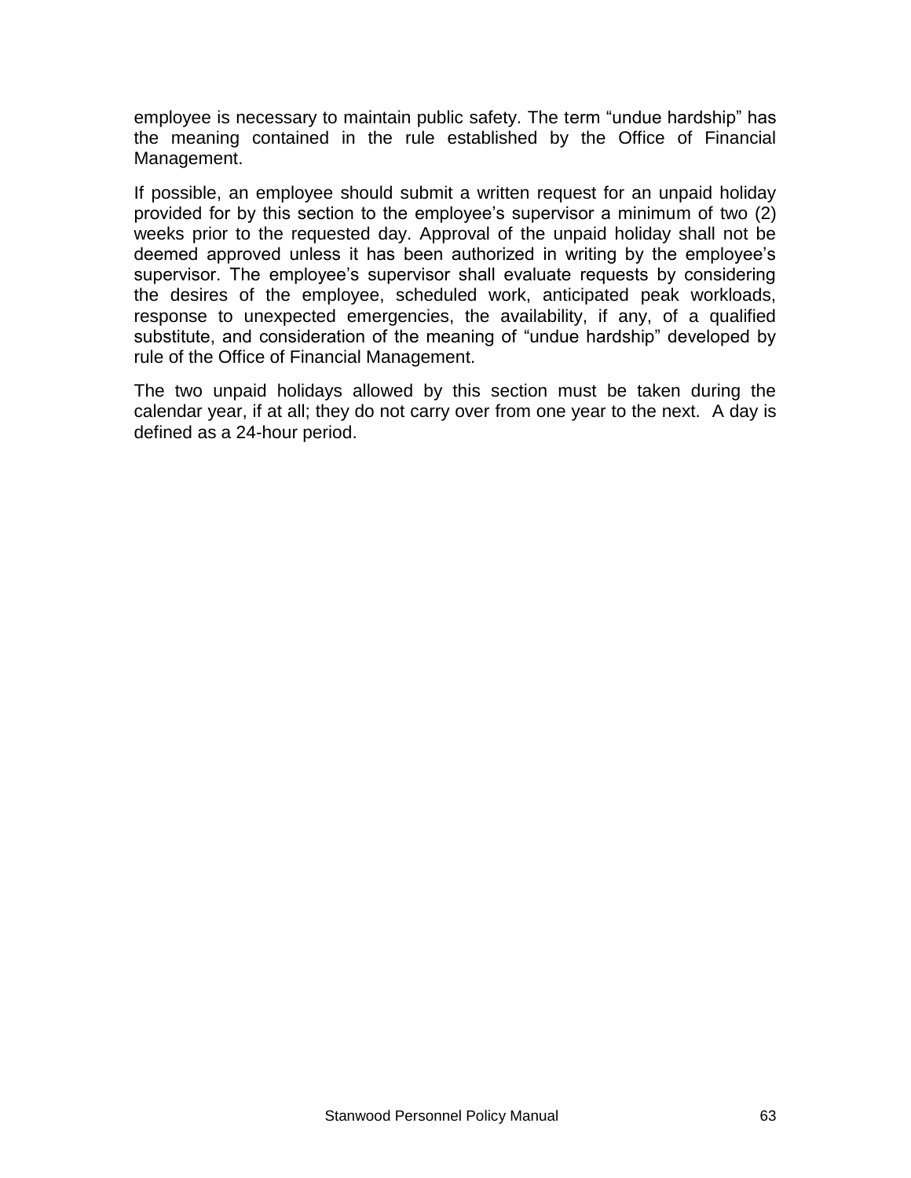employee is necessary to maintain public safety. The term "undue hardship" has the meaning contained in the rule established by the Office of Financial Management.

If possible, an employee should submit a written request for an unpaid holiday provided for by this section to the employee's supervisor a minimum of two (2) weeks prior to the requested day. Approval of the unpaid holiday shall not be deemed approved unless it has been authorized in writing by the employee's supervisor. The employee's supervisor shall evaluate requests by considering the desires of the employee, scheduled work, anticipated peak workloads, response to unexpected emergencies, the availability, if any, of a qualified substitute, and consideration of the meaning of "undue hardship" developed by rule of the Office of Financial Management.

The two unpaid holidays allowed by this section must be taken during the calendar year, if at all; they do not carry over from one year to the next. A day is defined as a 24-hour period.